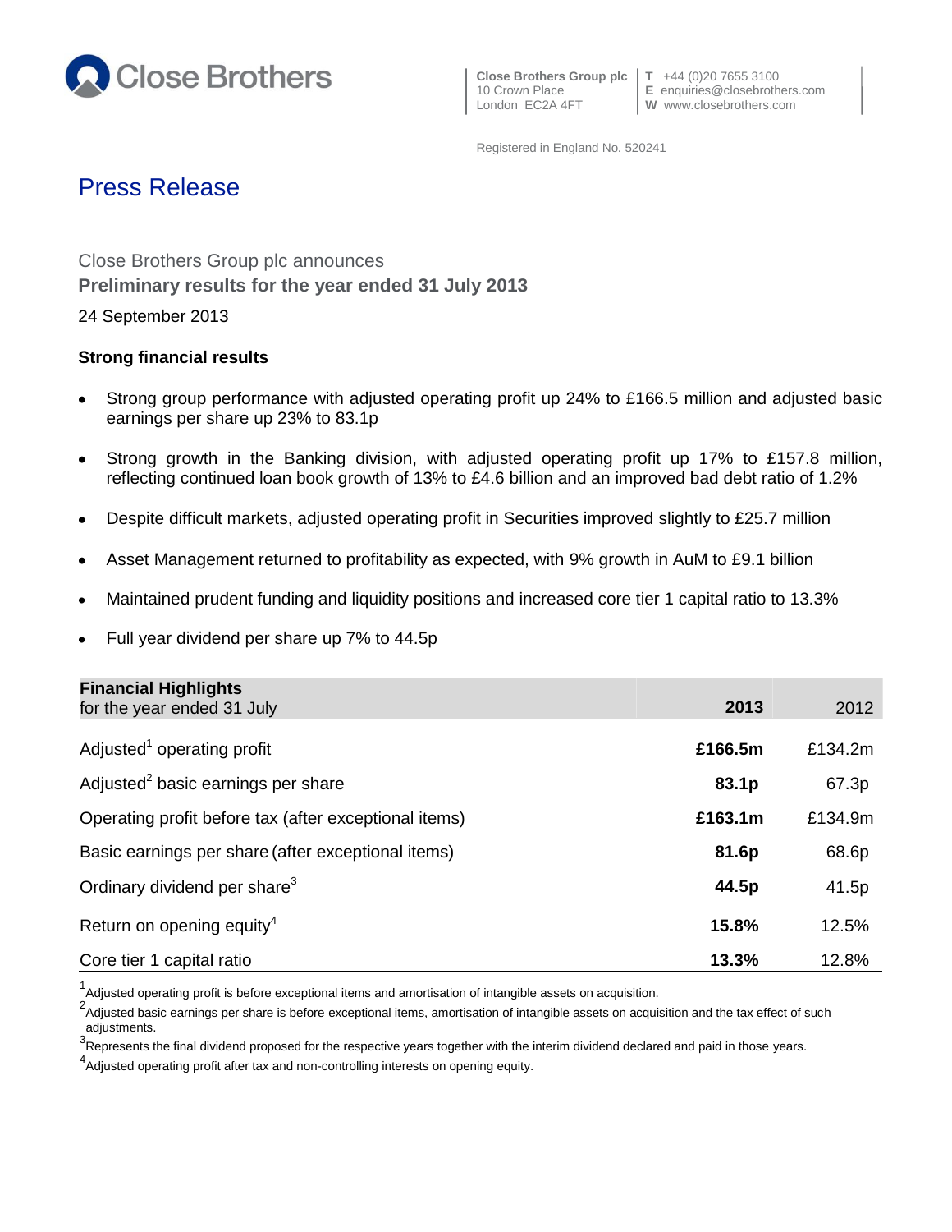Close Brothers

Close Brothers Group plc
10 Crown Place
London EC2A 4FT

T +44 (0)20 7655 3100
E enquiries@closebrothers.com
W www.closebrothers.com

Registered in England No. 520241

# Press Release

Close Brothers Group plc announces
**Preliminary results for the year ended 31 July 2013**

24 September 2013

### Strong financial results

- Strong group performance with adjusted operating profit up 24% to £166.5 million and adjusted basic earnings per share up 23% to 83.1p
- Strong growth in the Banking division, with adjusted operating profit up 17% to £157.8 million, reflecting continued loan book growth of 13% to £4.6 billion and an improved bad debt ratio of 1.2%
- Despite difficult markets, adjusted operating profit in Securities improved slightly to £25.7 million
- Asset Management returned to profitability as expected, with 9% growth in AuM to £9.1 billion
- Maintained prudent funding and liquidity positions and increased core tier 1 capital ratio to 13.3%
- Full year dividend per share up 7% to 44.5p

| **Financial Highlights** for the year ended 31 July | **2013** | 2012 |
|---|---|---|
| Adjusted[1] operating profit | **£166.5m** | £134.2m |
| Adjusted[2] basic earnings per share | **83.1p** | 67.3p |
| Operating profit before tax (after exceptional items) | **£163.1m** | £134.9m |
| Basic earnings per share (after exceptional items) | **81.6p** | 68.6p |
| Ordinary dividend per share[3] | **44.5p** | 41.5p |
| Return on opening equity[4] | **15.8%** | 12.5% |
| Core tier 1 capital ratio | **13.3%** | 12.8% |

[1] Adjusted operating profit is before exceptional items and amortisation of intangible assets on acquisition.

[2] Adjusted basic earnings per share is before exceptional items, amortisation of intangible assets on acquisition and the tax effect of such adjustments.

[3] Represents the final dividend proposed for the respective years together with the interim dividend declared and paid in those years.

[4] Adjusted operating profit after tax and non-controlling interests on opening equity.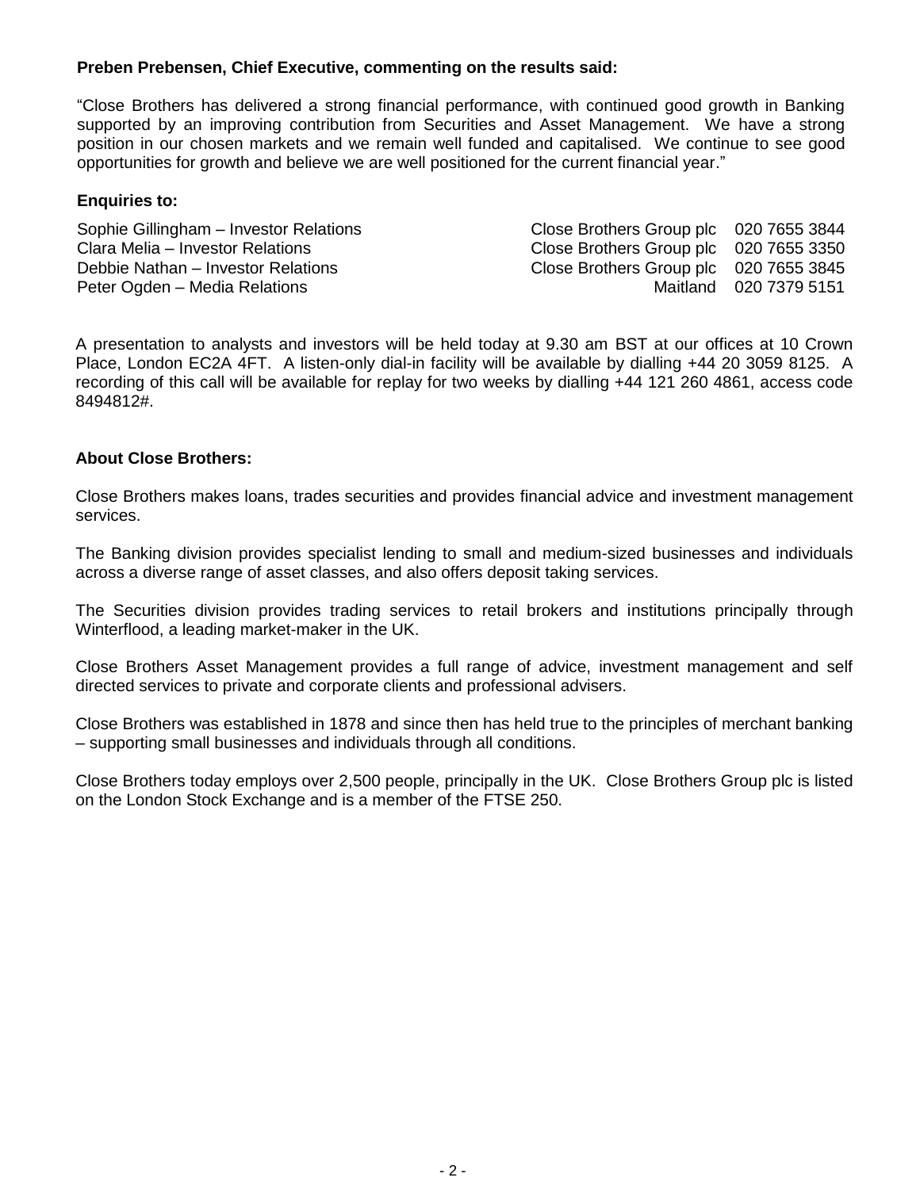**Preben Prebensen, Chief Executive, commenting on the results said:**

"Close Brothers has delivered a strong financial performance, with continued good growth in Banking supported by an improving contribution from Securities and Asset Management. We have a strong position in our chosen markets and we remain well funded and capitalised. We continue to see good opportunities for growth and believe we are well positioned for the current financial year."

**Enquiries to:**

| | | |
|---|---|---|
| Sophie Gillingham – Investor Relations | Close Brothers Group plc | 020 7655 3844 |
| Clara Melia – Investor Relations | Close Brothers Group plc | 020 7655 3350 |
| Debbie Nathan – Investor Relations | Close Brothers Group plc | 020 7655 3845 |
| Peter Ogden – Media Relations | Maitland | 020 7379 5151 |

A presentation to analysts and investors will be held today at 9.30 am BST at our offices at 10 Crown Place, London EC2A 4FT. A listen-only dial-in facility will be available by dialling +44 20 3059 8125. A recording of this call will be available for replay for two weeks by dialling +44 121 260 4861, access code 8494812#.

**About Close Brothers:**

Close Brothers makes loans, trades securities and provides financial advice and investment management services.

The Banking division provides specialist lending to small and medium-sized businesses and individuals across a diverse range of asset classes, and also offers deposit taking services.

The Securities division provides trading services to retail brokers and institutions principally through Winterflood, a leading market-maker in the UK.

Close Brothers Asset Management provides a full range of advice, investment management and self directed services to private and corporate clients and professional advisers.

Close Brothers was established in 1878 and since then has held true to the principles of merchant banking – supporting small businesses and individuals through all conditions.

Close Brothers today employs over 2,500 people, principally in the UK. Close Brothers Group plc is listed on the London Stock Exchange and is a member of the FTSE 250.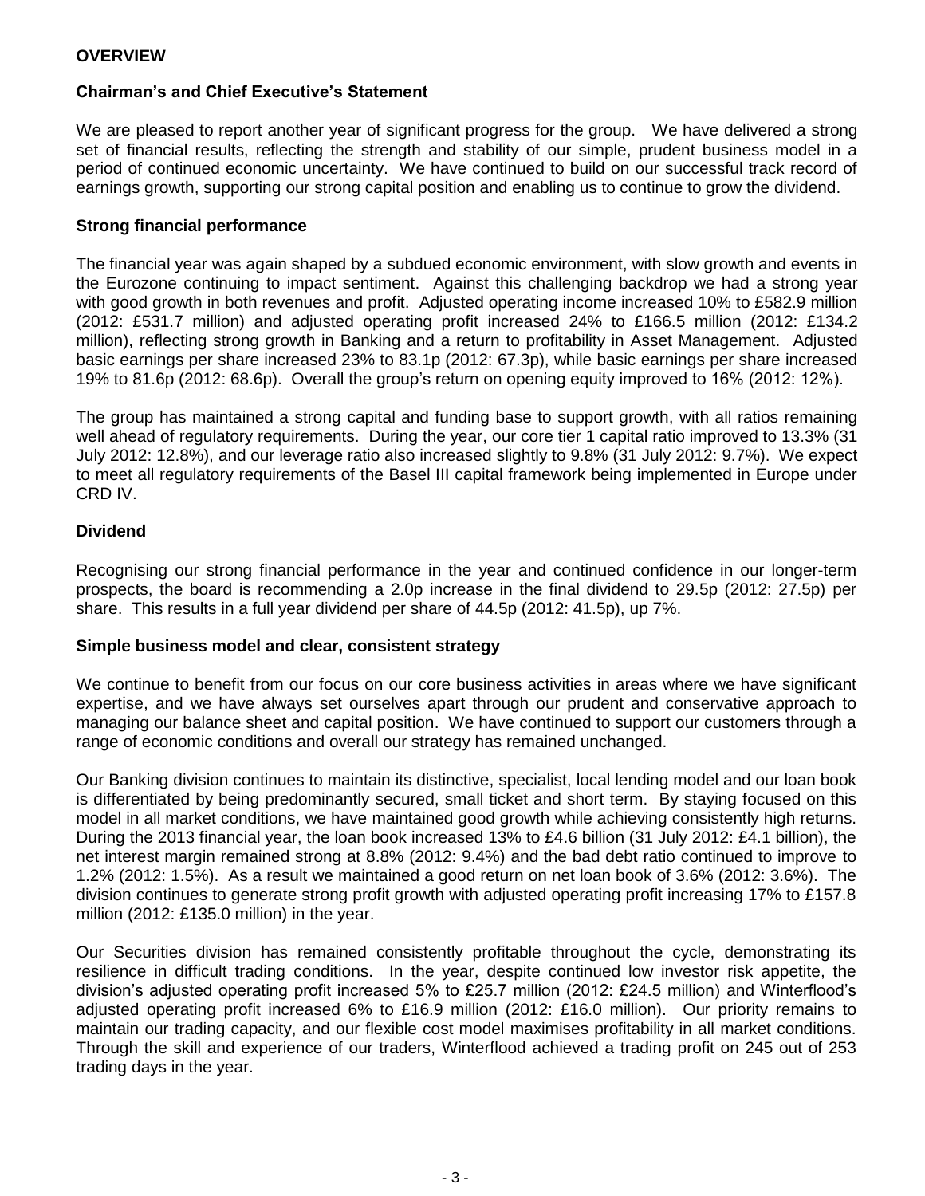# OVERVIEW

## Chairman's and Chief Executive's Statement

We are pleased to report another year of significant progress for the group. We have delivered a strong set of financial results, reflecting the strength and stability of our simple, prudent business model in a period of continued economic uncertainty. We have continued to build on our successful track record of earnings growth, supporting our strong capital position and enabling us to continue to grow the dividend.

### Strong financial performance

The financial year was again shaped by a subdued economic environment, with slow growth and events in the Eurozone continuing to impact sentiment. Against this challenging backdrop we had a strong year with good growth in both revenues and profit. Adjusted operating income increased 10% to £582.9 million (2012: £531.7 million) and adjusted operating profit increased 24% to £166.5 million (2012: £134.2 million), reflecting strong growth in Banking and a return to profitability in Asset Management. Adjusted basic earnings per share increased 23% to 83.1p (2012: 67.3p), while basic earnings per share increased 19% to 81.6p (2012: 68.6p). Overall the group's return on opening equity improved to 16% (2012: 12%).

The group has maintained a strong capital and funding base to support growth, with all ratios remaining well ahead of regulatory requirements. During the year, our core tier 1 capital ratio improved to 13.3% (31 July 2012: 12.8%), and our leverage ratio also increased slightly to 9.8% (31 July 2012: 9.7%). We expect to meet all regulatory requirements of the Basel III capital framework being implemented in Europe under CRD IV.

### Dividend

Recognising our strong financial performance in the year and continued confidence in our longer-term prospects, the board is recommending a 2.0p increase in the final dividend to 29.5p (2012: 27.5p) per share. This results in a full year dividend per share of 44.5p (2012: 41.5p), up 7%.

### Simple business model and clear, consistent strategy

We continue to benefit from our focus on our core business activities in areas where we have significant expertise, and we have always set ourselves apart through our prudent and conservative approach to managing our balance sheet and capital position. We have continued to support our customers through a range of economic conditions and overall our strategy has remained unchanged.

Our Banking division continues to maintain its distinctive, specialist, local lending model and our loan book is differentiated by being predominantly secured, small ticket and short term. By staying focused on this model in all market conditions, we have maintained good growth while achieving consistently high returns. During the 2013 financial year, the loan book increased 13% to £4.6 billion (31 July 2012: £4.1 billion), the net interest margin remained strong at 8.8% (2012: 9.4%) and the bad debt ratio continued to improve to 1.2% (2012: 1.5%). As a result we maintained a good return on net loan book of 3.6% (2012: 3.6%). The division continues to generate strong profit growth with adjusted operating profit increasing 17% to £157.8 million (2012: £135.0 million) in the year.

Our Securities division has remained consistently profitable throughout the cycle, demonstrating its resilience in difficult trading conditions. In the year, despite continued low investor risk appetite, the division's adjusted operating profit increased 5% to £25.7 million (2012: £24.5 million) and Winterflood's adjusted operating profit increased 6% to £16.9 million (2012: £16.0 million). Our priority remains to maintain our trading capacity, and our flexible cost model maximises profitability in all market conditions. Through the skill and experience of our traders, Winterflood achieved a trading profit on 245 out of 253 trading days in the year.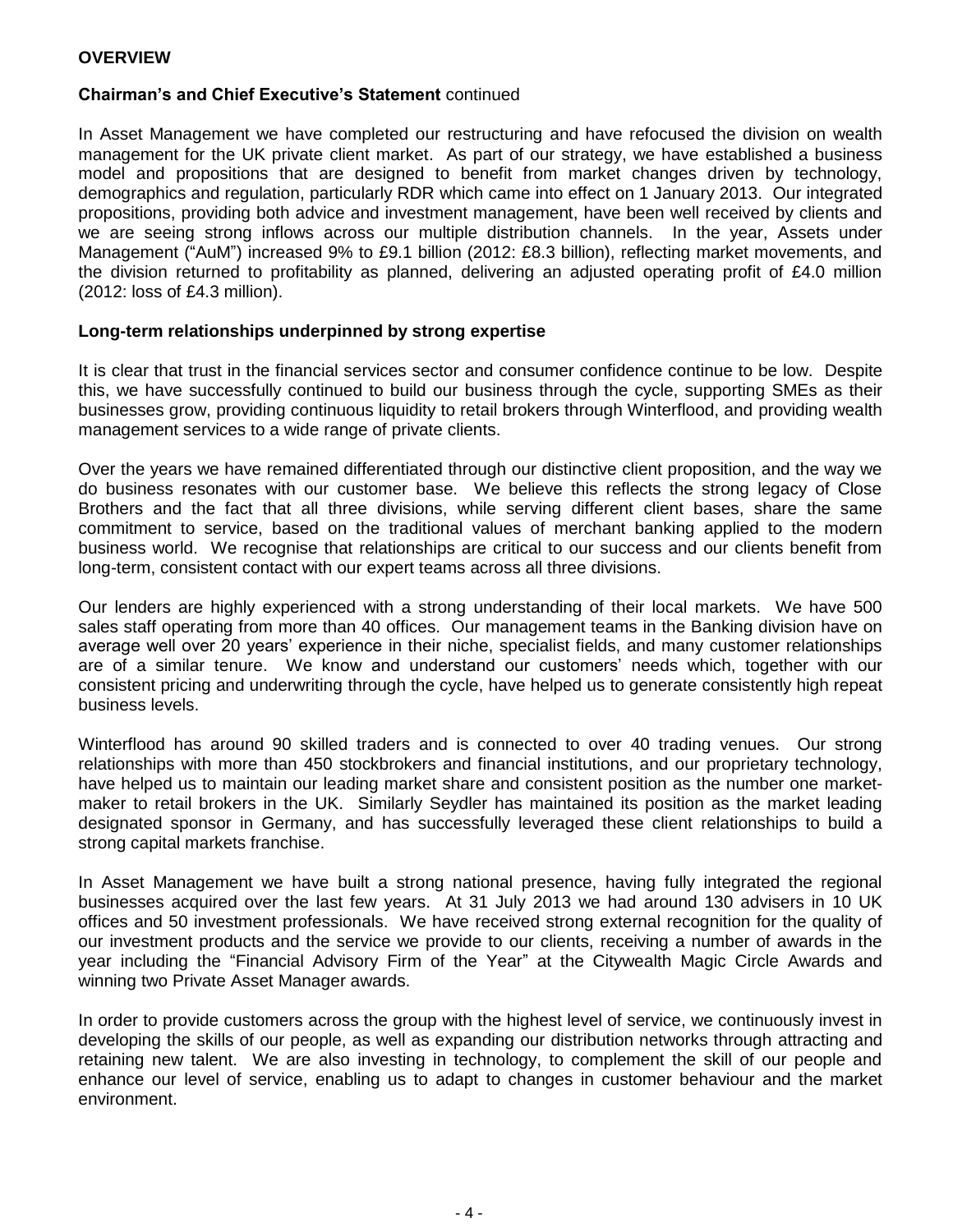**OVERVIEW**

**Chairman's and Chief Executive's Statement** continued

In Asset Management we have completed our restructuring and have refocused the division on wealth management for the UK private client market. As part of our strategy, we have established a business model and propositions that are designed to benefit from market changes driven by technology, demographics and regulation, particularly RDR which came into effect on 1 January 2013. Our integrated propositions, providing both advice and investment management, have been well received by clients and we are seeing strong inflows across our multiple distribution channels. In the year, Assets under Management ("AuM") increased 9% to £9.1 billion (2012: £8.3 billion), reflecting market movements, and the division returned to profitability as planned, delivering an adjusted operating profit of £4.0 million (2012: loss of £4.3 million).

**Long-term relationships underpinned by strong expertise**

It is clear that trust in the financial services sector and consumer confidence continue to be low. Despite this, we have successfully continued to build our business through the cycle, supporting SMEs as their businesses grow, providing continuous liquidity to retail brokers through Winterflood, and providing wealth management services to a wide range of private clients.

Over the years we have remained differentiated through our distinctive client proposition, and the way we do business resonates with our customer base. We believe this reflects the strong legacy of Close Brothers and the fact that all three divisions, while serving different client bases, share the same commitment to service, based on the traditional values of merchant banking applied to the modern business world. We recognise that relationships are critical to our success and our clients benefit from long-term, consistent contact with our expert teams across all three divisions.

Our lenders are highly experienced with a strong understanding of their local markets. We have 500 sales staff operating from more than 40 offices. Our management teams in the Banking division have on average well over 20 years' experience in their niche, specialist fields, and many customer relationships are of a similar tenure. We know and understand our customers' needs which, together with our consistent pricing and underwriting through the cycle, have helped us to generate consistently high repeat business levels.

Winterflood has around 90 skilled traders and is connected to over 40 trading venues. Our strong relationships with more than 450 stockbrokers and financial institutions, and our proprietary technology, have helped us to maintain our leading market share and consistent position as the number one market-maker to retail brokers in the UK. Similarly Seydler has maintained its position as the market leading designated sponsor in Germany, and has successfully leveraged these client relationships to build a strong capital markets franchise.

In Asset Management we have built a strong national presence, having fully integrated the regional businesses acquired over the last few years. At 31 July 2013 we had around 130 advisers in 10 UK offices and 50 investment professionals. We have received strong external recognition for the quality of our investment products and the service we provide to our clients, receiving a number of awards in the year including the "Financial Advisory Firm of the Year" at the Citywealth Magic Circle Awards and winning two Private Asset Manager awards.

In order to provide customers across the group with the highest level of service, we continuously invest in developing the skills of our people, as well as expanding our distribution networks through attracting and retaining new talent. We are also investing in technology, to complement the skill of our people and enhance our level of service, enabling us to adapt to changes in customer behaviour and the market environment.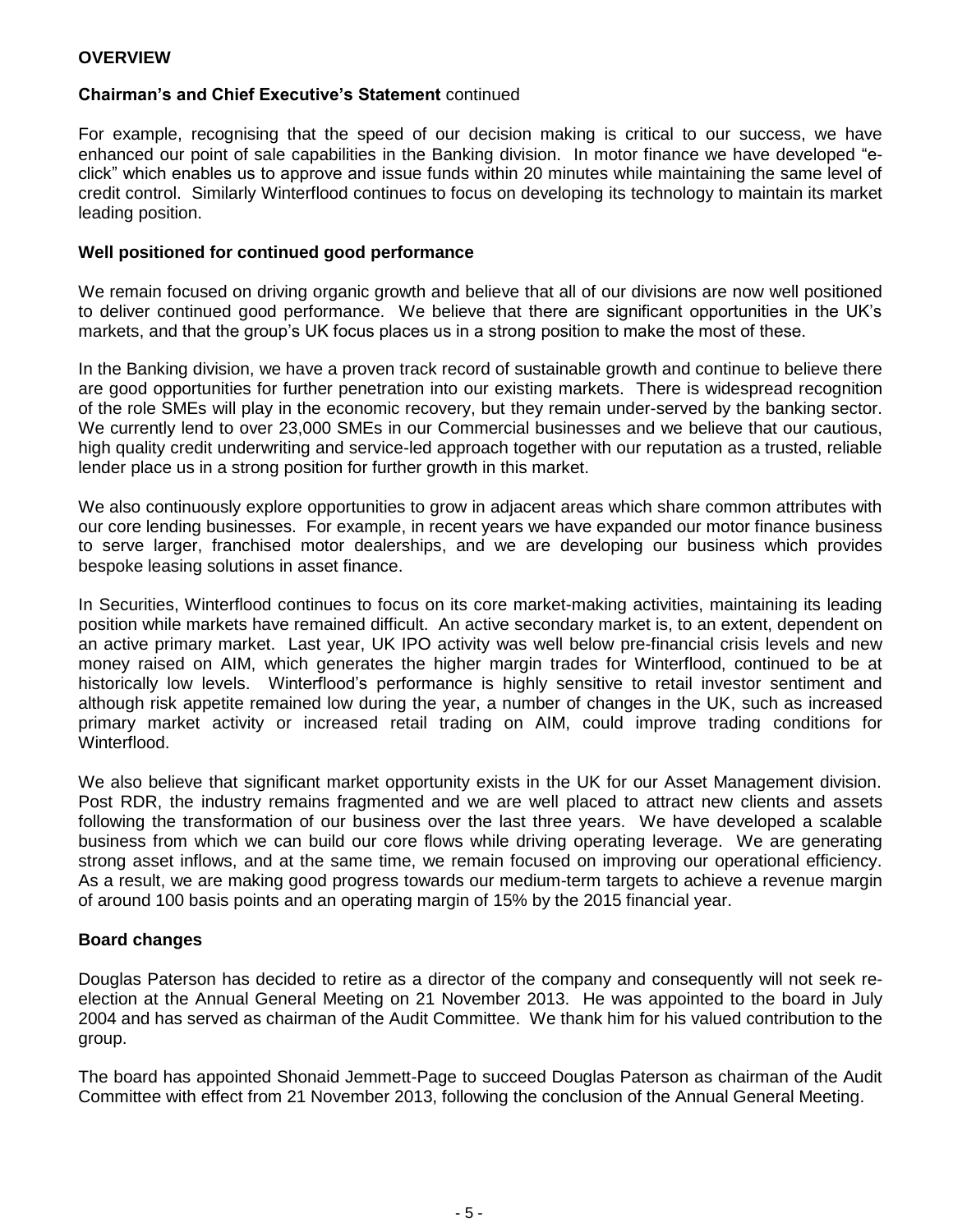**OVERVIEW**

**Chairman's and Chief Executive's Statement** continued

For example, recognising that the speed of our decision making is critical to our success, we have enhanced our point of sale capabilities in the Banking division. In motor finance we have developed "e-click" which enables us to approve and issue funds within 20 minutes while maintaining the same level of credit control. Similarly Winterflood continues to focus on developing its technology to maintain its market leading position.

**Well positioned for continued good performance**

We remain focused on driving organic growth and believe that all of our divisions are now well positioned to deliver continued good performance. We believe that there are significant opportunities in the UK's markets, and that the group's UK focus places us in a strong position to make the most of these.

In the Banking division, we have a proven track record of sustainable growth and continue to believe there are good opportunities for further penetration into our existing markets. There is widespread recognition of the role SMEs will play in the economic recovery, but they remain under-served by the banking sector. We currently lend to over 23,000 SMEs in our Commercial businesses and we believe that our cautious, high quality credit underwriting and service-led approach together with our reputation as a trusted, reliable lender place us in a strong position for further growth in this market.

We also continuously explore opportunities to grow in adjacent areas which share common attributes with our core lending businesses. For example, in recent years we have expanded our motor finance business to serve larger, franchised motor dealerships, and we are developing our business which provides bespoke leasing solutions in asset finance.

In Securities, Winterflood continues to focus on its core market-making activities, maintaining its leading position while markets have remained difficult. An active secondary market is, to an extent, dependent on an active primary market. Last year, UK IPO activity was well below pre-financial crisis levels and new money raised on AIM, which generates the higher margin trades for Winterflood, continued to be at historically low levels. Winterflood's performance is highly sensitive to retail investor sentiment and although risk appetite remained low during the year, a number of changes in the UK, such as increased primary market activity or increased retail trading on AIM, could improve trading conditions for Winterflood.

We also believe that significant market opportunity exists in the UK for our Asset Management division. Post RDR, the industry remains fragmented and we are well placed to attract new clients and assets following the transformation of our business over the last three years. We have developed a scalable business from which we can build our core flows while driving operating leverage. We are generating strong asset inflows, and at the same time, we remain focused on improving our operational efficiency. As a result, we are making good progress towards our medium-term targets to achieve a revenue margin of around 100 basis points and an operating margin of 15% by the 2015 financial year.

**Board changes**

Douglas Paterson has decided to retire as a director of the company and consequently will not seek re-election at the Annual General Meeting on 21 November 2013. He was appointed to the board in July 2004 and has served as chairman of the Audit Committee. We thank him for his valued contribution to the group.

The board has appointed Shonaid Jemmett-Page to succeed Douglas Paterson as chairman of the Audit Committee with effect from 21 November 2013, following the conclusion of the Annual General Meeting.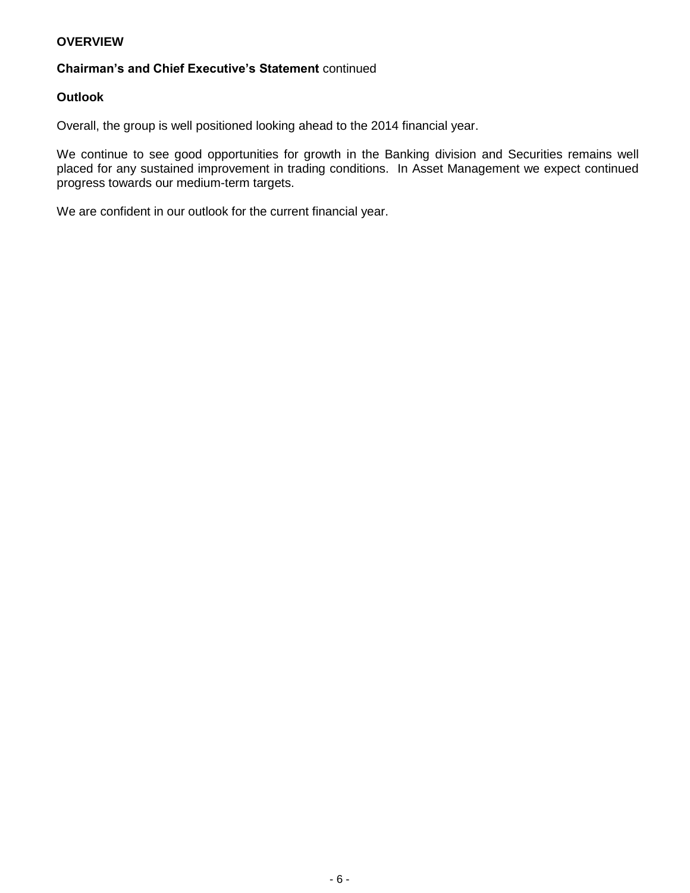**OVERVIEW**

**Chairman's and Chief Executive's Statement** continued

**Outlook**

Overall, the group is well positioned looking ahead to the 2014 financial year.

We continue to see good opportunities for growth in the Banking division and Securities remains well placed for any sustained improvement in trading conditions. In Asset Management we expect continued progress towards our medium-term targets.

We are confident in our outlook for the current financial year.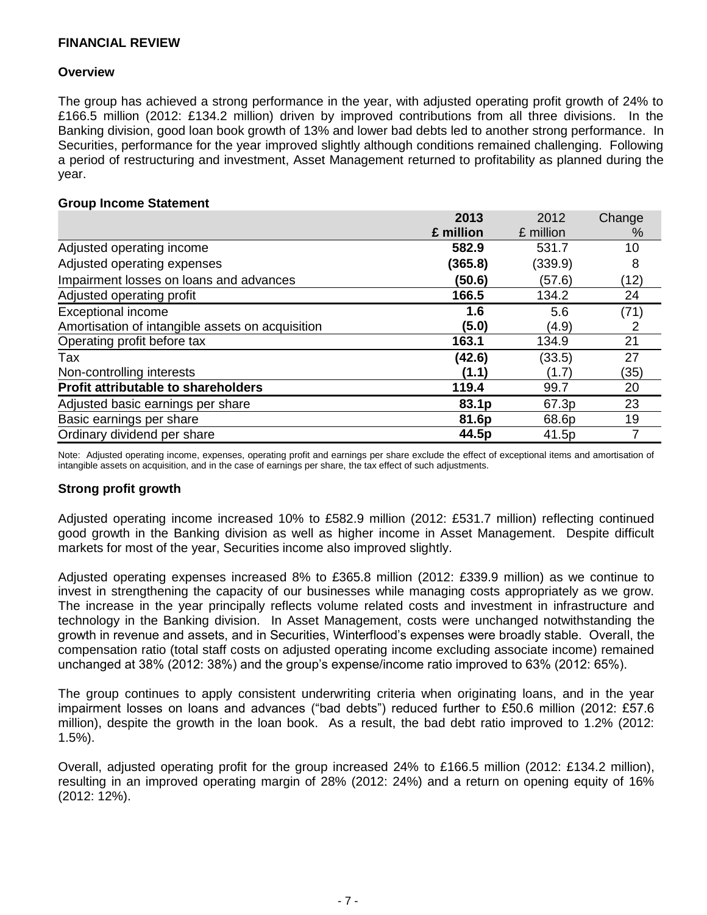## FINANCIAL REVIEW

### Overview

The group has achieved a strong performance in the year, with adjusted operating profit growth of 24% to £166.5 million (2012: £134.2 million) driven by improved contributions from all three divisions. In the Banking division, good loan book growth of 13% and lower bad debts led to another strong performance. In Securities, performance for the year improved slightly although conditions remained challenging. Following a period of restructuring and investment, Asset Management returned to profitability as planned during the year.

### Group Income Statement

| | 2013<br>£ million | 2012<br>£ million | Change<br>% |
|---|---|---|---|
| Adjusted operating income | **582.9** | 531.7 | 10 |
| Adjusted operating expenses | **(365.8)** | (339.9) | 8 |
| Impairment losses on loans and advances | **(50.6)** | (57.6) | (12) |
| Adjusted operating profit | **166.5** | 134.2 | 24 |
| Exceptional income | **1.6** | 5.6 | (71) |
| Amortisation of intangible assets on acquisition | **(5.0)** | (4.9) | 2 |
| Operating profit before tax | **163.1** | 134.9 | 21 |
| Tax | **(42.6)** | (33.5) | 27 |
| Non-controlling interests | **(1.1)** | (1.7) | (35) |
| **Profit attributable to shareholders** | **119.4** | 99.7 | 20 |
| Adjusted basic earnings per share | **83.1p** | 67.3p | 23 |
| Basic earnings per share | **81.6p** | 68.6p | 19 |
| Ordinary dividend per share | **44.5p** | 41.5p | 7 |

Note: Adjusted operating income, expenses, operating profit and earnings per share exclude the effect of exceptional items and amortisation of intangible assets on acquisition, and in the case of earnings per share, the tax effect of such adjustments.

### Strong profit growth

Adjusted operating income increased 10% to £582.9 million (2012: £531.7 million) reflecting continued good growth in the Banking division as well as higher income in Asset Management. Despite difficult markets for most of the year, Securities income also improved slightly.

Adjusted operating expenses increased 8% to £365.8 million (2012: £339.9 million) as we continue to invest in strengthening the capacity of our businesses while managing costs appropriately as we grow. The increase in the year principally reflects volume related costs and investment in infrastructure and technology in the Banking division. In Asset Management, costs were unchanged notwithstanding the growth in revenue and assets, and in Securities, Winterflood's expenses were broadly stable. Overall, the compensation ratio (total staff costs on adjusted operating income excluding associate income) remained unchanged at 38% (2012: 38%) and the group's expense/income ratio improved to 63% (2012: 65%).

The group continues to apply consistent underwriting criteria when originating loans, and in the year impairment losses on loans and advances ("bad debts") reduced further to £50.6 million (2012: £57.6 million), despite the growth in the loan book. As a result, the bad debt ratio improved to 1.2% (2012: 1.5%).

Overall, adjusted operating profit for the group increased 24% to £166.5 million (2012: £134.2 million), resulting in an improved operating margin of 28% (2012: 24%) and a return on opening equity of 16% (2012: 12%).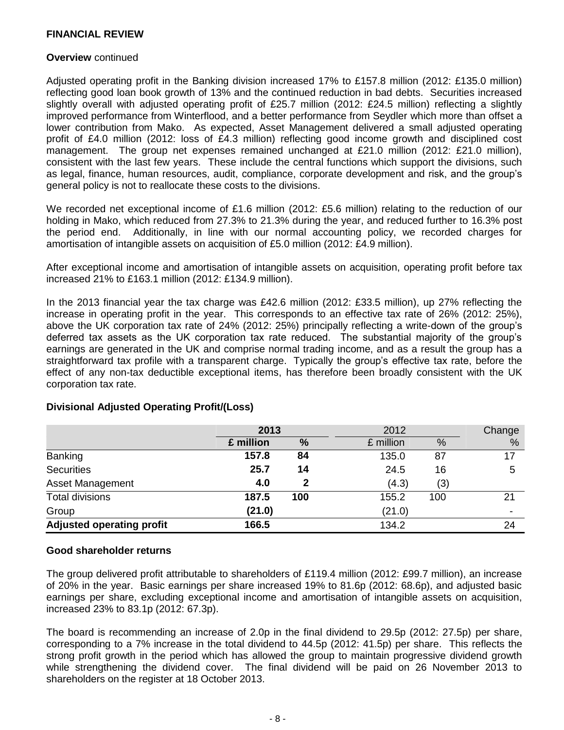## FINANCIAL REVIEW

**Overview** continued

Adjusted operating profit in the Banking division increased 17% to £157.8 million (2012: £135.0 million) reflecting good loan book growth of 13% and the continued reduction in bad debts. Securities increased slightly overall with adjusted operating profit of £25.7 million (2012: £24.5 million) reflecting a slightly improved performance from Winterflood, and a better performance from Seydler which more than offset a lower contribution from Mako. As expected, Asset Management delivered a small adjusted operating profit of £4.0 million (2012: loss of £4.3 million) reflecting good income growth and disciplined cost management. The group net expenses remained unchanged at £21.0 million (2012: £21.0 million), consistent with the last few years. These include the central functions which support the divisions, such as legal, finance, human resources, audit, compliance, corporate development and risk, and the group's general policy is not to reallocate these costs to the divisions.

We recorded net exceptional income of £1.6 million (2012: £5.6 million) relating to the reduction of our holding in Mako, which reduced from 27.3% to 21.3% during the year, and reduced further to 16.3% post the period end. Additionally, in line with our normal accounting policy, we recorded charges for amortisation of intangible assets on acquisition of £5.0 million (2012: £4.9 million).

After exceptional income and amortisation of intangible assets on acquisition, operating profit before tax increased 21% to £163.1 million (2012: £134.9 million).

In the 2013 financial year the tax charge was £42.6 million (2012: £33.5 million), up 27% reflecting the increase in operating profit in the year. This corresponds to an effective tax rate of 26% (2012: 25%), above the UK corporation tax rate of 24% (2012: 25%) principally reflecting a write-down of the group's deferred tax assets as the UK corporation tax rate reduced. The substantial majority of the group's earnings are generated in the UK and comprise normal trading income, and as a result the group has a straightforward tax profile with a transparent charge. Typically the group's effective tax rate, before the effect of any non-tax deductible exceptional items, has therefore been broadly consistent with the UK corporation tax rate.

**Divisional Adjusted Operating Profit/(Loss)**

| | **2013** | | 2012 | | Change |
|---|---|---|---|---|---|
| | **£ million** | **%** | £ million | % | % |
| Banking | **157.8** | **84** | 135.0 | 87 | 17 |
| Securities | **25.7** | **14** | 24.5 | 16 | 5 |
| Asset Management | **4.0** | **2** | (4.3) | (3) | |
| Total divisions | **187.5** | **100** | 155.2 | 100 | 21 |
| Group | **(21.0)** | | (21.0) | | - |
| **Adjusted operating profit** | **166.5** | | 134.2 | | 24 |

**Good shareholder returns**

The group delivered profit attributable to shareholders of £119.4 million (2012: £99.7 million), an increase of 20% in the year. Basic earnings per share increased 19% to 81.6p (2012: 68.6p), and adjusted basic earnings per share, excluding exceptional income and amortisation of intangible assets on acquisition, increased 23% to 83.1p (2012: 67.3p).

The board is recommending an increase of 2.0p in the final dividend to 29.5p (2012: 27.5p) per share, corresponding to a 7% increase in the total dividend to 44.5p (2012: 41.5p) per share. This reflects the strong profit growth in the period which has allowed the group to maintain progressive dividend growth while strengthening the dividend cover. The final dividend will be paid on 26 November 2013 to shareholders on the register at 18 October 2013.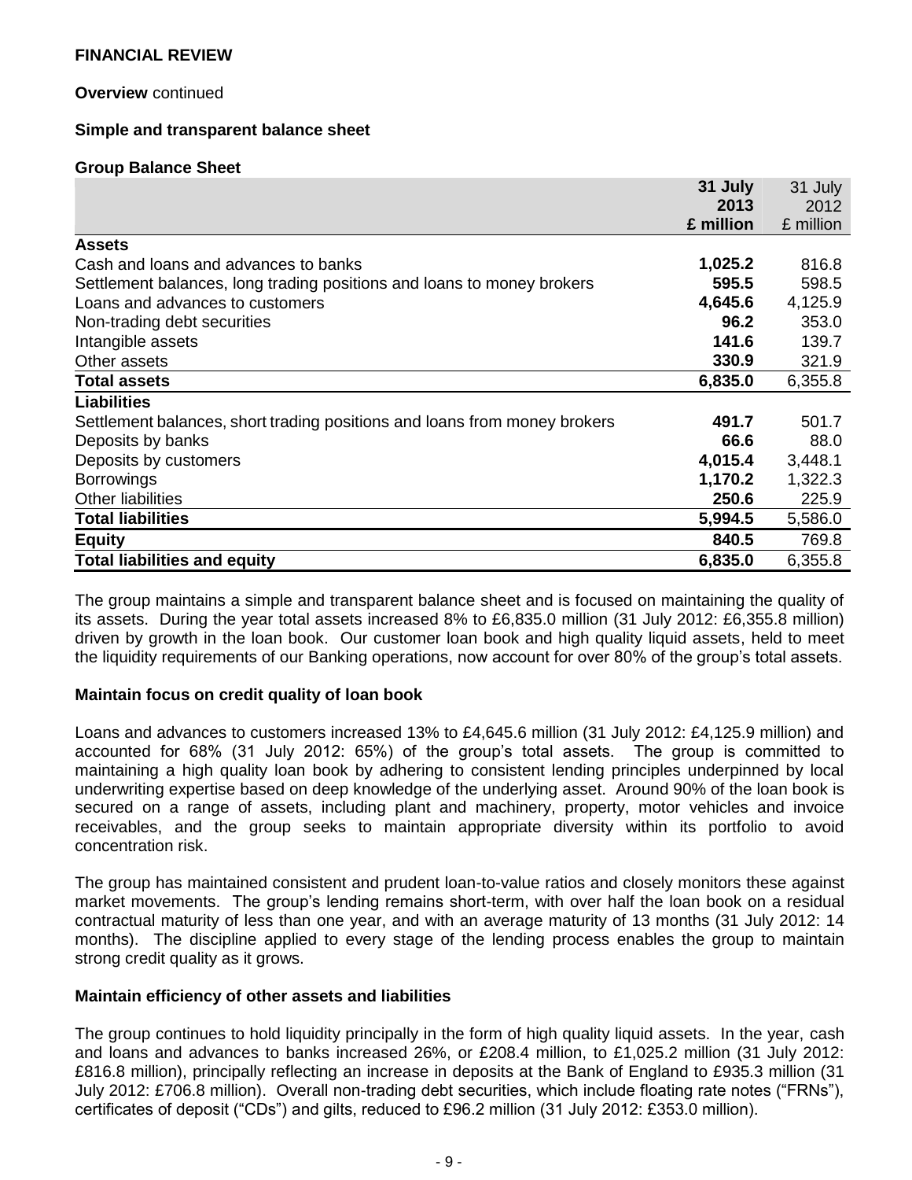## FINANCIAL REVIEW

**Overview** continued

### Simple and transparent balance sheet

**Group Balance Sheet**

| | **31 July 2013 £ million** | 31 July 2012 £ million |
|---|---|---|
| **Assets** | | |
| Cash and loans and advances to banks | **1,025.2** | 816.8 |
| Settlement balances, long trading positions and loans to money brokers | **595.5** | 598.5 |
| Loans and advances to customers | **4,645.6** | 4,125.9 |
| Non-trading debt securities | **96.2** | 353.0 |
| Intangible assets | **141.6** | 139.7 |
| Other assets | **330.9** | 321.9 |
| **Total assets** | **6,835.0** | 6,355.8 |
| **Liabilities** | | |
| Settlement balances, short trading positions and loans from money brokers | **491.7** | 501.7 |
| Deposits by banks | **66.6** | 88.0 |
| Deposits by customers | **4,015.4** | 3,448.1 |
| Borrowings | **1,170.2** | 1,322.3 |
| Other liabilities | **250.6** | 225.9 |
| **Total liabilities** | **5,994.5** | 5,586.0 |
| **Equity** | **840.5** | 769.8 |
| **Total liabilities and equity** | **6,835.0** | 6,355.8 |

The group maintains a simple and transparent balance sheet and is focused on maintaining the quality of its assets. During the year total assets increased 8% to £6,835.0 million (31 July 2012: £6,355.8 million) driven by growth in the loan book. Our customer loan book and high quality liquid assets, held to meet the liquidity requirements of our Banking operations, now account for over 80% of the group's total assets.

### Maintain focus on credit quality of loan book

Loans and advances to customers increased 13% to £4,645.6 million (31 July 2012: £4,125.9 million) and accounted for 68% (31 July 2012: 65%) of the group's total assets. The group is committed to maintaining a high quality loan book by adhering to consistent lending principles underpinned by local underwriting expertise based on deep knowledge of the underlying asset. Around 90% of the loan book is secured on a range of assets, including plant and machinery, property, motor vehicles and invoice receivables, and the group seeks to maintain appropriate diversity within its portfolio to avoid concentration risk.

The group has maintained consistent and prudent loan-to-value ratios and closely monitors these against market movements. The group's lending remains short-term, with over half the loan book on a residual contractual maturity of less than one year, and with an average maturity of 13 months (31 July 2012: 14 months). The discipline applied to every stage of the lending process enables the group to maintain strong credit quality as it grows.

### Maintain efficiency of other assets and liabilities

The group continues to hold liquidity principally in the form of high quality liquid assets. In the year, cash and loans and advances to banks increased 26%, or £208.4 million, to £1,025.2 million (31 July 2012: £816.8 million), principally reflecting an increase in deposits at the Bank of England to £935.3 million (31 July 2012: £706.8 million). Overall non-trading debt securities, which include floating rate notes ("FRNs"), certificates of deposit ("CDs") and gilts, reduced to £96.2 million (31 July 2012: £353.0 million).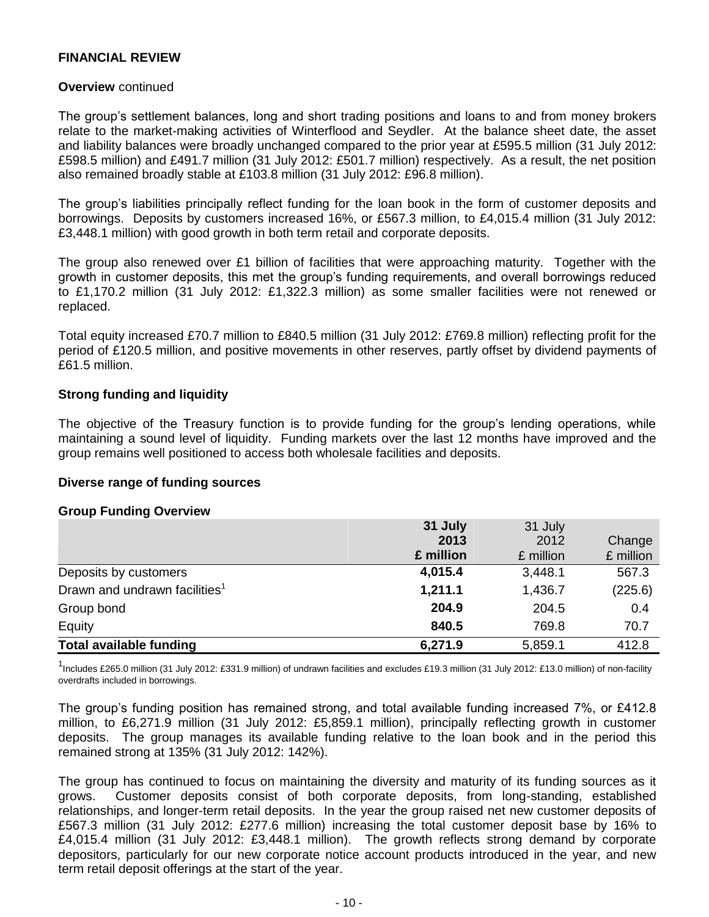## FINANCIAL REVIEW

**Overview** continued

The group's settlement balances, long and short trading positions and loans to and from money brokers relate to the market-making activities of Winterflood and Seydler. At the balance sheet date, the asset and liability balances were broadly unchanged compared to the prior year at £595.5 million (31 July 2012: £598.5 million) and £491.7 million (31 July 2012: £501.7 million) respectively. As a result, the net position also remained broadly stable at £103.8 million (31 July 2012: £96.8 million).

The group's liabilities principally reflect funding for the loan book in the form of customer deposits and borrowings. Deposits by customers increased 16%, or £567.3 million, to £4,015.4 million (31 July 2012: £3,448.1 million) with good growth in both term retail and corporate deposits.

The group also renewed over £1 billion of facilities that were approaching maturity. Together with the growth in customer deposits, this met the group's funding requirements, and overall borrowings reduced to £1,170.2 million (31 July 2012: £1,322.3 million) as some smaller facilities were not renewed or replaced.

Total equity increased £70.7 million to £840.5 million (31 July 2012: £769.8 million) reflecting profit for the period of £120.5 million, and positive movements in other reserves, partly offset by dividend payments of £61.5 million.

### Strong funding and liquidity

The objective of the Treasury function is to provide funding for the group's lending operations, while maintaining a sound level of liquidity. Funding markets over the last 12 months have improved and the group remains well positioned to access both wholesale facilities and deposits.

### Diverse range of funding sources

**Group Funding Overview**

| | **31 July 2013 £ million** | 31 July 2012 £ million | Change £ million |
|---|---|---|---|
| Deposits by customers | **4,015.4** | 3,448.1 | 567.3 |
| Drawn and undrawn facilities[1] | **1,211.1** | 1,436.7 | (225.6) |
| Group bond | **204.9** | 204.5 | 0.4 |
| Equity | **840.5** | 769.8 | 70.7 |
| **Total available funding** | **6,271.9** | 5,859.1 | 412.8 |

[1]Includes £265.0 million (31 July 2012: £331.9 million) of undrawn facilities and excludes £19.3 million (31 July 2012: £13.0 million) of non-facility overdrafts included in borrowings.

The group's funding position has remained strong, and total available funding increased 7%, or £412.8 million, to £6,271.9 million (31 July 2012: £5,859.1 million), principally reflecting growth in customer deposits. The group manages its available funding relative to the loan book and in the period this remained strong at 135% (31 July 2012: 142%).

The group has continued to focus on maintaining the diversity and maturity of its funding sources as it grows. Customer deposits consist of both corporate deposits, from long-standing, established relationships, and longer-term retail deposits. In the year the group raised net new customer deposits of £567.3 million (31 July 2012: £277.6 million) increasing the total customer deposit base by 16% to £4,015.4 million (31 July 2012: £3,448.1 million). The growth reflects strong demand by corporate depositors, particularly for our new corporate notice account products introduced in the year, and new term retail deposit offerings at the start of the year.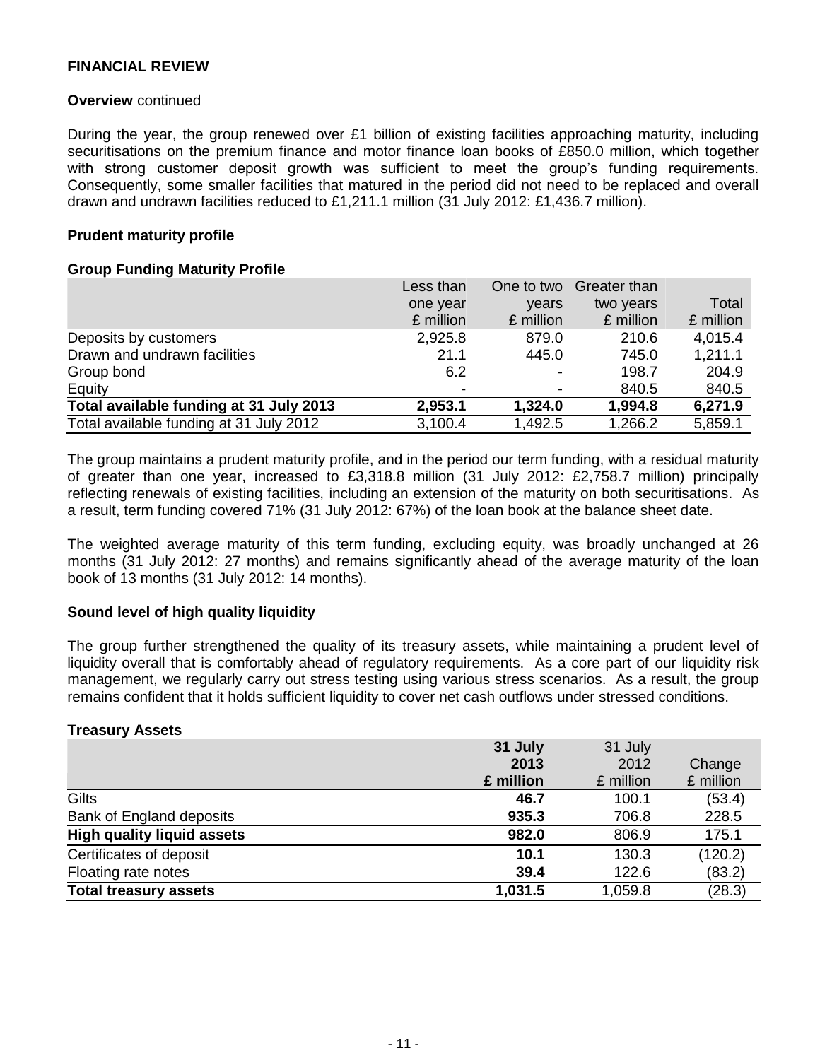**FINANCIAL REVIEW**

**Overview** continued

During the year, the group renewed over £1 billion of existing facilities approaching maturity, including securitisations on the premium finance and motor finance loan books of £850.0 million, which together with strong customer deposit growth was sufficient to meet the group's funding requirements. Consequently, some smaller facilities that matured in the period did not need to be replaced and overall drawn and undrawn facilities reduced to £1,211.1 million (31 July 2012: £1,436.7 million).

**Prudent maturity profile**

**Group Funding Maturity Profile**

| | Less than one year £ million | One to two years £ million | Greater than two years £ million | Total £ million |
|---|---|---|---|---|
| Deposits by customers | 2,925.8 | 879.0 | 210.6 | 4,015.4 |
| Drawn and undrawn facilities | 21.1 | 445.0 | 745.0 | 1,211.1 |
| Group bond | 6.2 | - | 198.7 | 204.9 |
| Equity | - | - | 840.5 | 840.5 |
| **Total available funding at 31 July 2013** | **2,953.1** | **1,324.0** | **1,994.8** | **6,271.9** |
| Total available funding at 31 July 2012 | 3,100.4 | 1,492.5 | 1,266.2 | 5,859.1 |

The group maintains a prudent maturity profile, and in the period our term funding, with a residual maturity of greater than one year, increased to £3,318.8 million (31 July 2012: £2,758.7 million) principally reflecting renewals of existing facilities, including an extension of the maturity on both securitisations. As a result, term funding covered 71% (31 July 2012: 67%) of the loan book at the balance sheet date.

The weighted average maturity of this term funding, excluding equity, was broadly unchanged at 26 months (31 July 2012: 27 months) and remains significantly ahead of the average maturity of the loan book of 13 months (31 July 2012: 14 months).

**Sound level of high quality liquidity**

The group further strengthened the quality of its treasury assets, while maintaining a prudent level of liquidity overall that is comfortably ahead of regulatory requirements. As a core part of our liquidity risk management, we regularly carry out stress testing using various stress scenarios. As a result, the group remains confident that it holds sufficient liquidity to cover net cash outflows under stressed conditions.

**Treasury Assets**

| | **31 July 2013 £ million** | 31 July 2012 £ million | Change £ million |
|---|---|---|---|
| Gilts | **46.7** | 100.1 | (53.4) |
| Bank of England deposits | **935.3** | 706.8 | 228.5 |
| **High quality liquid assets** | **982.0** | 806.9 | 175.1 |
| Certificates of deposit | **10.1** | 130.3 | (120.2) |
| Floating rate notes | **39.4** | 122.6 | (83.2) |
| **Total treasury assets** | **1,031.5** | 1,059.8 | (28.3) |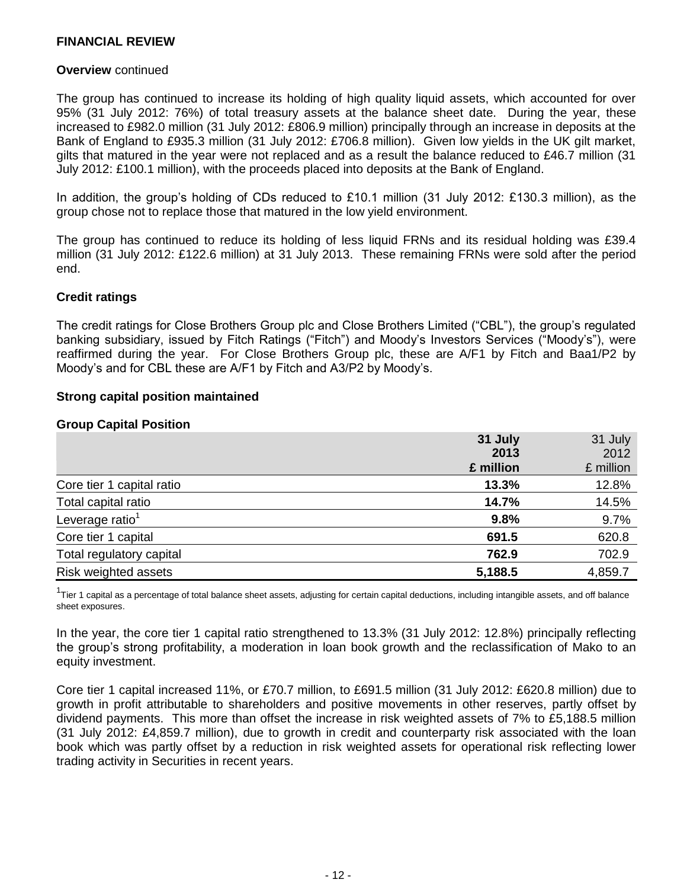## FINANCIAL REVIEW

**Overview** continued

The group has continued to increase its holding of high quality liquid assets, which accounted for over 95% (31 July 2012: 76%) of total treasury assets at the balance sheet date. During the year, these increased to £982.0 million (31 July 2012: £806.9 million) principally through an increase in deposits at the Bank of England to £935.3 million (31 July 2012: £706.8 million). Given low yields in the UK gilt market, gilts that matured in the year were not replaced and as a result the balance reduced to £46.7 million (31 July 2012: £100.1 million), with the proceeds placed into deposits at the Bank of England.

In addition, the group's holding of CDs reduced to £10.1 million (31 July 2012: £130.3 million), as the group chose not to replace those that matured in the low yield environment.

The group has continued to reduce its holding of less liquid FRNs and its residual holding was £39.4 million (31 July 2012: £122.6 million) at 31 July 2013. These remaining FRNs were sold after the period end.

### Credit ratings

The credit ratings for Close Brothers Group plc and Close Brothers Limited ("CBL"), the group's regulated banking subsidiary, issued by Fitch Ratings ("Fitch") and Moody's Investors Services ("Moody's"), were reaffirmed during the year. For Close Brothers Group plc, these are A/F1 by Fitch and Baa1/P2 by Moody's and for CBL these are A/F1 by Fitch and A3/P2 by Moody's.

### Strong capital position maintained

**Group Capital Position**

| | **31 July 2013 £ million** | 31 July 2012 £ million |
|---|---|---|
| Core tier 1 capital ratio | **13.3%** | 12.8% |
| Total capital ratio | **14.7%** | 14.5% |
| Leverage ratio[1] | **9.8%** | 9.7% |
| Core tier 1 capital | **691.5** | 620.8 |
| Total regulatory capital | **762.9** | 702.9 |
| Risk weighted assets | **5,188.5** | 4,859.7 |

[1]Tier 1 capital as a percentage of total balance sheet assets, adjusting for certain capital deductions, including intangible assets, and off balance sheet exposures.

In the year, the core tier 1 capital ratio strengthened to 13.3% (31 July 2012: 12.8%) principally reflecting the group's strong profitability, a moderation in loan book growth and the reclassification of Mako to an equity investment.

Core tier 1 capital increased 11%, or £70.7 million, to £691.5 million (31 July 2012: £620.8 million) due to growth in profit attributable to shareholders and positive movements in other reserves, partly offset by dividend payments. This more than offset the increase in risk weighted assets of 7% to £5,188.5 million (31 July 2012: £4,859.7 million), due to growth in credit and counterparty risk associated with the loan book which was partly offset by a reduction in risk weighted assets for operational risk reflecting lower trading activity in Securities in recent years.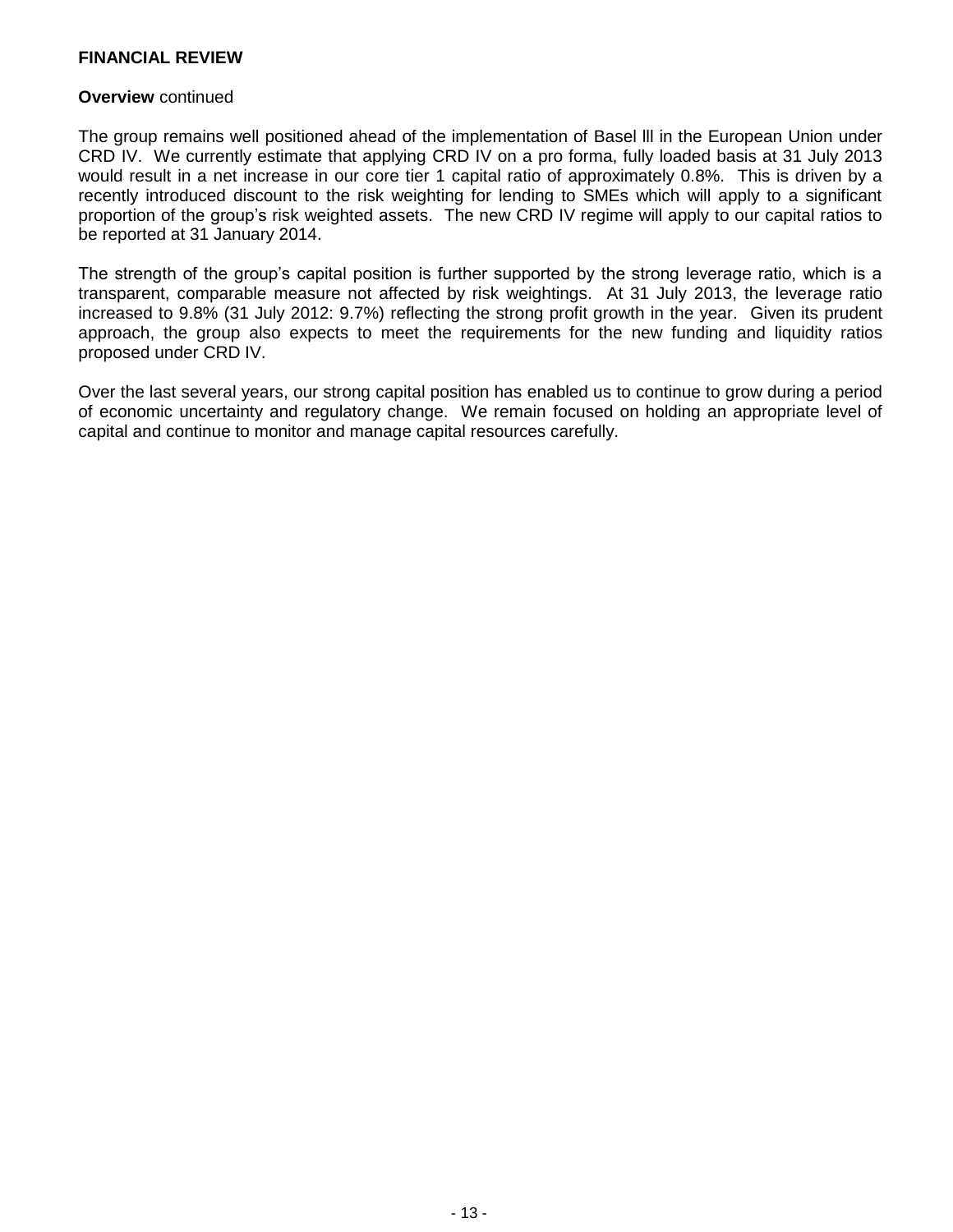**FINANCIAL REVIEW**

**Overview** continued

The group remains well positioned ahead of the implementation of Basel lll in the European Union under CRD IV. We currently estimate that applying CRD IV on a pro forma, fully loaded basis at 31 July 2013 would result in a net increase in our core tier 1 capital ratio of approximately 0.8%. This is driven by a recently introduced discount to the risk weighting for lending to SMEs which will apply to a significant proportion of the group's risk weighted assets. The new CRD IV regime will apply to our capital ratios to be reported at 31 January 2014.

The strength of the group's capital position is further supported by the strong leverage ratio, which is a transparent, comparable measure not affected by risk weightings. At 31 July 2013, the leverage ratio increased to 9.8% (31 July 2012: 9.7%) reflecting the strong profit growth in the year. Given its prudent approach, the group also expects to meet the requirements for the new funding and liquidity ratios proposed under CRD IV.

Over the last several years, our strong capital position has enabled us to continue to grow during a period of economic uncertainty and regulatory change. We remain focused on holding an appropriate level of capital and continue to monitor and manage capital resources carefully.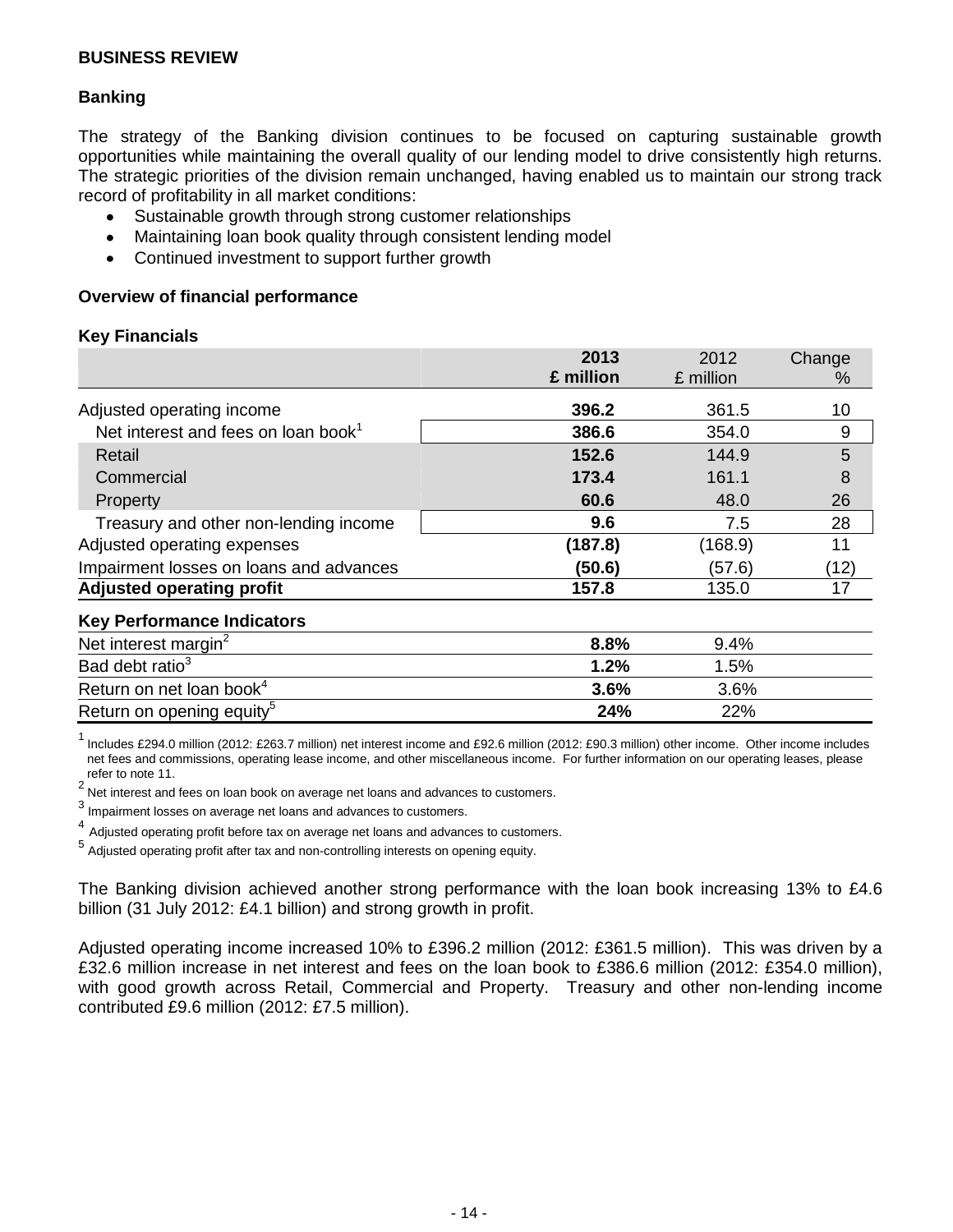**BUSINESS REVIEW**

**Banking**

The strategy of the Banking division continues to be focused on capturing sustainable growth opportunities while maintaining the overall quality of our lending model to drive consistently high returns. The strategic priorities of the division remain unchanged, having enabled us to maintain our strong track record of profitability in all market conditions:

- Sustainable growth through strong customer relationships
- Maintaining loan book quality through consistent lending model
- Continued investment to support further growth

**Overview of financial performance**

**Key Financials**

| | 2013 £ million | 2012 £ million | Change % |
|---|---|---|---|
| Adjusted operating income | **396.2** | 361.5 | 10 |
| Net interest and fees on loan book[1] | **386.6** | 354.0 | 9 |
| Retail | **152.6** | 144.9 | 5 |
| Commercial | **173.4** | 161.1 | 8 |
| Property | **60.6** | 48.0 | 26 |
| Treasury and other non-lending income | **9.6** | 7.5 | 28 |
| Adjusted operating expenses | **(187.8)** | (168.9) | 11 |
| Impairment losses on loans and advances | **(50.6)** | (57.6) | (12) |
| **Adjusted operating profit** | **157.8** | 135.0 | 17 |
| **Key Performance Indicators** | | | |
| Net interest margin[2] | **8.8%** | 9.4% | |
| Bad debt ratio[3] | **1.2%** | 1.5% | |
| Return on net loan book[4] | **3.6%** | 3.6% | |
| Return on opening equity[5] | **24%** | 22% | |

[1] Includes £294.0 million (2012: £263.7 million) net interest income and £92.6 million (2012: £90.3 million) other income. Other income includes net fees and commissions, operating lease income, and other miscellaneous income. For further information on our operating leases, please refer to note 11.

[2] Net interest and fees on loan book on average net loans and advances to customers.

[3] Impairment losses on average net loans and advances to customers.

[4] Adjusted operating profit before tax on average net loans and advances to customers.

[5] Adjusted operating profit after tax and non-controlling interests on opening equity.

The Banking division achieved another strong performance with the loan book increasing 13% to £4.6 billion (31 July 2012: £4.1 billion) and strong growth in profit.

Adjusted operating income increased 10% to £396.2 million (2012: £361.5 million). This was driven by a £32.6 million increase in net interest and fees on the loan book to £386.6 million (2012: £354.0 million), with good growth across Retail, Commercial and Property. Treasury and other non-lending income contributed £9.6 million (2012: £7.5 million).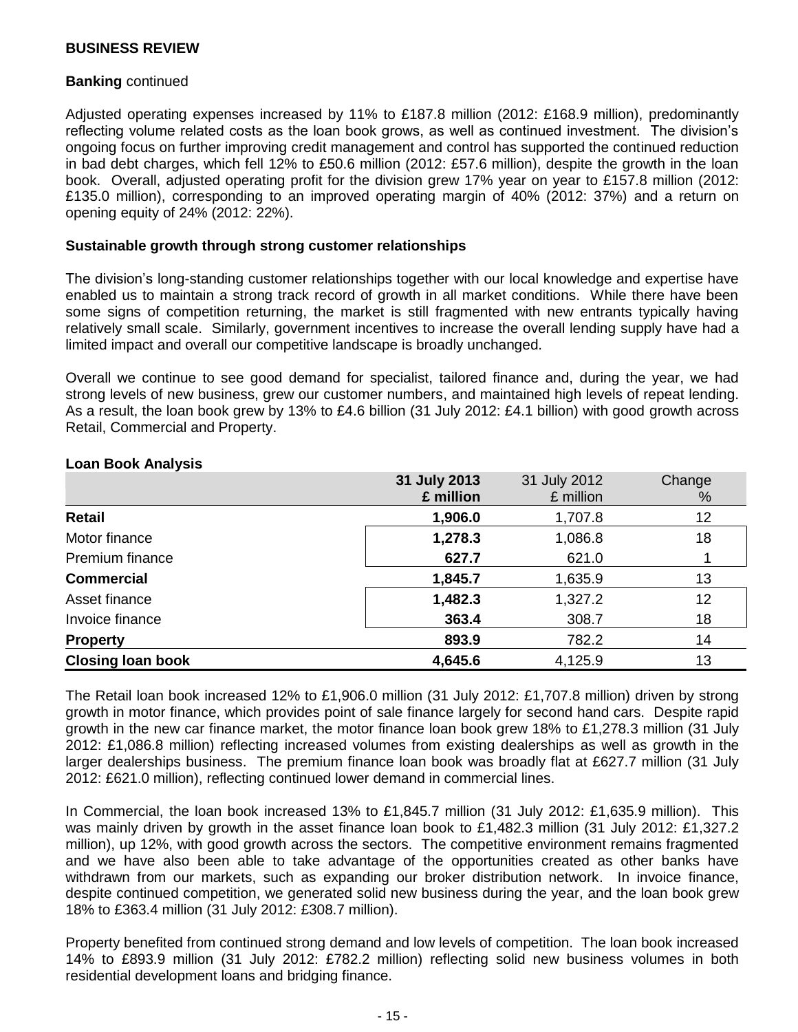## BUSINESS REVIEW

**Banking** continued

Adjusted operating expenses increased by 11% to £187.8 million (2012: £168.9 million), predominantly reflecting volume related costs as the loan book grows, as well as continued investment. The division's ongoing focus on further improving credit management and control has supported the continued reduction in bad debt charges, which fell 12% to £50.6 million (2012: £57.6 million), despite the growth in the loan book. Overall, adjusted operating profit for the division grew 17% year on year to £157.8 million (2012: £135.0 million), corresponding to an improved operating margin of 40% (2012: 37%) and a return on opening equity of 24% (2012: 22%).

**Sustainable growth through strong customer relationships**

The division's long-standing customer relationships together with our local knowledge and expertise have enabled us to maintain a strong track record of growth in all market conditions. While there have been some signs of competition returning, the market is still fragmented with new entrants typically having relatively small scale. Similarly, government incentives to increase the overall lending supply have had a limited impact and overall our competitive landscape is broadly unchanged.

Overall we continue to see good demand for specialist, tailored finance and, during the year, we had strong levels of new business, grew our customer numbers, and maintained high levels of repeat lending. As a result, the loan book grew by 13% to £4.6 billion (31 July 2012: £4.1 billion) with good growth across Retail, Commercial and Property.

**Loan Book Analysis**

| | **31 July 2013 £ million** | 31 July 2012 £ million | Change % |
|---|---|---|---|
| **Retail** | **1,906.0** | 1,707.8 | 12 |
| Motor finance | **1,278.3** | 1,086.8 | 18 |
| Premium finance | **627.7** | 621.0 | 1 |
| **Commercial** | **1,845.7** | 1,635.9 | 13 |
| Asset finance | **1,482.3** | 1,327.2 | 12 |
| Invoice finance | **363.4** | 308.7 | 18 |
| **Property** | **893.9** | 782.2 | 14 |
| **Closing loan book** | **4,645.6** | 4,125.9 | 13 |

The Retail loan book increased 12% to £1,906.0 million (31 July 2012: £1,707.8 million) driven by strong growth in motor finance, which provides point of sale finance largely for second hand cars. Despite rapid growth in the new car finance market, the motor finance loan book grew 18% to £1,278.3 million (31 July 2012: £1,086.8 million) reflecting increased volumes from existing dealerships as well as growth in the larger dealerships business. The premium finance loan book was broadly flat at £627.7 million (31 July 2012: £621.0 million), reflecting continued lower demand in commercial lines.

In Commercial, the loan book increased 13% to £1,845.7 million (31 July 2012: £1,635.9 million). This was mainly driven by growth in the asset finance loan book to £1,482.3 million (31 July 2012: £1,327.2 million), up 12%, with good growth across the sectors. The competitive environment remains fragmented and we have also been able to take advantage of the opportunities created as other banks have withdrawn from our markets, such as expanding our broker distribution network. In invoice finance, despite continued competition, we generated solid new business during the year, and the loan book grew 18% to £363.4 million (31 July 2012: £308.7 million).

Property benefited from continued strong demand and low levels of competition. The loan book increased 14% to £893.9 million (31 July 2012: £782.2 million) reflecting solid new business volumes in both residential development loans and bridging finance.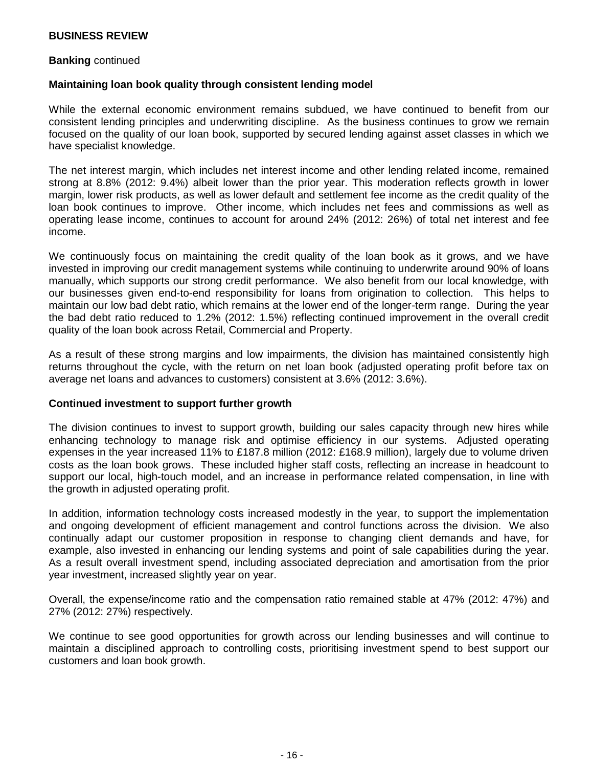**BUSINESS REVIEW**

**Banking** continued

**Maintaining loan book quality through consistent lending model**

While the external economic environment remains subdued, we have continued to benefit from our consistent lending principles and underwriting discipline. As the business continues to grow we remain focused on the quality of our loan book, supported by secured lending against asset classes in which we have specialist knowledge.

The net interest margin, which includes net interest income and other lending related income, remained strong at 8.8% (2012: 9.4%) albeit lower than the prior year. This moderation reflects growth in lower margin, lower risk products, as well as lower default and settlement fee income as the credit quality of the loan book continues to improve. Other income, which includes net fees and commissions as well as operating lease income, continues to account for around 24% (2012: 26%) of total net interest and fee income.

We continuously focus on maintaining the credit quality of the loan book as it grows, and we have invested in improving our credit management systems while continuing to underwrite around 90% of loans manually, which supports our strong credit performance. We also benefit from our local knowledge, with our businesses given end-to-end responsibility for loans from origination to collection. This helps to maintain our low bad debt ratio, which remains at the lower end of the longer-term range. During the year the bad debt ratio reduced to 1.2% (2012: 1.5%) reflecting continued improvement in the overall credit quality of the loan book across Retail, Commercial and Property.

As a result of these strong margins and low impairments, the division has maintained consistently high returns throughout the cycle, with the return on net loan book (adjusted operating profit before tax on average net loans and advances to customers) consistent at 3.6% (2012: 3.6%).

**Continued investment to support further growth**

The division continues to invest to support growth, building our sales capacity through new hires while enhancing technology to manage risk and optimise efficiency in our systems. Adjusted operating expenses in the year increased 11% to £187.8 million (2012: £168.9 million), largely due to volume driven costs as the loan book grows. These included higher staff costs, reflecting an increase in headcount to support our local, high-touch model, and an increase in performance related compensation, in line with the growth in adjusted operating profit.

In addition, information technology costs increased modestly in the year, to support the implementation and ongoing development of efficient management and control functions across the division. We also continually adapt our customer proposition in response to changing client demands and have, for example, also invested in enhancing our lending systems and point of sale capabilities during the year. As a result overall investment spend, including associated depreciation and amortisation from the prior year investment, increased slightly year on year.

Overall, the expense/income ratio and the compensation ratio remained stable at 47% (2012: 47%) and 27% (2012: 27%) respectively.

We continue to see good opportunities for growth across our lending businesses and will continue to maintain a disciplined approach to controlling costs, prioritising investment spend to best support our customers and loan book growth.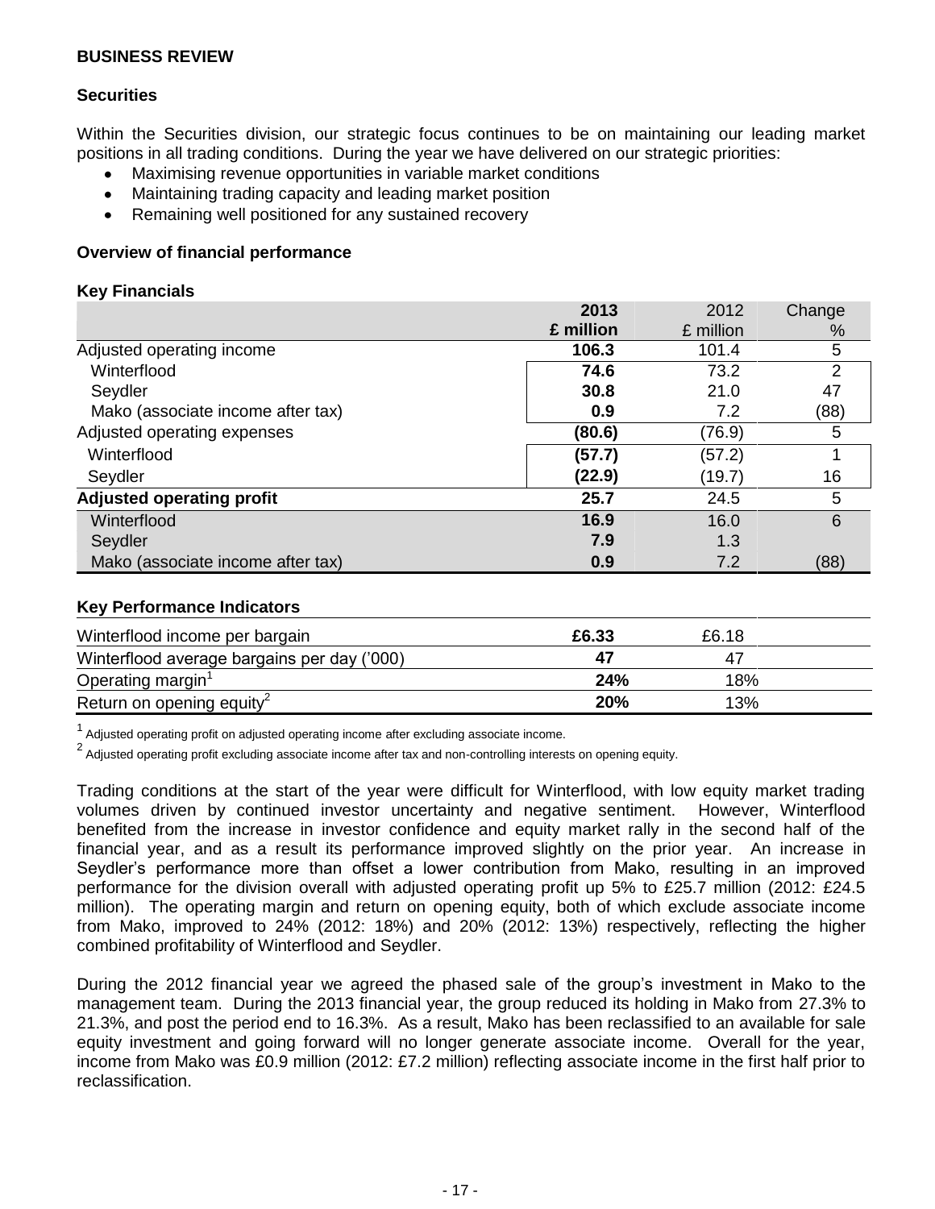## BUSINESS REVIEW

### Securities

Within the Securities division, our strategic focus continues to be on maintaining our leading market positions in all trading conditions. During the year we have delivered on our strategic priorities:

- Maximising revenue opportunities in variable market conditions
- Maintaining trading capacity and leading market position
- Remaining well positioned for any sustained recovery

### Overview of financial performance

**Key Financials**

| | 2013 £ million | 2012 £ million | Change % |
|---|---|---|---|
| Adjusted operating income | **106.3** | 101.4 | 5 |
| Winterflood | **74.6** | 73.2 | 2 |
| Seydler | **30.8** | 21.0 | 47 |
| Mako (associate income after tax) | **0.9** | 7.2 | (88) |
| Adjusted operating expenses | **(80.6)** | (76.9) | 5 |
| Winterflood | **(57.7)** | (57.2) | 1 |
| Seydler | **(22.9)** | (19.7) | 16 |
| **Adjusted operating profit** | **25.7** | 24.5 | 5 |
| Winterflood | **16.9** | 16.0 | 6 |
| Seydler | **7.9** | 1.3 | |
| Mako (associate income after tax) | **0.9** | 7.2 | (88) |

**Key Performance Indicators**

| | 2013 | 2012 |
|---|---|---|
| Winterflood income per bargain | **£6.33** | £6.18 |
| Winterflood average bargains per day ('000) | **47** | 47 |
| Operating margin[1] | **24%** | 18% |
| Return on opening equity[2] | **20%** | 13% |

[1] Adjusted operating profit on adjusted operating income after excluding associate income.

[2] Adjusted operating profit excluding associate income after tax and non-controlling interests on opening equity.

Trading conditions at the start of the year were difficult for Winterflood, with low equity market trading volumes driven by continued investor uncertainty and negative sentiment. However, Winterflood benefited from the increase in investor confidence and equity market rally in the second half of the financial year, and as a result its performance improved slightly on the prior year. An increase in Seydler's performance more than offset a lower contribution from Mako, resulting in an improved performance for the division overall with adjusted operating profit up 5% to £25.7 million (2012: £24.5 million). The operating margin and return on opening equity, both of which exclude associate income from Mako, improved to 24% (2012: 18%) and 20% (2012: 13%) respectively, reflecting the higher combined profitability of Winterflood and Seydler.

During the 2012 financial year we agreed the phased sale of the group's investment in Mako to the management team. During the 2013 financial year, the group reduced its holding in Mako from 27.3% to 21.3%, and post the period end to 16.3%. As a result, Mako has been reclassified to an available for sale equity investment and going forward will no longer generate associate income. Overall for the year, income from Mako was £0.9 million (2012: £7.2 million) reflecting associate income in the first half prior to reclassification.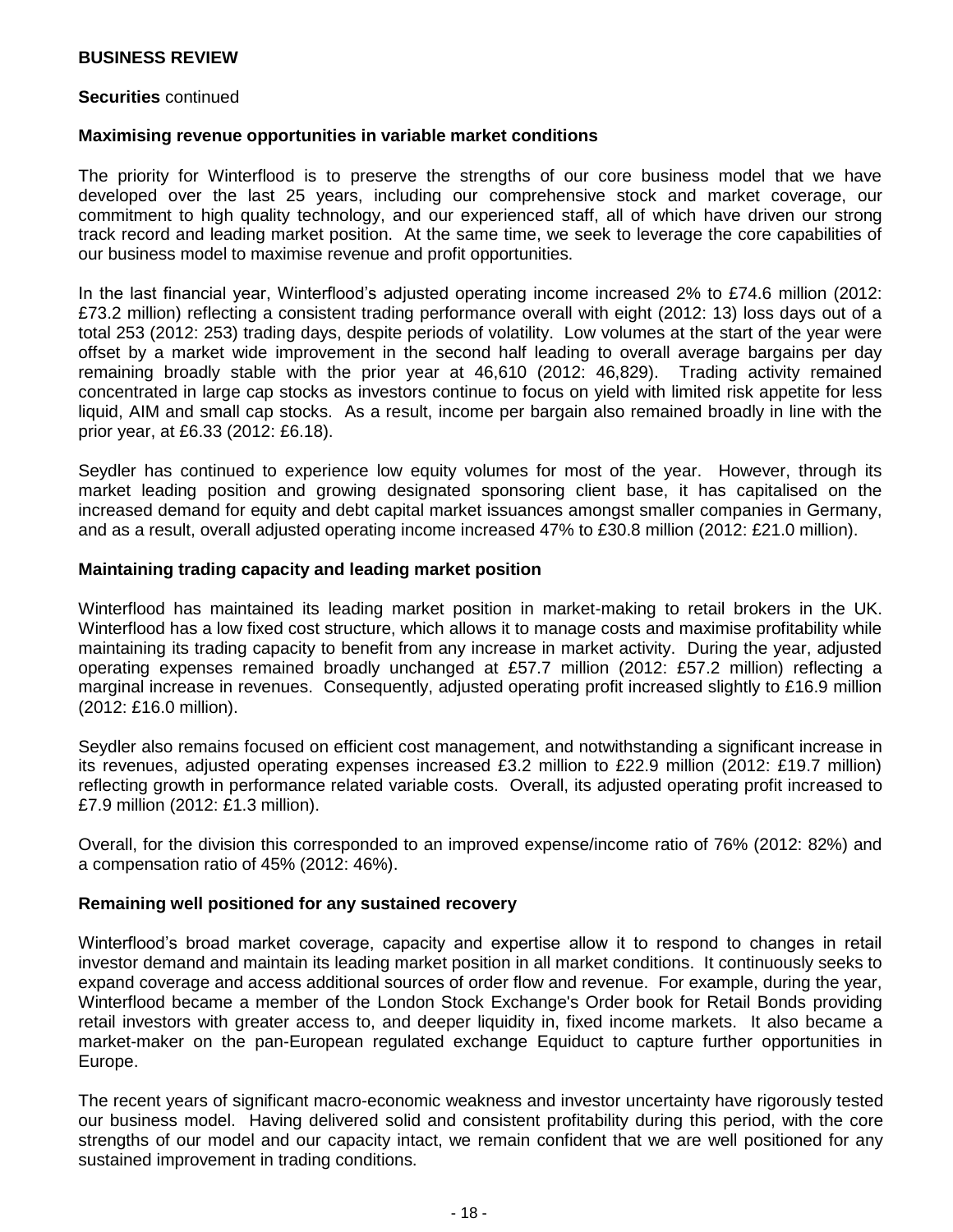**BUSINESS REVIEW**

**Securities** continued

**Maximising revenue opportunities in variable market conditions**

The priority for Winterflood is to preserve the strengths of our core business model that we have developed over the last 25 years, including our comprehensive stock and market coverage, our commitment to high quality technology, and our experienced staff, all of which have driven our strong track record and leading market position. At the same time, we seek to leverage the core capabilities of our business model to maximise revenue and profit opportunities.

In the last financial year, Winterflood's adjusted operating income increased 2% to £74.6 million (2012: £73.2 million) reflecting a consistent trading performance overall with eight (2012: 13) loss days out of a total 253 (2012: 253) trading days, despite periods of volatility. Low volumes at the start of the year were offset by a market wide improvement in the second half leading to overall average bargains per day remaining broadly stable with the prior year at 46,610 (2012: 46,829). Trading activity remained concentrated in large cap stocks as investors continue to focus on yield with limited risk appetite for less liquid, AIM and small cap stocks. As a result, income per bargain also remained broadly in line with the prior year, at £6.33 (2012: £6.18).

Seydler has continued to experience low equity volumes for most of the year. However, through its market leading position and growing designated sponsoring client base, it has capitalised on the increased demand for equity and debt capital market issuances amongst smaller companies in Germany, and as a result, overall adjusted operating income increased 47% to £30.8 million (2012: £21.0 million).

**Maintaining trading capacity and leading market position**

Winterflood has maintained its leading market position in market-making to retail brokers in the UK. Winterflood has a low fixed cost structure, which allows it to manage costs and maximise profitability while maintaining its trading capacity to benefit from any increase in market activity. During the year, adjusted operating expenses remained broadly unchanged at £57.7 million (2012: £57.2 million) reflecting a marginal increase in revenues. Consequently, adjusted operating profit increased slightly to £16.9 million (2012: £16.0 million).

Seydler also remains focused on efficient cost management, and notwithstanding a significant increase in its revenues, adjusted operating expenses increased £3.2 million to £22.9 million (2012: £19.7 million) reflecting growth in performance related variable costs. Overall, its adjusted operating profit increased to £7.9 million (2012: £1.3 million).

Overall, for the division this corresponded to an improved expense/income ratio of 76% (2012: 82%) and a compensation ratio of 45% (2012: 46%).

**Remaining well positioned for any sustained recovery**

Winterflood's broad market coverage, capacity and expertise allow it to respond to changes in retail investor demand and maintain its leading market position in all market conditions. It continuously seeks to expand coverage and access additional sources of order flow and revenue. For example, during the year, Winterflood became a member of the London Stock Exchange's Order book for Retail Bonds providing retail investors with greater access to, and deeper liquidity in, fixed income markets. It also became a market-maker on the pan-European regulated exchange Equiduct to capture further opportunities in Europe.

The recent years of significant macro-economic weakness and investor uncertainty have rigorously tested our business model. Having delivered solid and consistent profitability during this period, with the core strengths of our model and our capacity intact, we remain confident that we are well positioned for any sustained improvement in trading conditions.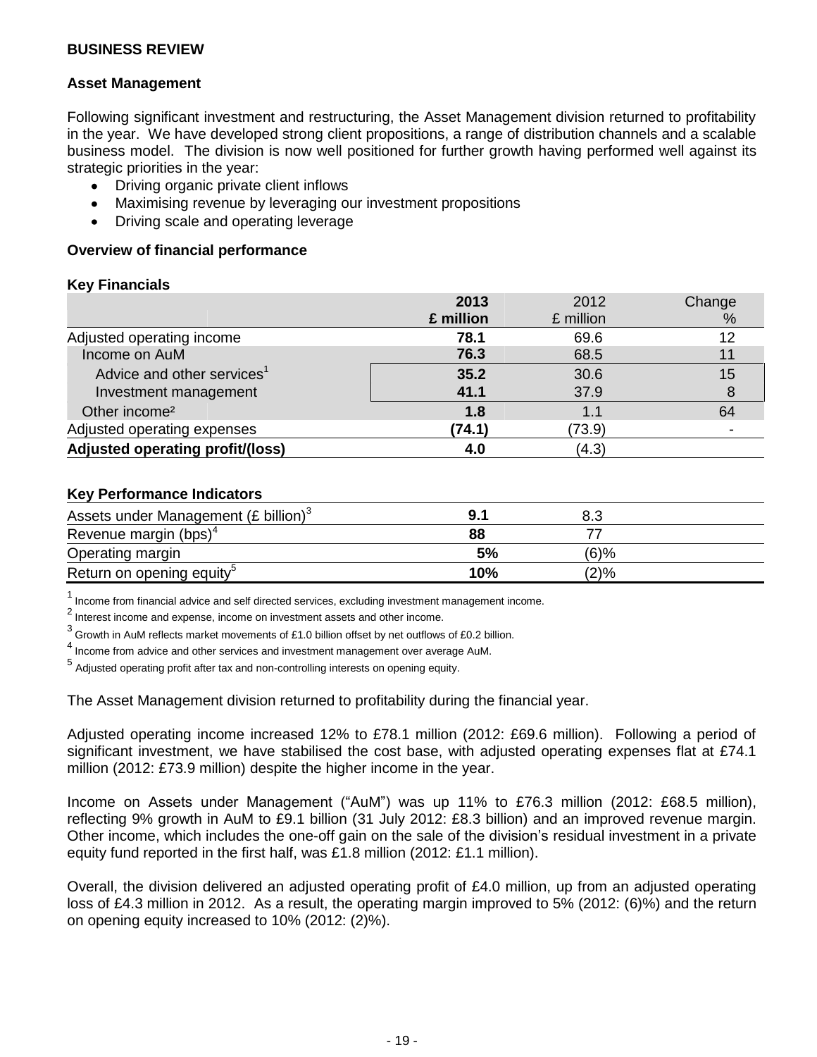## BUSINESS REVIEW

### Asset Management

Following significant investment and restructuring, the Asset Management division returned to profitability in the year. We have developed strong client propositions, a range of distribution channels and a scalable business model. The division is now well positioned for further growth having performed well against its strategic priorities in the year:

- Driving organic private client inflows
- Maximising revenue by leveraging our investment propositions
- Driving scale and operating leverage

### Overview of financial performance

**Key Financials**

| | **2013 £ million** | 2012 £ million | Change % |
|---|---|---|---|
| Adjusted operating income | **78.1** | 69.6 | 12 |
| Income on AuM | **76.3** | 68.5 | 11 |
| Advice and other services[1] | **35.2** | 30.6 | 15 |
| Investment management | **41.1** | 37.9 | 8 |
| Other income[2] | **1.8** | 1.1 | 64 |
| Adjusted operating expenses | **(74.1)** | (73.9) | - |
| **Adjusted operating profit/(loss)** | **4.0** | (4.3) | |

**Key Performance Indicators**

| | **2013** | 2012 |
|---|---|---|
| Assets under Management (£ billion)[3] | **9.1** | 8.3 |
| Revenue margin (bps)[4] | **88** | 77 |
| Operating margin | **5%** | (6)% |
| Return on opening equity[5] | **10%** | (2)% |

[1] Income from financial advice and self directed services, excluding investment management income.
[2] Interest income and expense, income on investment assets and other income.
[3] Growth in AuM reflects market movements of £1.0 billion offset by net outflows of £0.2 billion.
[4] Income from advice and other services and investment management over average AuM.
[5] Adjusted operating profit after tax and non-controlling interests on opening equity.

The Asset Management division returned to profitability during the financial year.

Adjusted operating income increased 12% to £78.1 million (2012: £69.6 million). Following a period of significant investment, we have stabilised the cost base, with adjusted operating expenses flat at £74.1 million (2012: £73.9 million) despite the higher income in the year.

Income on Assets under Management ("AuM") was up 11% to £76.3 million (2012: £68.5 million), reflecting 9% growth in AuM to £9.1 billion (31 July 2012: £8.3 billion) and an improved revenue margin. Other income, which includes the one-off gain on the sale of the division's residual investment in a private equity fund reported in the first half, was £1.8 million (2012: £1.1 million).

Overall, the division delivered an adjusted operating profit of £4.0 million, up from an adjusted operating loss of £4.3 million in 2012. As a result, the operating margin improved to 5% (2012: (6)%) and the return on opening equity increased to 10% (2012: (2)%).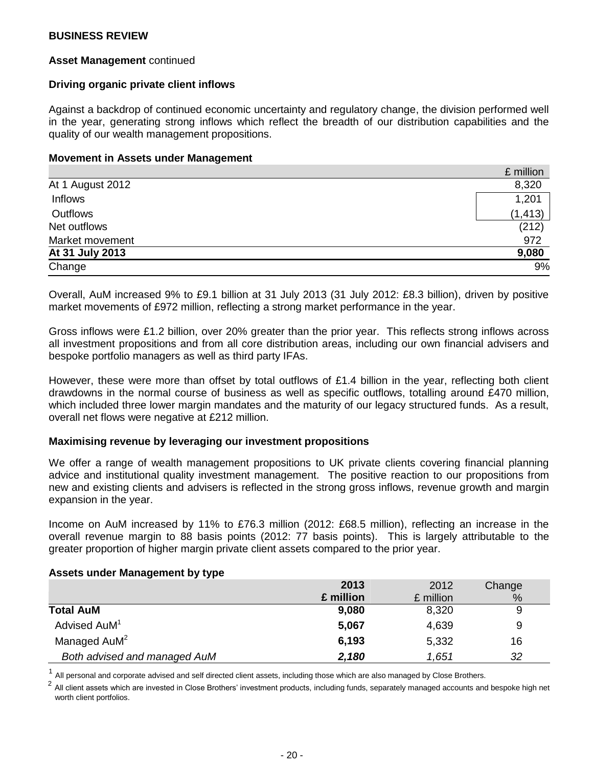**BUSINESS REVIEW**

**Asset Management** continued

**Driving organic private client inflows**

Against a backdrop of continued economic uncertainty and regulatory change, the division performed well in the year, generating strong inflows which reflect the breadth of our distribution capabilities and the quality of our wealth management propositions.

**Movement in Assets under Management**

| | £ million |
|---|---|
| At 1 August 2012 | 8,320 |
| Inflows | 1,201 |
| Outflows | (1,413) |
| Net outflows | (212) |
| Market movement | 972 |
| **At 31 July 2013** | **9,080** |
| Change | 9% |

Overall, AuM increased 9% to £9.1 billion at 31 July 2013 (31 July 2012: £8.3 billion), driven by positive market movements of £972 million, reflecting a strong market performance in the year.

Gross inflows were £1.2 billion, over 20% greater than the prior year. This reflects strong inflows across all investment propositions and from all core distribution areas, including our own financial advisers and bespoke portfolio managers as well as third party IFAs.

However, these were more than offset by total outflows of £1.4 billion in the year, reflecting both client drawdowns in the normal course of business as well as specific outflows, totalling around £470 million, which included three lower margin mandates and the maturity of our legacy structured funds. As a result, overall net flows were negative at £212 million.

**Maximising revenue by leveraging our investment propositions**

We offer a range of wealth management propositions to UK private clients covering financial planning advice and institutional quality investment management. The positive reaction to our propositions from new and existing clients and advisers is reflected in the strong gross inflows, revenue growth and margin expansion in the year.

Income on AuM increased by 11% to £76.3 million (2012: £68.5 million), reflecting an increase in the overall revenue margin to 88 basis points (2012: 77 basis points). This is largely attributable to the greater proportion of higher margin private client assets compared to the prior year.

**Assets under Management by type**

| | **2013 £ million** | 2012 £ million | Change % |
|---|---|---|---|
| **Total AuM** | **9,080** | 8,320 | 9 |
| Advised AuM[1] | **5,067** | 4,639 | 9 |
| Managed AuM[2] | **6,193** | 5,332 | 16 |
| *Both advised and managed AuM* | ***2,180*** | *1,651* | *32* |

[1] All personal and corporate advised and self directed client assets, including those which are also managed by Close Brothers.

[2] All client assets which are invested in Close Brothers' investment products, including funds, separately managed accounts and bespoke high net worth client portfolios.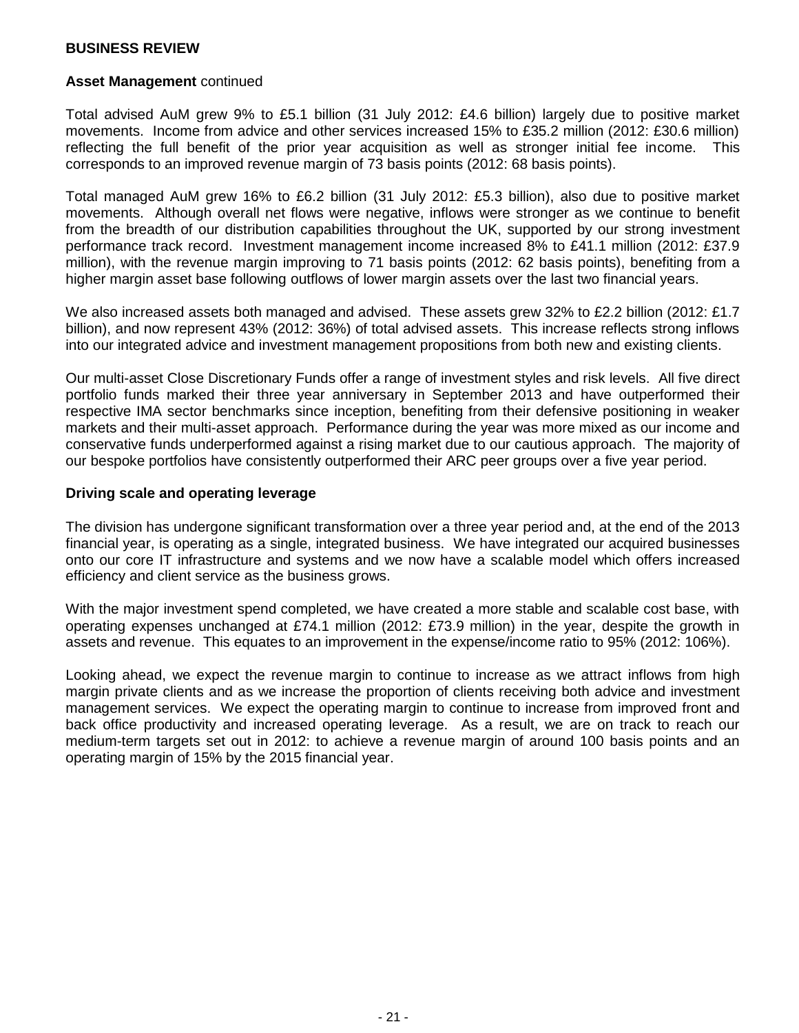**BUSINESS REVIEW**

**Asset Management** continued

Total advised AuM grew 9% to £5.1 billion (31 July 2012: £4.6 billion) largely due to positive market movements. Income from advice and other services increased 15% to £35.2 million (2012: £30.6 million) reflecting the full benefit of the prior year acquisition as well as stronger initial fee income. This corresponds to an improved revenue margin of 73 basis points (2012: 68 basis points).

Total managed AuM grew 16% to £6.2 billion (31 July 2012: £5.3 billion), also due to positive market movements. Although overall net flows were negative, inflows were stronger as we continue to benefit from the breadth of our distribution capabilities throughout the UK, supported by our strong investment performance track record. Investment management income increased 8% to £41.1 million (2012: £37.9 million), with the revenue margin improving to 71 basis points (2012: 62 basis points), benefiting from a higher margin asset base following outflows of lower margin assets over the last two financial years.

We also increased assets both managed and advised. These assets grew 32% to £2.2 billion (2012: £1.7 billion), and now represent 43% (2012: 36%) of total advised assets. This increase reflects strong inflows into our integrated advice and investment management propositions from both new and existing clients.

Our multi-asset Close Discretionary Funds offer a range of investment styles and risk levels. All five direct portfolio funds marked their three year anniversary in September 2013 and have outperformed their respective IMA sector benchmarks since inception, benefiting from their defensive positioning in weaker markets and their multi-asset approach. Performance during the year was more mixed as our income and conservative funds underperformed against a rising market due to our cautious approach. The majority of our bespoke portfolios have consistently outperformed their ARC peer groups over a five year period.

**Driving scale and operating leverage**

The division has undergone significant transformation over a three year period and, at the end of the 2013 financial year, is operating as a single, integrated business. We have integrated our acquired businesses onto our core IT infrastructure and systems and we now have a scalable model which offers increased efficiency and client service as the business grows.

With the major investment spend completed, we have created a more stable and scalable cost base, with operating expenses unchanged at £74.1 million (2012: £73.9 million) in the year, despite the growth in assets and revenue. This equates to an improvement in the expense/income ratio to 95% (2012: 106%).

Looking ahead, we expect the revenue margin to continue to increase as we attract inflows from high margin private clients and as we increase the proportion of clients receiving both advice and investment management services. We expect the operating margin to continue to increase from improved front and back office productivity and increased operating leverage. As a result, we are on track to reach our medium-term targets set out in 2012: to achieve a revenue margin of around 100 basis points and an operating margin of 15% by the 2015 financial year.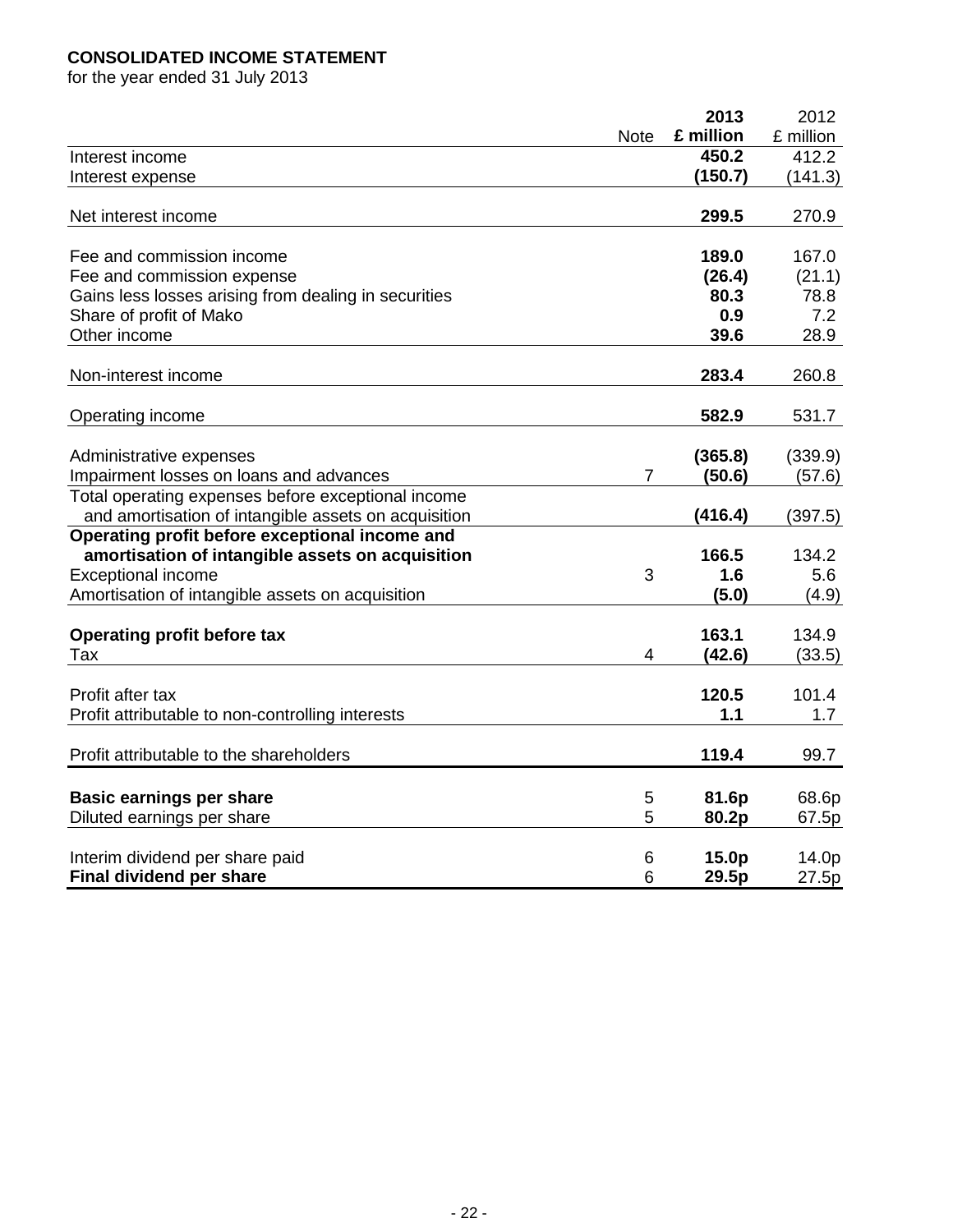**CONSOLIDATED INCOME STATEMENT**
for the year ended 31 July 2013

| | Note | **2013 £ million** | 2012 £ million |
|---|---|---|---|
| Interest income | | **450.2** | 412.2 |
| Interest expense | | **(150.7)** | (141.3) |
| Net interest income | | **299.5** | 270.9 |
| Fee and commission income | | **189.0** | 167.0 |
| Fee and commission expense | | **(26.4)** | (21.1) |
| Gains less losses arising from dealing in securities | | **80.3** | 78.8 |
| Share of profit of Mako | | **0.9** | 7.2 |
| Other income | | **39.6** | 28.9 |
| Non-interest income | | **283.4** | 260.8 |
| Operating income | | **582.9** | 531.7 |
| Administrative expenses | | **(365.8)** | (339.9) |
| Impairment losses on loans and advances | 7 | **(50.6)** | (57.6) |
| Total operating expenses before exceptional income and amortisation of intangible assets on acquisition | | **(416.4)** | (397.5) |
| **Operating profit before exceptional income and amortisation of intangible assets on acquisition** | | **166.5** | 134.2 |
| Exceptional income | 3 | **1.6** | 5.6 |
| Amortisation of intangible assets on acquisition | | **(5.0)** | (4.9) |
| **Operating profit before tax** | | **163.1** | 134.9 |
| Tax | 4 | **(42.6)** | (33.5) |
| Profit after tax | | **120.5** | 101.4 |
| Profit attributable to non-controlling interests | | **1.1** | 1.7 |
| Profit attributable to the shareholders | | **119.4** | 99.7 |
| **Basic earnings per share** | 5 | **81.6p** | 68.6p |
| Diluted earnings per share | 5 | **80.2p** | 67.5p |
| Interim dividend per share paid | 6 | **15.0p** | 14.0p |
| **Final dividend per share** | 6 | **29.5p** | 27.5p |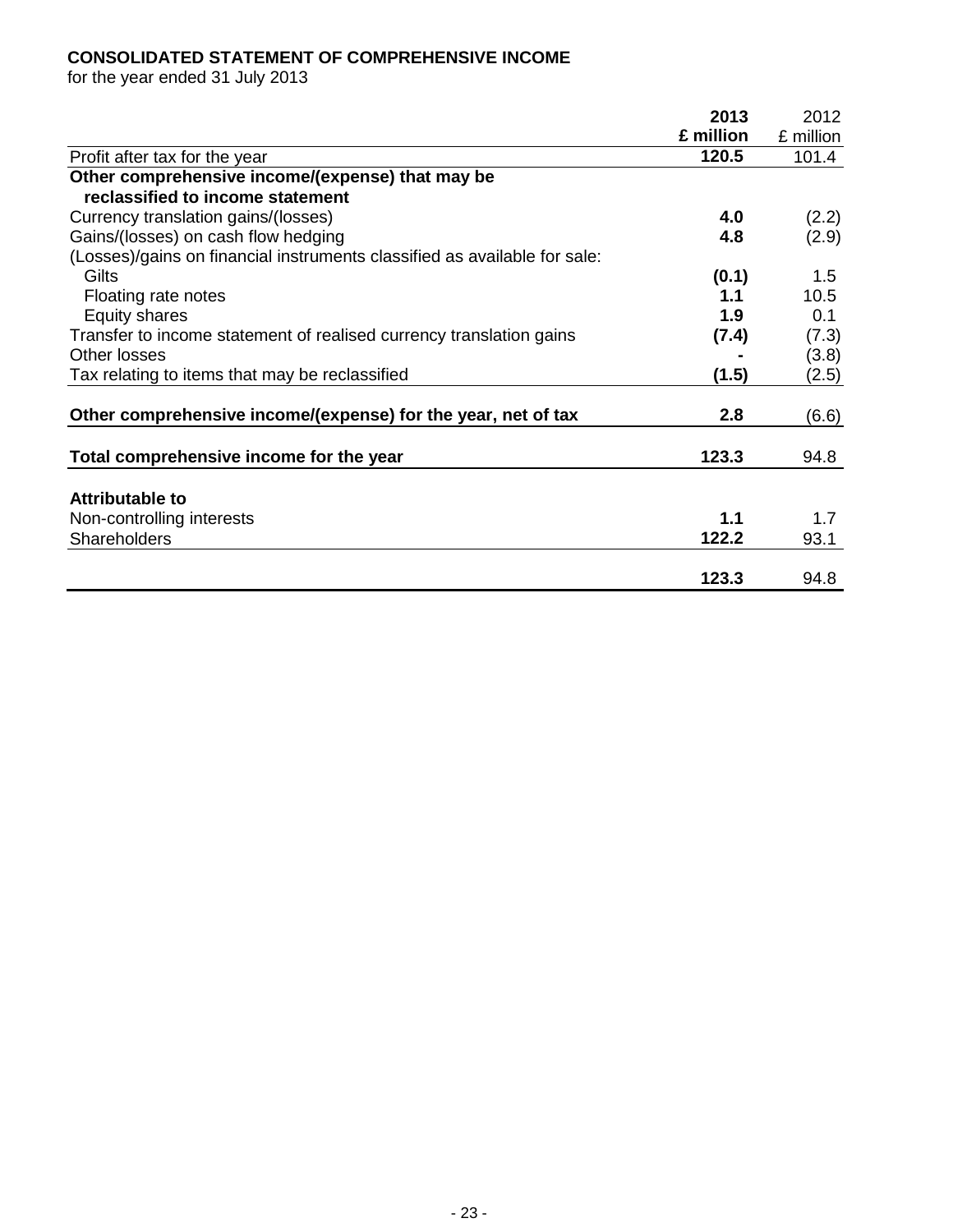**CONSOLIDATED STATEMENT OF COMPREHENSIVE INCOME**
for the year ended 31 July 2013

| | **2013 £ million** | 2012 £ million |
|---|---|---|
| Profit after tax for the year | **120.5** | 101.4 |
| **Other comprehensive income/(expense) that may be reclassified to income statement** | | |
| Currency translation gains/(losses) | **4.0** | (2.2) |
| Gains/(losses) on cash flow hedging | **4.8** | (2.9) |
| (Losses)/gains on financial instruments classified as available for sale: | | |
| Gilts | **(0.1)** | 1.5 |
| Floating rate notes | **1.1** | 10.5 |
| Equity shares | **1.9** | 0.1 |
| Transfer to income statement of realised currency translation gains | **(7.4)** | (7.3) |
| Other losses | **-** | (3.8) |
| Tax relating to items that may be reclassified | **(1.5)** | (2.5) |
| **Other comprehensive income/(expense) for the year, net of tax** | **2.8** | (6.6) |
| **Total comprehensive income for the year** | **123.3** | 94.8 |
| **Attributable to** | | |
| Non-controlling interests | **1.1** | 1.7 |
| Shareholders | **122.2** | 93.1 |
| | **123.3** | 94.8 |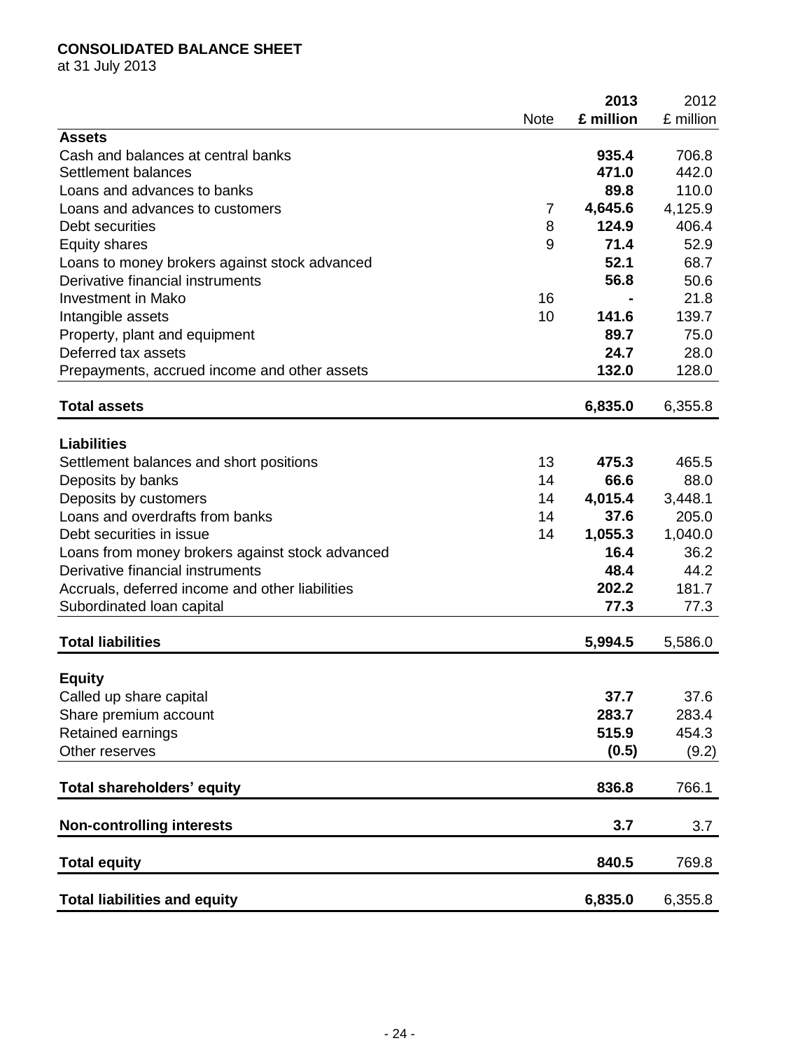**CONSOLIDATED BALANCE SHEET**
at 31 July 2013

| | Note | **2013** | 2012 |
|---|---|---|---|
| | | **£ million** | £ million |
| **Assets** | | | |
| Cash and balances at central banks | | **935.4** | 706.8 |
| Settlement balances | | **471.0** | 442.0 |
| Loans and advances to banks | | **89.8** | 110.0 |
| Loans and advances to customers | 7 | **4,645.6** | 4,125.9 |
| Debt securities | 8 | **124.9** | 406.4 |
| Equity shares | 9 | **71.4** | 52.9 |
| Loans to money brokers against stock advanced | | **52.1** | 68.7 |
| Derivative financial instruments | | **56.8** | 50.6 |
| Investment in Mako | 16 | **-** | 21.8 |
| Intangible assets | 10 | **141.6** | 139.7 |
| Property, plant and equipment | | **89.7** | 75.0 |
| Deferred tax assets | | **24.7** | 28.0 |
| Prepayments, accrued income and other assets | | **132.0** | 128.0 |
| **Total assets** | | **6,835.0** | 6,355.8 |
| **Liabilities** | | | |
| Settlement balances and short positions | 13 | **475.3** | 465.5 |
| Deposits by banks | 14 | **66.6** | 88.0 |
| Deposits by customers | 14 | **4,015.4** | 3,448.1 |
| Loans and overdrafts from banks | 14 | **37.6** | 205.0 |
| Debt securities in issue | 14 | **1,055.3** | 1,040.0 |
| Loans from money brokers against stock advanced | | **16.4** | 36.2 |
| Derivative financial instruments | | **48.4** | 44.2 |
| Accruals, deferred income and other liabilities | | **202.2** | 181.7 |
| Subordinated loan capital | | **77.3** | 77.3 |
| **Total liabilities** | | **5,994.5** | 5,586.0 |
| **Equity** | | | |
| Called up share capital | | **37.7** | 37.6 |
| Share premium account | | **283.7** | 283.4 |
| Retained earnings | | **515.9** | 454.3 |
| Other reserves | | **(0.5)** | (9.2) |
| **Total shareholders' equity** | | **836.8** | 766.1 |
| **Non-controlling interests** | | **3.7** | 3.7 |
| **Total equity** | | **840.5** | 769.8 |
| **Total liabilities and equity** | | **6,835.0** | 6,355.8 |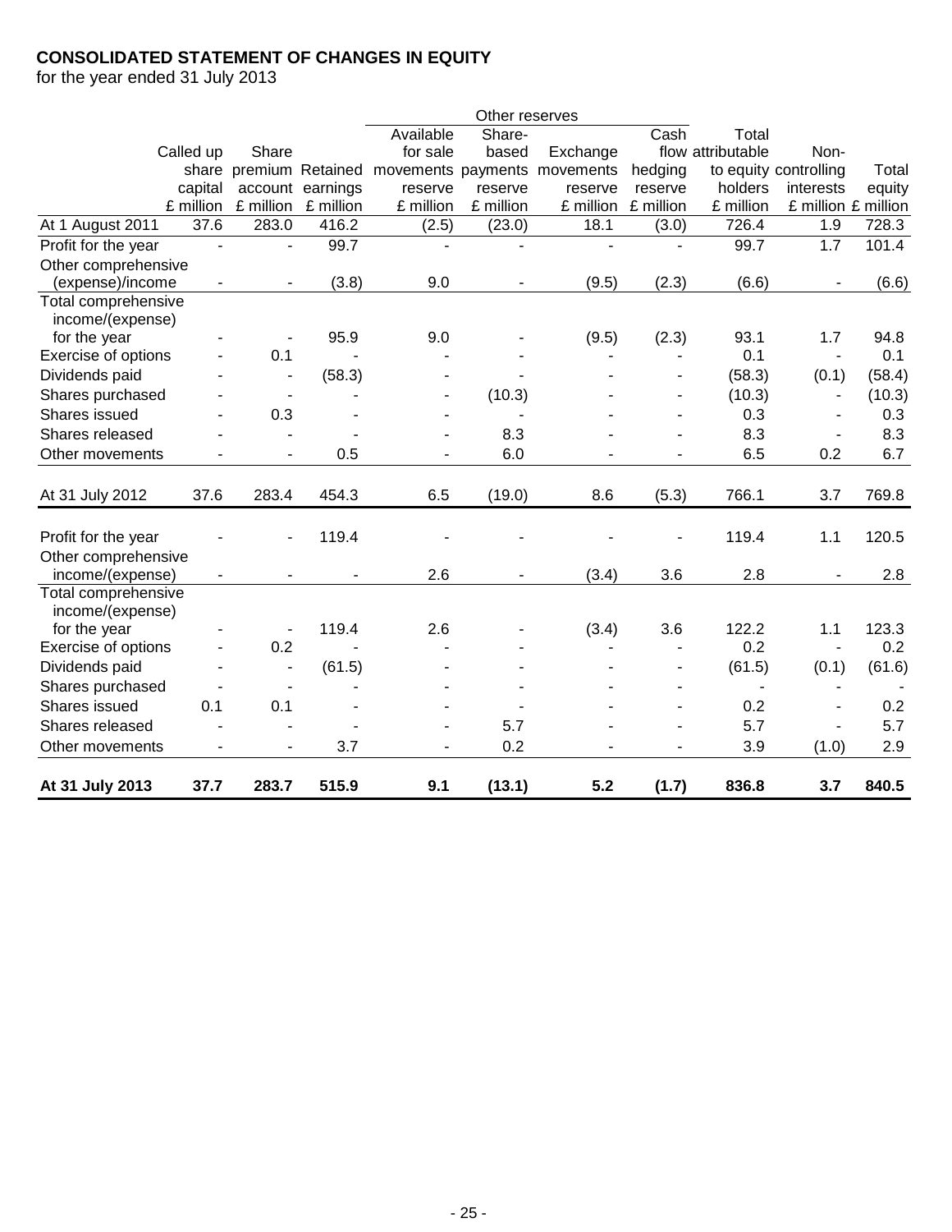**CONSOLIDATED STATEMENT OF CHANGES IN EQUITY**
for the year ended 31 July 2013

| | | | | Other reserves | | | | | | |
|---|---|---|---|---|---|---|---|---|---|---|
| | Called up share capital £ million | Share premium account £ million | Retained earnings £ million | Available for sale movements reserve £ million | Share-based payments reserve £ million | Exchange movements reserve £ million | Cash flow hedging reserve £ million | Total attributable to equity holders £ million | Non-controlling interests £ million | Total equity £ million |
| At 1 August 2011 | 37.6 | 283.0 | 416.2 | (2.5) | (23.0) | 18.1 | (3.0) | 726.4 | 1.9 | 728.3 |
| Profit for the year | - | - | 99.7 | - | - | - | - | 99.7 | 1.7 | 101.4 |
| Other comprehensive (expense)/income | - | - | (3.8) | 9.0 | - | (9.5) | (2.3) | (6.6) | - | (6.6) |
| Total comprehensive income/(expense) for the year | - | - | 95.9 | 9.0 | - | (9.5) | (2.3) | 93.1 | 1.7 | 94.8 |
| Exercise of options | - | 0.1 | - | - | - | - | - | 0.1 | - | 0.1 |
| Dividends paid | - | - | (58.3) | - | - | - | - | (58.3) | (0.1) | (58.4) |
| Shares purchased | - | - | - | - | (10.3) | - | - | (10.3) | - | (10.3) |
| Shares issued | - | 0.3 | - | - | - | - | - | 0.3 | - | 0.3 |
| Shares released | - | - | - | - | 8.3 | - | - | 8.3 | - | 8.3 |
| Other movements | - | - | 0.5 | - | 6.0 | - | - | 6.5 | 0.2 | 6.7 |
| At 31 July 2012 | 37.6 | 283.4 | 454.3 | 6.5 | (19.0) | 8.6 | (5.3) | 766.1 | 3.7 | 769.8 |
| Profit for the year | - | - | 119.4 | - | - | - | - | 119.4 | 1.1 | 120.5 |
| Other comprehensive income/(expense) | - | - | - | 2.6 | - | (3.4) | 3.6 | 2.8 | - | 2.8 |
| Total comprehensive income/(expense) for the year | - | - | 119.4 | 2.6 | - | (3.4) | 3.6 | 122.2 | 1.1 | 123.3 |
| Exercise of options | - | 0.2 | - | - | - | - | - | 0.2 | - | 0.2 |
| Dividends paid | - | - | (61.5) | - | - | - | - | (61.5) | (0.1) | (61.6) |
| Shares purchased | - | - | - | - | - | - | - | - | - | - |
| Shares issued | 0.1 | 0.1 | - | - | - | - | - | 0.2 | - | 0.2 |
| Shares released | - | - | - | - | 5.7 | - | - | 5.7 | - | 5.7 |
| Other movements | - | - | 3.7 | - | 0.2 | - | - | 3.9 | (1.0) | 2.9 |
| **At 31 July 2013** | **37.7** | **283.7** | **515.9** | **9.1** | **(13.1)** | **5.2** | **(1.7)** | **836.8** | **3.7** | **840.5** |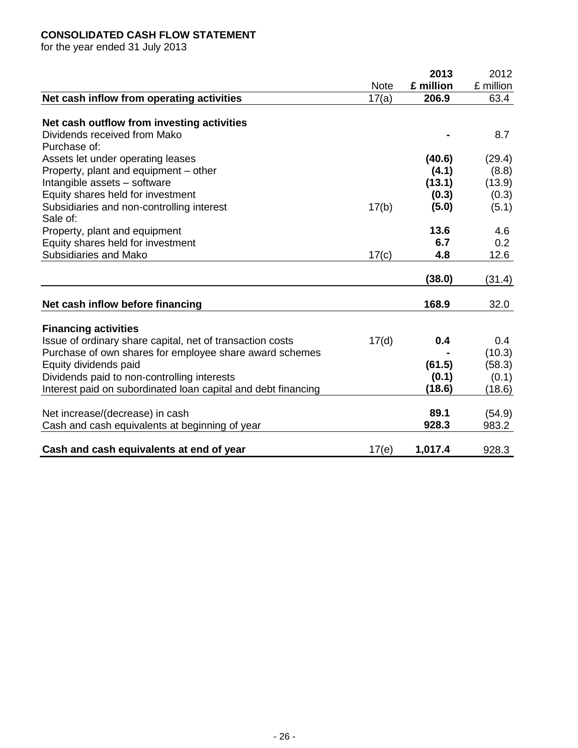**CONSOLIDATED CASH FLOW STATEMENT**
for the year ended 31 July 2013

| | Note | **2013 £ million** | 2012 £ million |
|---|---|---|---|
| **Net cash inflow from operating activities** | 17(a) | **206.9** | 63.4 |
| | | | |
| **Net cash outflow from investing activities** | | | |
| Dividends received from Mako | | **-** | 8.7 |
| Purchase of: | | | |
| Assets let under operating leases | | **(40.6)** | (29.4) |
| Property, plant and equipment – other | | **(4.1)** | (8.8) |
| Intangible assets – software | | **(13.1)** | (13.9) |
| Equity shares held for investment | | **(0.3)** | (0.3) |
| Subsidiaries and non-controlling interest | 17(b) | **(5.0)** | (5.1) |
| Sale of: | | | |
| Property, plant and equipment | | **13.6** | 4.6 |
| Equity shares held for investment | | **6.7** | 0.2 |
| Subsidiaries and Mako | 17(c) | **4.8** | 12.6 |
| | | **(38.0)** | (31.4) |
| | | | |
| **Net cash inflow before financing** | | **168.9** | 32.0 |
| | | | |
| **Financing activities** | | | |
| Issue of ordinary share capital, net of transaction costs | 17(d) | **0.4** | 0.4 |
| Purchase of own shares for employee share award schemes | | **-** | (10.3) |
| Equity dividends paid | | **(61.5)** | (58.3) |
| Dividends paid to non-controlling interests | | **(0.1)** | (0.1) |
| Interest paid on subordinated loan capital and debt financing | | **(18.6)** | (18.6) |
| | | | |
| Net increase/(decrease) in cash | | **89.1** | (54.9) |
| Cash and cash equivalents at beginning of year | | **928.3** | 983.2 |
| | | | |
| **Cash and cash equivalents at end of year** | 17(e) | **1,017.4** | 928.3 |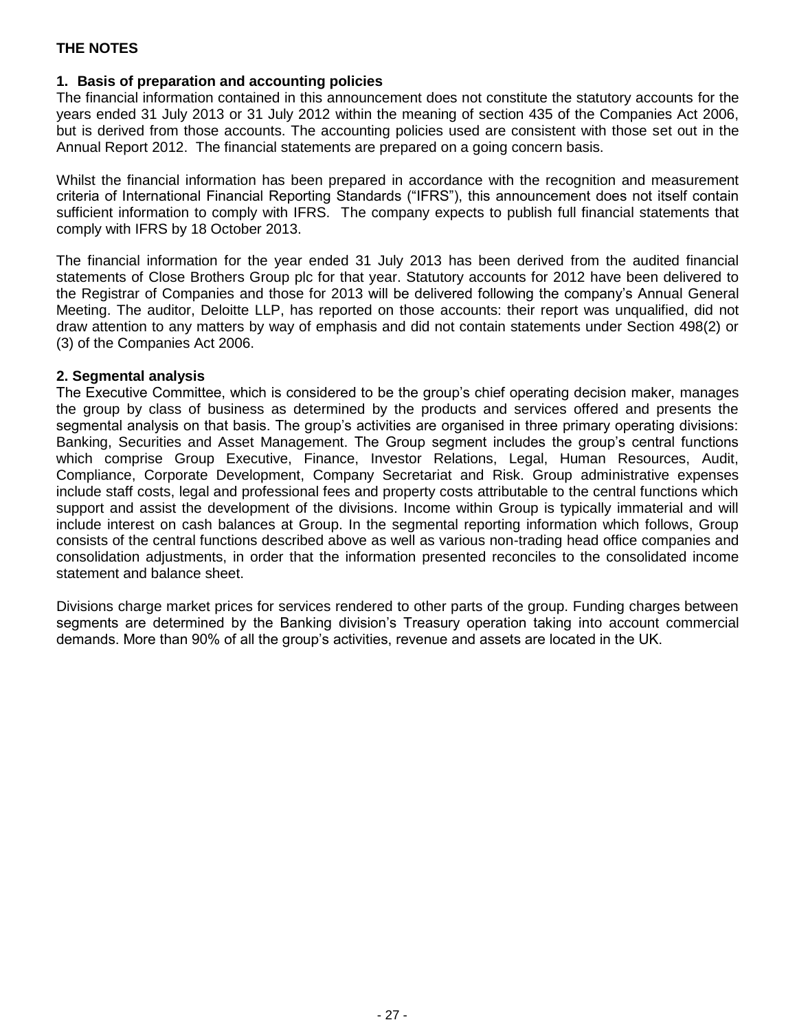# THE NOTES

## 1. Basis of preparation and accounting policies

The financial information contained in this announcement does not constitute the statutory accounts for the years ended 31 July 2013 or 31 July 2012 within the meaning of section 435 of the Companies Act 2006, but is derived from those accounts. The accounting policies used are consistent with those set out in the Annual Report 2012. The financial statements are prepared on a going concern basis.

Whilst the financial information has been prepared in accordance with the recognition and measurement criteria of International Financial Reporting Standards ("IFRS"), this announcement does not itself contain sufficient information to comply with IFRS. The company expects to publish full financial statements that comply with IFRS by 18 October 2013.

The financial information for the year ended 31 July 2013 has been derived from the audited financial statements of Close Brothers Group plc for that year. Statutory accounts for 2012 have been delivered to the Registrar of Companies and those for 2013 will be delivered following the company's Annual General Meeting. The auditor, Deloitte LLP, has reported on those accounts: their report was unqualified, did not draw attention to any matters by way of emphasis and did not contain statements under Section 498(2) or (3) of the Companies Act 2006.

## 2. Segmental analysis

The Executive Committee, which is considered to be the group's chief operating decision maker, manages the group by class of business as determined by the products and services offered and presents the segmental analysis on that basis. The group's activities are organised in three primary operating divisions: Banking, Securities and Asset Management. The Group segment includes the group's central functions which comprise Group Executive, Finance, Investor Relations, Legal, Human Resources, Audit, Compliance, Corporate Development, Company Secretariat and Risk. Group administrative expenses include staff costs, legal and professional fees and property costs attributable to the central functions which support and assist the development of the divisions. Income within Group is typically immaterial and will include interest on cash balances at Group. In the segmental reporting information which follows, Group consists of the central functions described above as well as various non-trading head office companies and consolidation adjustments, in order that the information presented reconciles to the consolidated income statement and balance sheet.

Divisions charge market prices for services rendered to other parts of the group. Funding charges between segments are determined by the Banking division's Treasury operation taking into account commercial demands. More than 90% of all the group's activities, revenue and assets are located in the UK.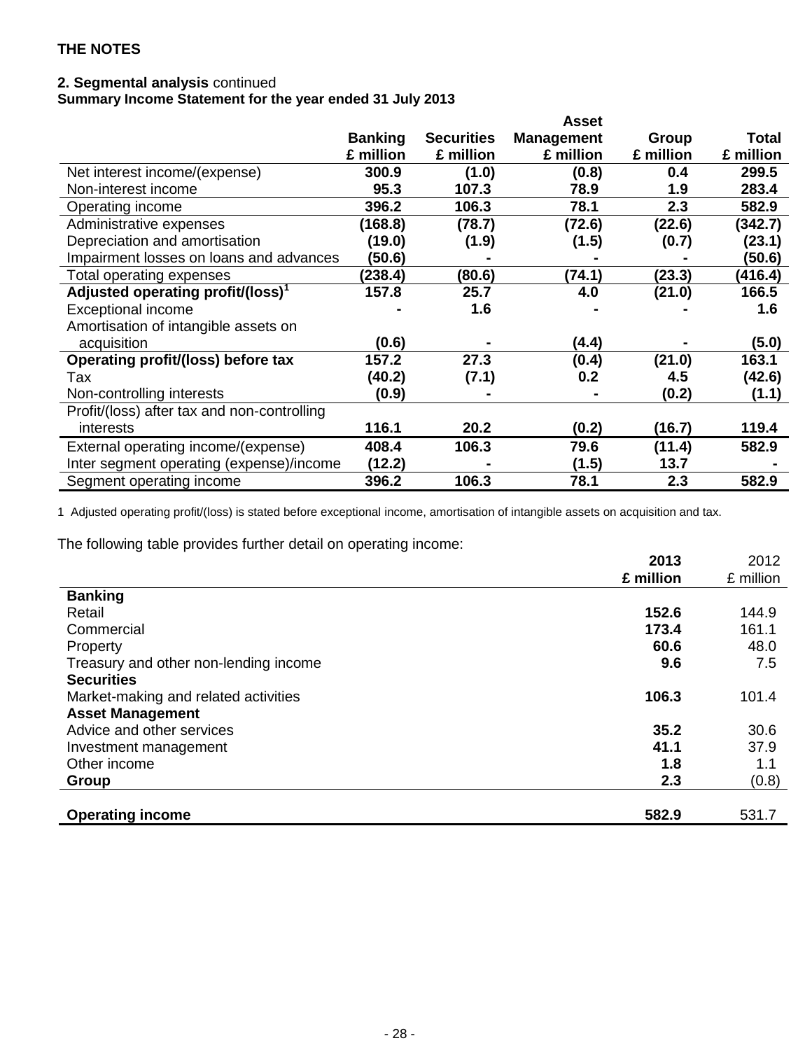**THE NOTES**

**2. Segmental analysis** continued

**Summary Income Statement for the year ended 31 July 2013**

| | Banking £ million | Securities £ million | Asset Management £ million | Group £ million | Total £ million |
|---|---|---|---|---|---|
| Net interest income/(expense) | **300.9** | **(1.0)** | **(0.8)** | **0.4** | **299.5** |
| Non-interest income | **95.3** | **107.3** | **78.9** | **1.9** | **283.4** |
| Operating income | **396.2** | **106.3** | **78.1** | **2.3** | **582.9** |
| Administrative expenses | **(168.8)** | **(78.7)** | **(72.6)** | **(22.6)** | **(342.7)** |
| Depreciation and amortisation | **(19.0)** | **(1.9)** | **(1.5)** | **(0.7)** | **(23.1)** |
| Impairment losses on loans and advances | **(50.6)** | **-** | **-** | **-** | **(50.6)** |
| Total operating expenses | **(238.4)** | **(80.6)** | **(74.1)** | **(23.3)** | **(416.4)** |
| **Adjusted operating profit/(loss)[1]** | **157.8** | **25.7** | **4.0** | **(21.0)** | **166.5** |
| Exceptional income | **-** | **1.6** | **-** | **-** | **1.6** |
| Amortisation of intangible assets on acquisition | **(0.6)** | **-** | **(4.4)** | **-** | **(5.0)** |
| **Operating profit/(loss) before tax** | **157.2** | **27.3** | **(0.4)** | **(21.0)** | **163.1** |
| Tax | **(40.2)** | **(7.1)** | **0.2** | **4.5** | **(42.6)** |
| Non-controlling interests | **(0.9)** | **-** | **-** | **(0.2)** | **(1.1)** |
| Profit/(loss) after tax and non-controlling interests | **116.1** | **20.2** | **(0.2)** | **(16.7)** | **119.4** |
| External operating income/(expense) | **408.4** | **106.3** | **79.6** | **(11.4)** | **582.9** |
| Inter segment operating (expense)/income | **(12.2)** | **-** | **(1.5)** | **13.7** | **-** |
| Segment operating income | **396.2** | **106.3** | **78.1** | **2.3** | **582.9** |

1 Adjusted operating profit/(loss) is stated before exceptional income, amortisation of intangible assets on acquisition and tax.

The following table provides further detail on operating income:

| | **2013 £ million** | 2012 £ million |
|---|---|---|
| **Banking** | | |
| Retail | **152.6** | 144.9 |
| Commercial | **173.4** | 161.1 |
| Property | **60.6** | 48.0 |
| Treasury and other non-lending income | **9.6** | 7.5 |
| **Securities** | | |
| Market-making and related activities | **106.3** | 101.4 |
| **Asset Management** | | |
| Advice and other services | **35.2** | 30.6 |
| Investment management | **41.1** | 37.9 |
| Other income | **1.8** | 1.1 |
| **Group** | **2.3** | (0.8) |
| **Operating income** | **582.9** | 531.7 |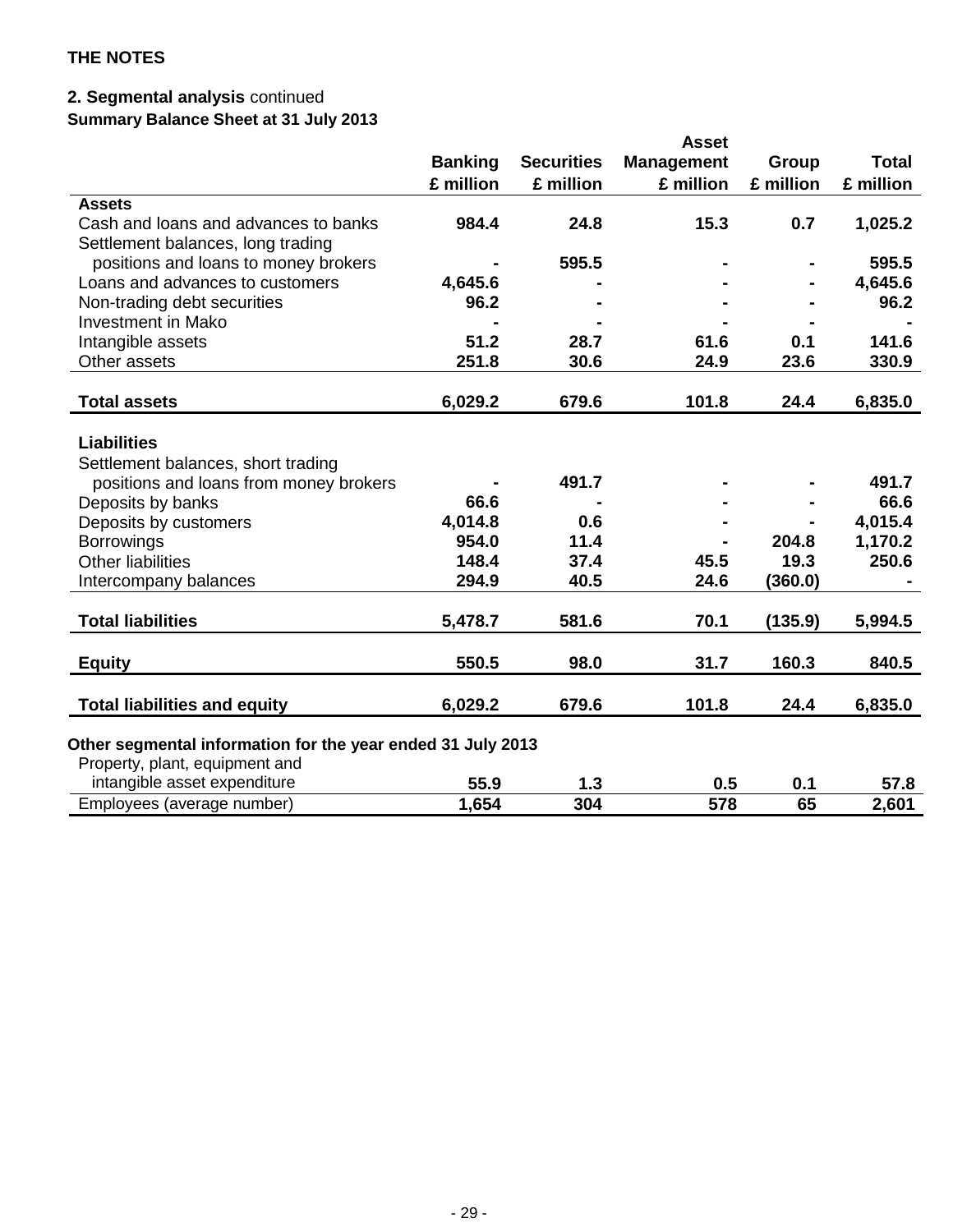**THE NOTES**

**2. Segmental analysis** continued

**Summary Balance Sheet at 31 July 2013**

| | Banking £ million | Securities £ million | Asset Management £ million | Group £ million | Total £ million |
|---|---|---|---|---|---|
| **Assets** | | | | | |
| Cash and loans and advances to banks | 984.4 | 24.8 | 15.3 | 0.7 | 1,025.2 |
| Settlement balances, long trading positions and loans to money brokers | - | 595.5 | - | - | 595.5 |
| Loans and advances to customers | 4,645.6 | - | - | - | 4,645.6 |
| Non-trading debt securities | 96.2 | - | - | - | 96.2 |
| Investment in Mako | - | - | - | - | - |
| Intangible assets | 51.2 | 28.7 | 61.6 | 0.1 | 141.6 |
| Other assets | 251.8 | 30.6 | 24.9 | 23.6 | 330.9 |
| **Total assets** | **6,029.2** | **679.6** | **101.8** | **24.4** | **6,835.0** |
| **Liabilities** | | | | | |
| Settlement balances, short trading positions and loans from money brokers | - | 491.7 | - | - | 491.7 |
| Deposits by banks | 66.6 | - | - | - | 66.6 |
| Deposits by customers | 4,014.8 | 0.6 | - | - | 4,015.4 |
| Borrowings | 954.0 | 11.4 | - | 204.8 | 1,170.2 |
| Other liabilities | 148.4 | 37.4 | 45.5 | 19.3 | 250.6 |
| Intercompany balances | 294.9 | 40.5 | 24.6 | (360.0) | - |
| **Total liabilities** | **5,478.7** | **581.6** | **70.1** | **(135.9)** | **5,994.5** |
| **Equity** | **550.5** | **98.0** | **31.7** | **160.3** | **840.5** |
| **Total liabilities and equity** | **6,029.2** | **679.6** | **101.8** | **24.4** | **6,835.0** |
| **Other segmental information for the year ended 31 July 2013** | | | | | |
| Property, plant, equipment and intangible asset expenditure | 55.9 | 1.3 | 0.5 | 0.1 | 57.8 |
| Employees (average number) | 1,654 | 304 | 578 | 65 | 2,601 |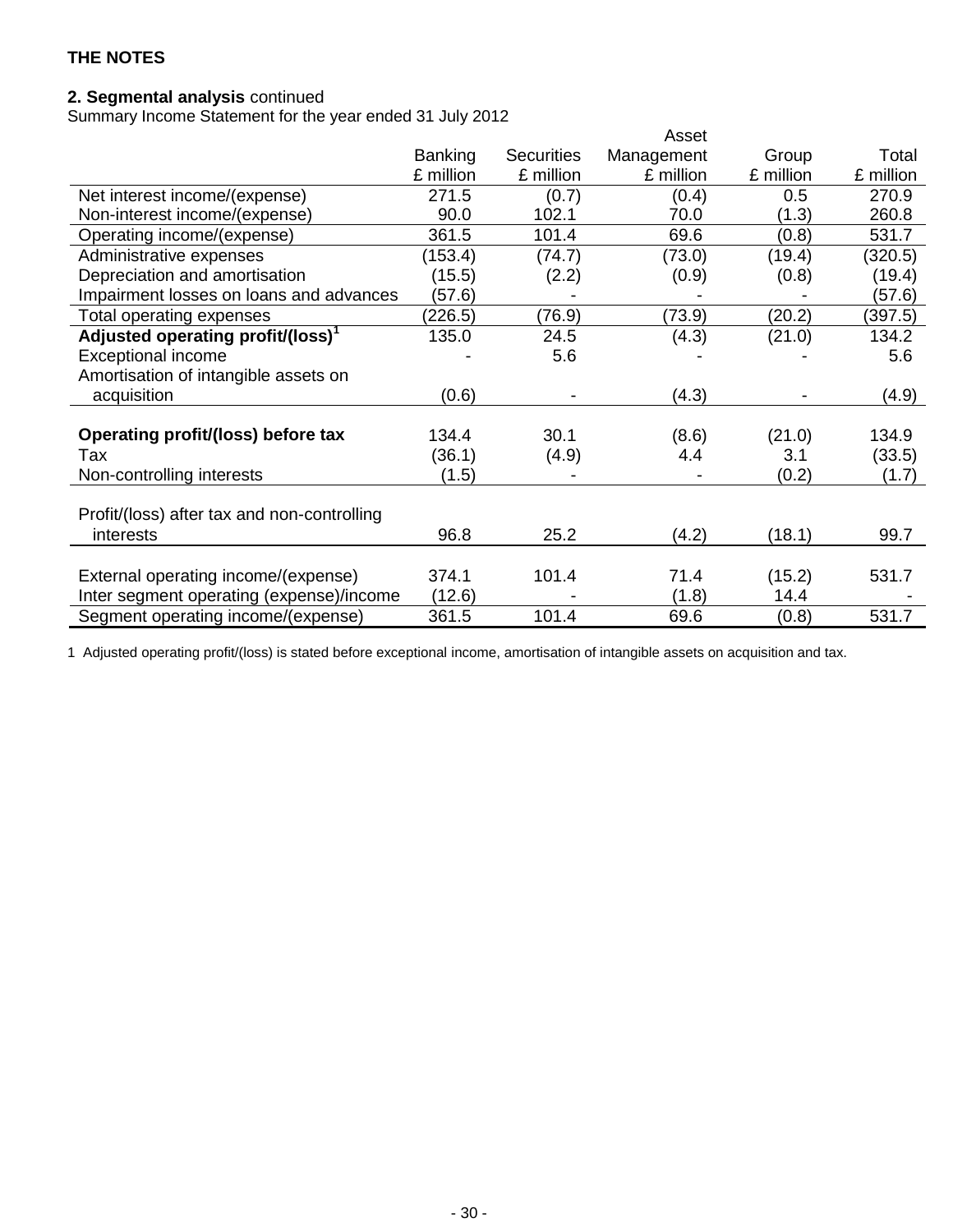**THE NOTES**

**2. Segmental analysis** continued

Summary Income Statement for the year ended 31 July 2012

| | Banking £ million | Securities £ million | Asset Management £ million | Group £ million | Total £ million |
|---|---|---|---|---|---|
| Net interest income/(expense) | 271.5 | (0.7) | (0.4) | 0.5 | 270.9 |
| Non-interest income/(expense) | 90.0 | 102.1 | 70.0 | (1.3) | 260.8 |
| Operating income/(expense) | 361.5 | 101.4 | 69.6 | (0.8) | 531.7 |
| Administrative expenses | (153.4) | (74.7) | (73.0) | (19.4) | (320.5) |
| Depreciation and amortisation | (15.5) | (2.2) | (0.9) | (0.8) | (19.4) |
| Impairment losses on loans and advances | (57.6) | - | - | - | (57.6) |
| Total operating expenses | (226.5) | (76.9) | (73.9) | (20.2) | (397.5) |
| **Adjusted operating profit/(loss)[1]** | 135.0 | 24.5 | (4.3) | (21.0) | 134.2 |
| Exceptional income | - | 5.6 | - | - | 5.6 |
| Amortisation of intangible assets on acquisition | (0.6) | - | (4.3) | - | (4.9) |
| **Operating profit/(loss) before tax** | 134.4 | 30.1 | (8.6) | (21.0) | 134.9 |
| Tax | (36.1) | (4.9) | 4.4 | 3.1 | (33.5) |
| Non-controlling interests | (1.5) | - | - | (0.2) | (1.7) |
| Profit/(loss) after tax and non-controlling interests | 96.8 | 25.2 | (4.2) | (18.1) | 99.7 |
| External operating income/(expense) | 374.1 | 101.4 | 71.4 | (15.2) | 531.7 |
| Inter segment operating (expense)/income | (12.6) | - | (1.8) | 14.4 | - |
| Segment operating income/(expense) | 361.5 | 101.4 | 69.6 | (0.8) | 531.7 |

1 Adjusted operating profit/(loss) is stated before exceptional income, amortisation of intangible assets on acquisition and tax.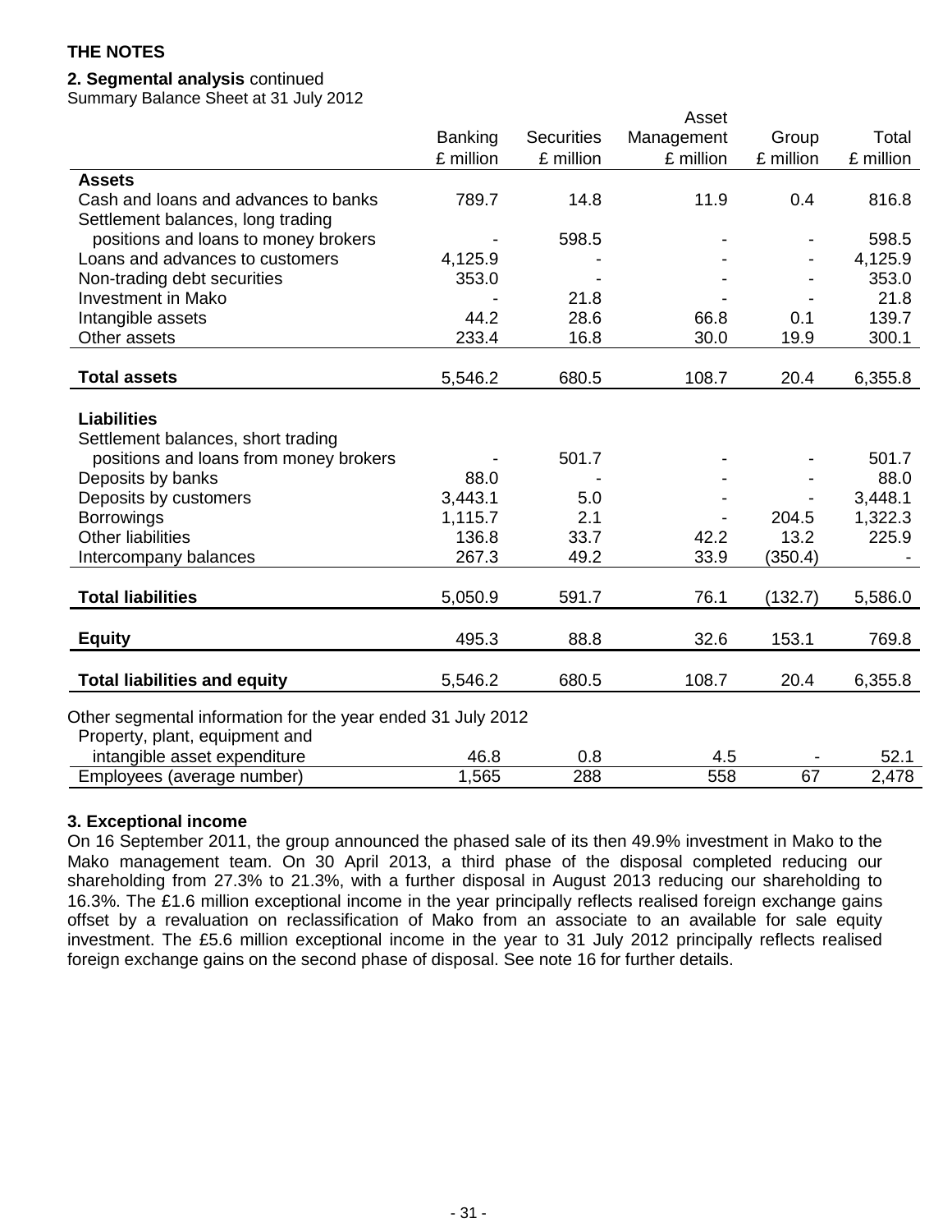## THE NOTES

**2. Segmental analysis** continued

Summary Balance Sheet at 31 July 2012

| | Banking £ million | Securities £ million | Asset Management £ million | Group £ million | Total £ million |
|---|---|---|---|---|---|
| **Assets** | | | | | |
| Cash and loans and advances to banks | 789.7 | 14.8 | 11.9 | 0.4 | 816.8 |
| Settlement balances, long trading positions and loans to money brokers | - | 598.5 | - | - | 598.5 |
| Loans and advances to customers | 4,125.9 | - | - | - | 4,125.9 |
| Non-trading debt securities | 353.0 | - | - | - | 353.0 |
| Investment in Mako | - | 21.8 | - | - | 21.8 |
| Intangible assets | 44.2 | 28.6 | 66.8 | 0.1 | 139.7 |
| Other assets | 233.4 | 16.8 | 30.0 | 19.9 | 300.1 |
| **Total assets** | 5,546.2 | 680.5 | 108.7 | 20.4 | 6,355.8 |
| **Liabilities** | | | | | |
| Settlement balances, short trading positions and loans from money brokers | - | 501.7 | - | - | 501.7 |
| Deposits by banks | 88.0 | - | - | - | 88.0 |
| Deposits by customers | 3,443.1 | 5.0 | - | - | 3,448.1 |
| Borrowings | 1,115.7 | 2.1 | - | 204.5 | 1,322.3 |
| Other liabilities | 136.8 | 33.7 | 42.2 | 13.2 | 225.9 |
| Intercompany balances | 267.3 | 49.2 | 33.9 | (350.4) | - |
| **Total liabilities** | 5,050.9 | 591.7 | 76.1 | (132.7) | 5,586.0 |
| **Equity** | 495.3 | 88.8 | 32.6 | 153.1 | 769.8 |
| **Total liabilities and equity** | 5,546.2 | 680.5 | 108.7 | 20.4 | 6,355.8 |
| Other segmental information for the year ended 31 July 2012 | | | | | |
| Property, plant, equipment and intangible asset expenditure | 46.8 | 0.8 | 4.5 | - | 52.1 |
| Employees (average number) | 1,565 | 288 | 558 | 67 | 2,478 |

**3. Exceptional income**

On 16 September 2011, the group announced the phased sale of its then 49.9% investment in Mako to the Mako management team. On 30 April 2013, a third phase of the disposal completed reducing our shareholding from 27.3% to 21.3%, with a further disposal in August 2013 reducing our shareholding to 16.3%. The £1.6 million exceptional income in the year principally reflects realised foreign exchange gains offset by a revaluation on reclassification of Mako from an associate to an available for sale equity investment. The £5.6 million exceptional income in the year to 31 July 2012 principally reflects realised foreign exchange gains on the second phase of disposal. See note 16 for further details.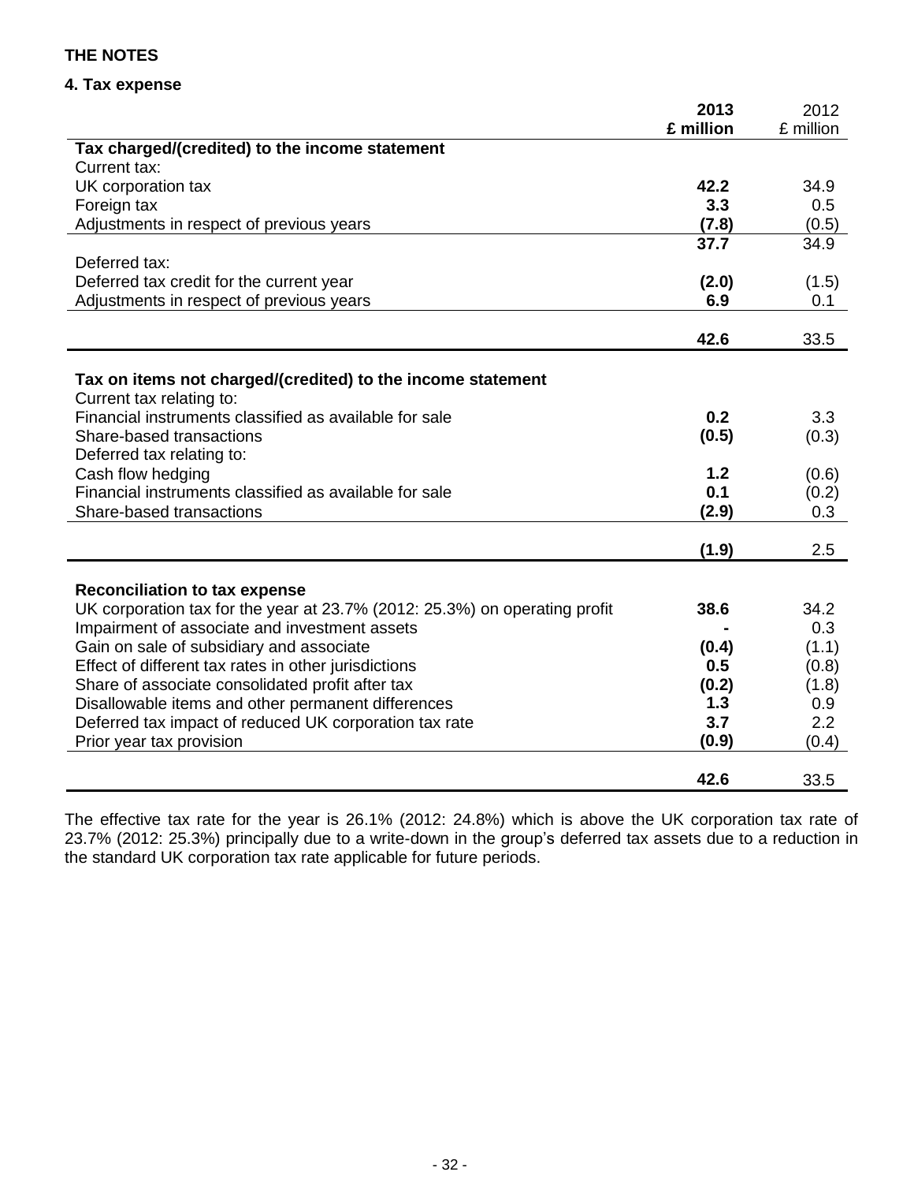**THE NOTES**

**4. Tax expense**

| | **2013 £ million** | 2012 £ million |
|---|---|---|
| **Tax charged/(credited) to the income statement** | | |
| Current tax: | | |
| UK corporation tax | **42.2** | 34.9 |
| Foreign tax | **3.3** | 0.5 |
| Adjustments in respect of previous years | **(7.8)** | (0.5) |
| | **37.7** | 34.9 |
| Deferred tax: | | |
| Deferred tax credit for the current year | **(2.0)** | (1.5) |
| Adjustments in respect of previous years | **6.9** | 0.1 |
| | **42.6** | 33.5 |
| **Tax on items not charged/(credited) to the income statement** | | |
| Current tax relating to: | | |
| Financial instruments classified as available for sale | **0.2** | 3.3 |
| Share-based transactions | **(0.5)** | (0.3) |
| Deferred tax relating to: | | |
| Cash flow hedging | **1.2** | (0.6) |
| Financial instruments classified as available for sale | **0.1** | (0.2) |
| Share-based transactions | **(2.9)** | 0.3 |
| | **(1.9)** | 2.5 |
| **Reconciliation to tax expense** | | |
| UK corporation tax for the year at 23.7% (2012: 25.3%) on operating profit | **38.6** | 34.2 |
| Impairment of associate and investment assets | **-** | 0.3 |
| Gain on sale of subsidiary and associate | **(0.4)** | (1.1) |
| Effect of different tax rates in other jurisdictions | **0.5** | (0.8) |
| Share of associate consolidated profit after tax | **(0.2)** | (1.8) |
| Disallowable items and other permanent differences | **1.3** | 0.9 |
| Deferred tax impact of reduced UK corporation tax rate | **3.7** | 2.2 |
| Prior year tax provision | **(0.9)** | (0.4) |
| | **42.6** | 33.5 |

The effective tax rate for the year is 26.1% (2012: 24.8%) which is above the UK corporation tax rate of 23.7% (2012: 25.3%) principally due to a write-down in the group's deferred tax assets due to a reduction in the standard UK corporation tax rate applicable for future periods.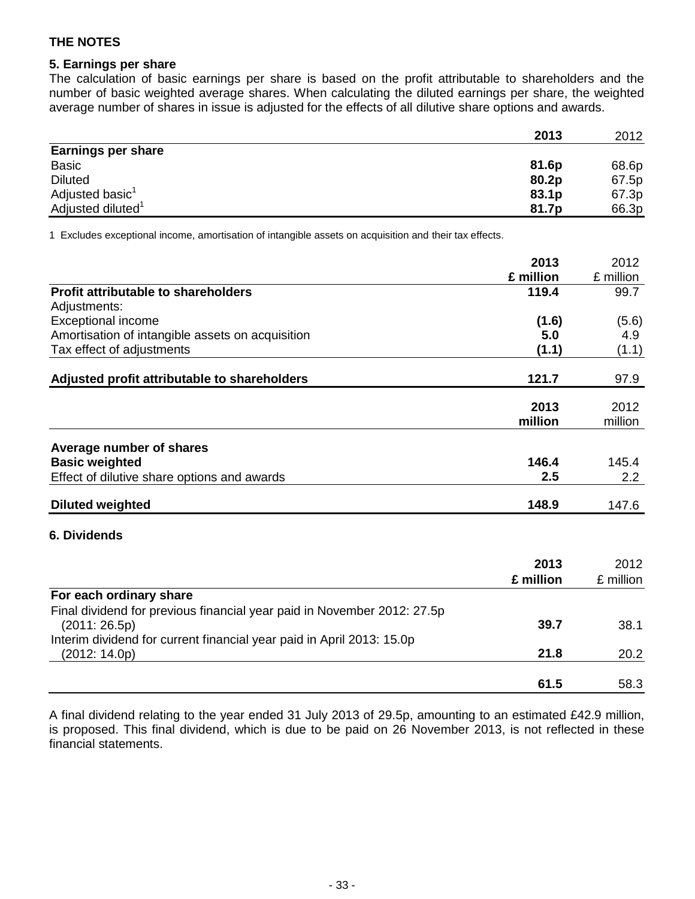## THE NOTES

### 5. Earnings per share

The calculation of basic earnings per share is based on the profit attributable to shareholders and the number of basic weighted average shares. When calculating the diluted earnings per share, the weighted average number of shares in issue is adjusted for the effects of all dilutive share options and awards.

| | **2013** | 2012 |
|---|---|---|
| **Earnings per share** | | |
| Basic | **81.6p** | 68.6p |
| Diluted | **80.2p** | 67.5p |
| Adjusted basic[1] | **83.1p** | 67.3p |
| Adjusted diluted[1] | **81.7p** | 66.3p |

1 Excludes exceptional income, amortisation of intangible assets on acquisition and their tax effects.

| | **2013 £ million** | 2012 £ million |
|---|---|---|
| **Profit attributable to shareholders** | **119.4** | 99.7 |
| Adjustments: | | |
| Exceptional income | **(1.6)** | (5.6) |
| Amortisation of intangible assets on acquisition | **5.0** | 4.9 |
| Tax effect of adjustments | **(1.1)** | (1.1) |
| **Adjusted profit attributable to shareholders** | **121.7** | 97.9 |

| | **2013 million** | 2012 million |
|---|---|---|
| **Average number of shares** | | |
| **Basic weighted** | **146.4** | 145.4 |
| Effect of dilutive share options and awards | **2.5** | 2.2 |
| **Diluted weighted** | **148.9** | 147.6 |

### 6. Dividends

| | **2013 £ million** | 2012 £ million |
|---|---|---|
| **For each ordinary share** | | |
| Final dividend for previous financial year paid in November 2012: 27.5p (2011: 26.5p) | **39.7** | 38.1 |
| Interim dividend for current financial year paid in April 2013: 15.0p (2012: 14.0p) | **21.8** | 20.2 |
| | **61.5** | 58.3 |

A final dividend relating to the year ended 31 July 2013 of 29.5p, amounting to an estimated £42.9 million, is proposed. This final dividend, which is due to be paid on 26 November 2013, is not reflected in these financial statements.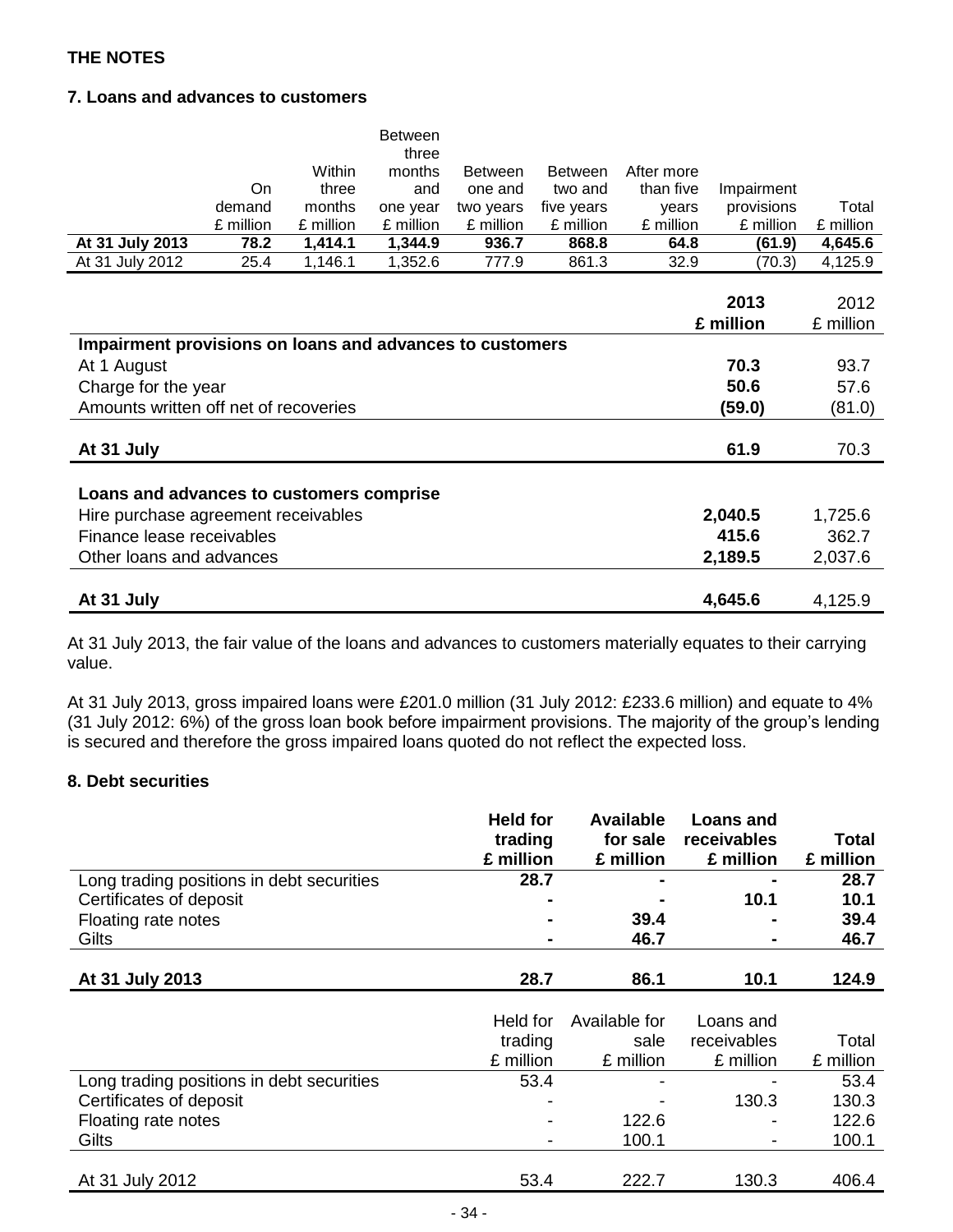**THE NOTES**

**7. Loans and advances to customers**

| | On demand £ million | Within three months £ million | Between three months and one year £ million | Between one and two years £ million | Between two and five years £ million | After more than five years £ million | Impairment provisions £ million | Total £ million |
|---|---|---|---|---|---|---|---|---|
| **At 31 July 2013** | **78.2** | **1,414.1** | **1,344.9** | **936.7** | **868.8** | **64.8** | **(61.9)** | **4,645.6** |
| At 31 July 2012 | 25.4 | 1,146.1 | 1,352.6 | 777.9 | 861.3 | 32.9 | (70.3) | 4,125.9 |

| | **2013 £ million** | 2012 £ million |
|---|---|---|
| **Impairment provisions on loans and advances to customers** | | |
| At 1 August | **70.3** | 93.7 |
| Charge for the year | **50.6** | 57.6 |
| Amounts written off net of recoveries | **(59.0)** | (81.0) |
| **At 31 July** | **61.9** | 70.3 |
| **Loans and advances to customers comprise** | | |
| Hire purchase agreement receivables | **2,040.5** | 1,725.6 |
| Finance lease receivables | **415.6** | 362.7 |
| Other loans and advances | **2,189.5** | 2,037.6 |
| **At 31 July** | **4,645.6** | 4,125.9 |

At 31 July 2013, the fair value of the loans and advances to customers materially equates to their carrying value.

At 31 July 2013, gross impaired loans were £201.0 million (31 July 2012: £233.6 million) and equate to 4% (31 July 2012: 6%) of the gross loan book before impairment provisions. The majority of the group's lending is secured and therefore the gross impaired loans quoted do not reflect the expected loss.

**8. Debt securities**

| | **Held for trading £ million** | **Available for sale £ million** | **Loans and receivables £ million** | **Total £ million** |
|---|---|---|---|---|
| Long trading positions in debt securities | **28.7** | **-** | **-** | **28.7** |
| Certificates of deposit | **-** | **-** | **10.1** | **10.1** |
| Floating rate notes | **-** | **39.4** | **-** | **39.4** |
| Gilts | **-** | **46.7** | **-** | **46.7** |
| **At 31 July 2013** | **28.7** | **86.1** | **10.1** | **124.9** |

| | Held for trading £ million | Available for sale £ million | Loans and receivables £ million | Total £ million |
|---|---|---|---|---|
| Long trading positions in debt securities | 53.4 | - | - | 53.4 |
| Certificates of deposit | - | - | 130.3 | 130.3 |
| Floating rate notes | - | 122.6 | - | 122.6 |
| Gilts | - | 100.1 | - | 100.1 |
| At 31 July 2012 | 53.4 | 222.7 | 130.3 | 406.4 |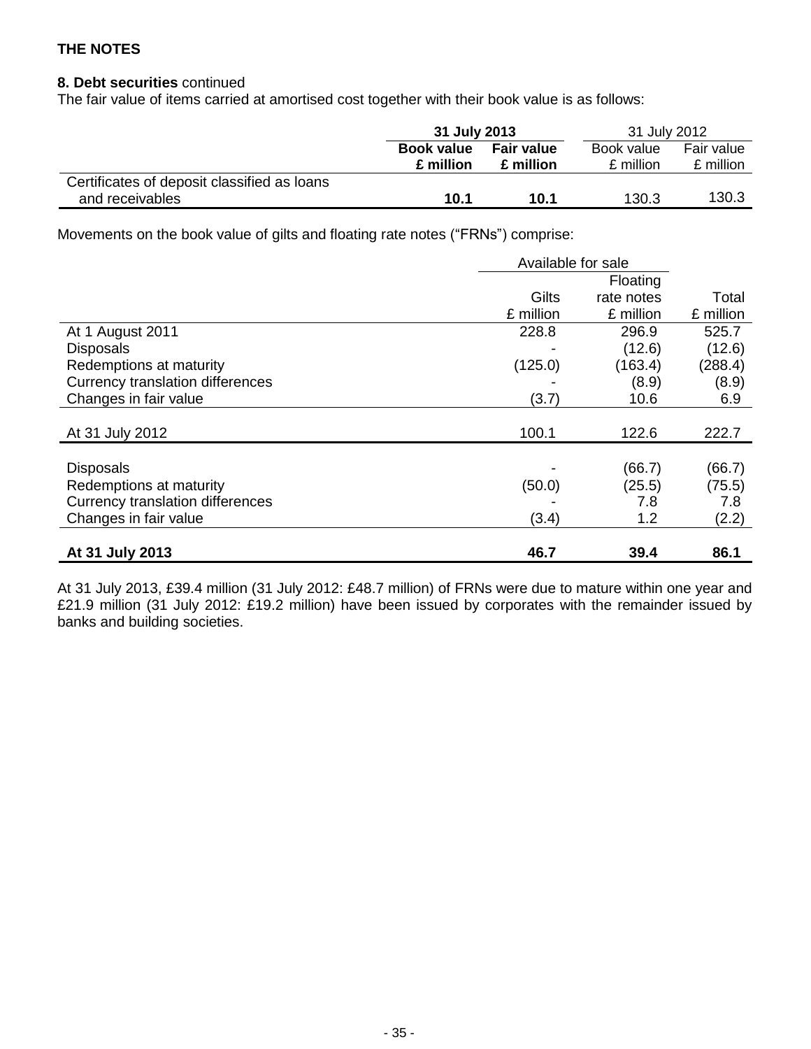## THE NOTES

**8. Debt securities** continued

The fair value of items carried at amortised cost together with their book value is as follows:

| | **31 July 2013** | | 31 July 2012 | |
|---|---|---|---|---|
| | **Book value £ million** | **Fair value £ million** | Book value £ million | Fair value £ million |
| Certificates of deposit classified as loans and receivables | **10.1** | **10.1** | 130.3 | 130.3 |

Movements on the book value of gilts and floating rate notes ("FRNs") comprise:

| | Available for sale | | |
|---|---|---|---|
| | Gilts £ million | Floating rate notes £ million | Total £ million |
| At 1 August 2011 | 228.8 | 296.9 | 525.7 |
| Disposals | - | (12.6) | (12.6) |
| Redemptions at maturity | (125.0) | (163.4) | (288.4) |
| Currency translation differences | - | (8.9) | (8.9) |
| Changes in fair value | (3.7) | 10.6 | 6.9 |
| At 31 July 2012 | 100.1 | 122.6 | 222.7 |
| Disposals | - | (66.7) | (66.7) |
| Redemptions at maturity | (50.0) | (25.5) | (75.5) |
| Currency translation differences | - | 7.8 | 7.8 |
| Changes in fair value | (3.4) | 1.2 | (2.2) |
| **At 31 July 2013** | **46.7** | **39.4** | **86.1** |

At 31 July 2013, £39.4 million (31 July 2012: £48.7 million) of FRNs were due to mature within one year and £21.9 million (31 July 2012: £19.2 million) have been issued by corporates with the remainder issued by banks and building societies.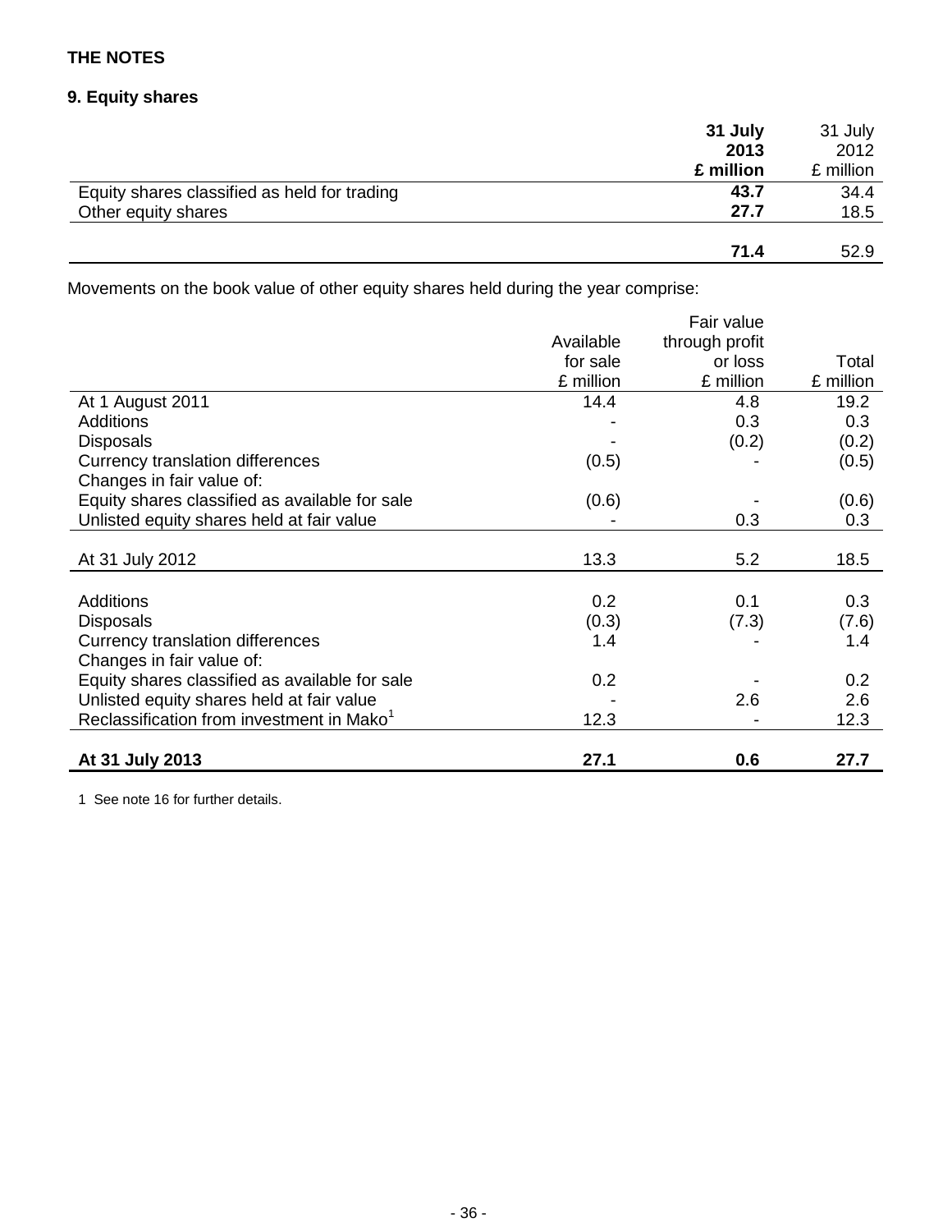**THE NOTES**

**9. Equity shares**

| | **31 July 2013 £ million** | 31 July 2012 £ million |
|---|---|---|
| Equity shares classified as held for trading | **43.7** | 34.4 |
| Other equity shares | **27.7** | 18.5 |
| | **71.4** | 52.9 |

Movements on the book value of other equity shares held during the year comprise:

| | Available for sale £ million | Fair value through profit or loss £ million | Total £ million |
|---|---|---|---|
| At 1 August 2011 | 14.4 | 4.8 | 19.2 |
| Additions | - | 0.3 | 0.3 |
| Disposals | - | (0.2) | (0.2) |
| Currency translation differences | (0.5) | - | (0.5) |
| Changes in fair value of: | | | |
| Equity shares classified as available for sale | (0.6) | - | (0.6) |
| Unlisted equity shares held at fair value | - | 0.3 | 0.3 |
| At 31 July 2012 | 13.3 | 5.2 | 18.5 |
| Additions | 0.2 | 0.1 | 0.3 |
| Disposals | (0.3) | (7.3) | (7.6) |
| Currency translation differences | 1.4 | - | 1.4 |
| Changes in fair value of: | | | |
| Equity shares classified as available for sale | 0.2 | - | 0.2 |
| Unlisted equity shares held at fair value | - | 2.6 | 2.6 |
| Reclassification from investment in Mako[1] | 12.3 | - | 12.3 |
| **At 31 July 2013** | **27.1** | **0.6** | **27.7** |

1 See note 16 for further details.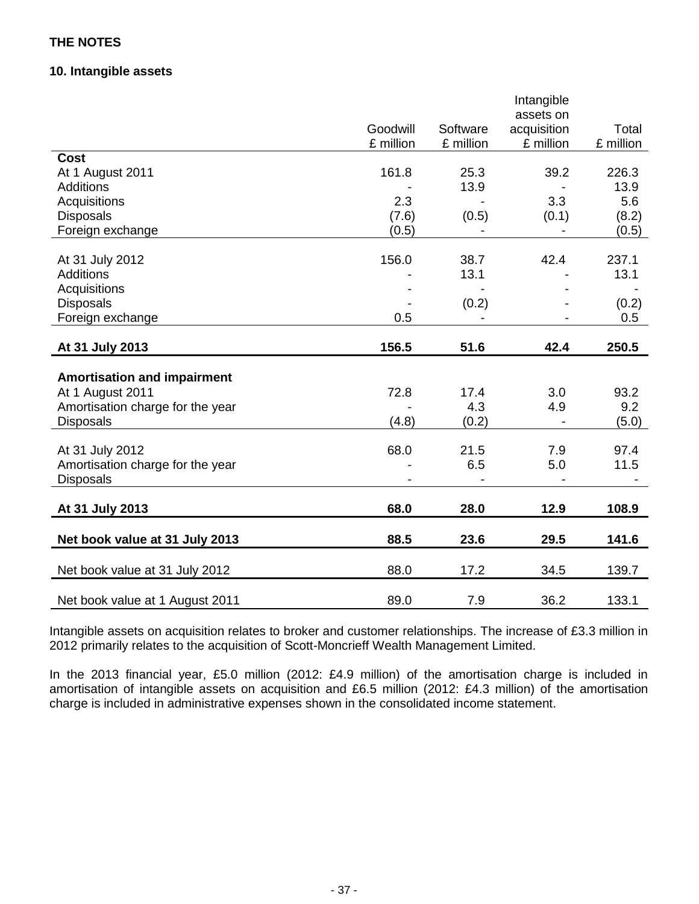**THE NOTES**

**10. Intangible assets**

| | Goodwill £ million | Software £ million | Intangible assets on acquisition £ million | Total £ million |
|---|---|---|---|---|
| **Cost** | | | | |
| At 1 August 2011 | 161.8 | 25.3 | 39.2 | 226.3 |
| Additions | - | 13.9 | - | 13.9 |
| Acquisitions | 2.3 | - | 3.3 | 5.6 |
| Disposals | (7.6) | (0.5) | (0.1) | (8.2) |
| Foreign exchange | (0.5) | - | - | (0.5) |
| At 31 July 2012 | 156.0 | 38.7 | 42.4 | 237.1 |
| Additions | - | 13.1 | - | 13.1 |
| Acquisitions | - | - | - | - |
| Disposals | - | (0.2) | - | (0.2) |
| Foreign exchange | 0.5 | - | - | 0.5 |
| **At 31 July 2013** | **156.5** | **51.6** | **42.4** | **250.5** |
| **Amortisation and impairment** | | | | |
| At 1 August 2011 | 72.8 | 17.4 | 3.0 | 93.2 |
| Amortisation charge for the year | - | 4.3 | 4.9 | 9.2 |
| Disposals | (4.8) | (0.2) | - | (5.0) |
| At 31 July 2012 | 68.0 | 21.5 | 7.9 | 97.4 |
| Amortisation charge for the year | - | 6.5 | 5.0 | 11.5 |
| Disposals | - | - | - | - |
| **At 31 July 2013** | **68.0** | **28.0** | **12.9** | **108.9** |
| **Net book value at 31 July 2013** | **88.5** | **23.6** | **29.5** | **141.6** |
| Net book value at 31 July 2012 | 88.0 | 17.2 | 34.5 | 139.7 |
| Net book value at 1 August 2011 | 89.0 | 7.9 | 36.2 | 133.1 |

Intangible assets on acquisition relates to broker and customer relationships. The increase of £3.3 million in 2012 primarily relates to the acquisition of Scott-Moncrieff Wealth Management Limited.

In the 2013 financial year, £5.0 million (2012: £4.9 million) of the amortisation charge is included in amortisation of intangible assets on acquisition and £6.5 million (2012: £4.3 million) of the amortisation charge is included in administrative expenses shown in the consolidated income statement.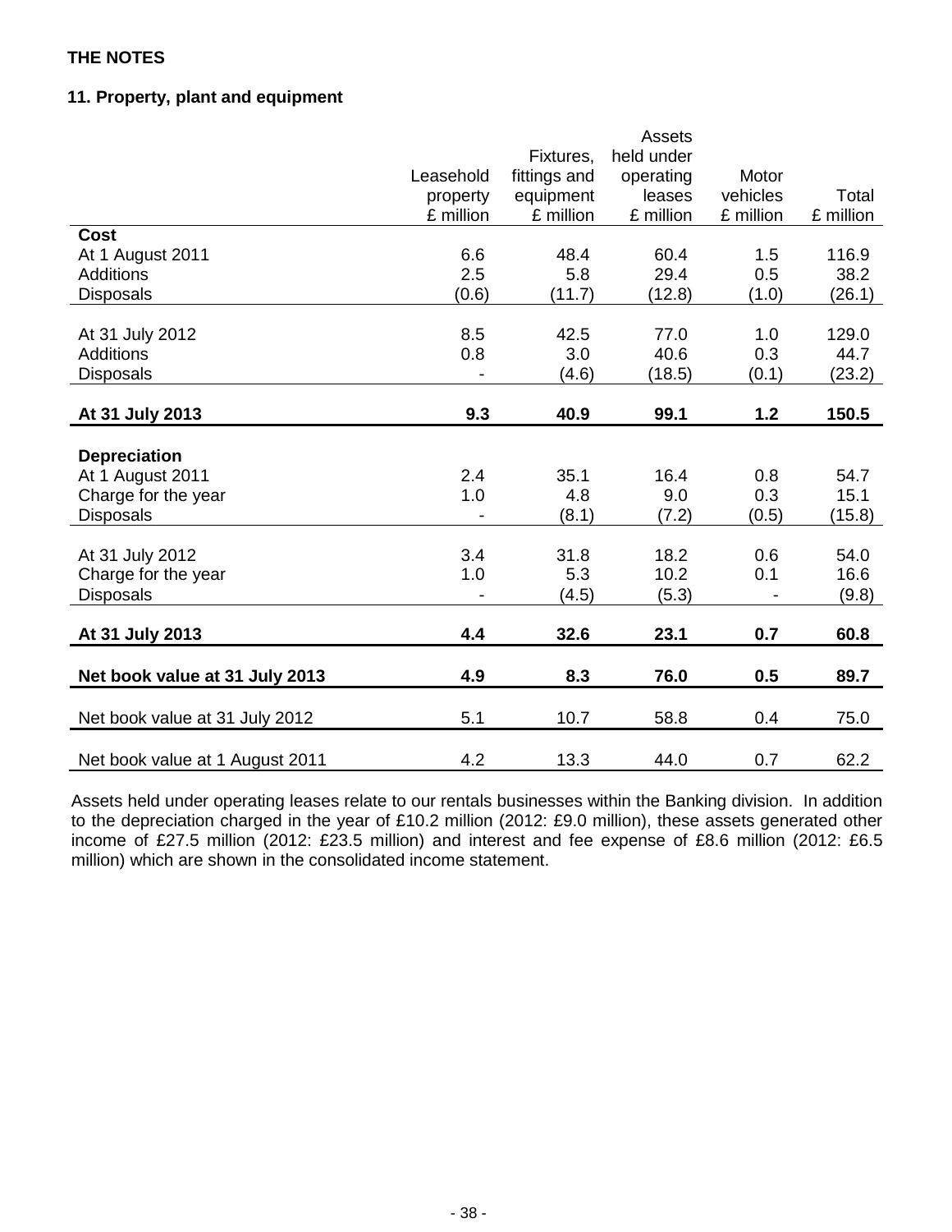**THE NOTES**

**11. Property, plant and equipment**

| | Leasehold property £ million | Fixtures, fittings and equipment £ million | Assets held under operating leases £ million | Motor vehicles £ million | Total £ million |
|---|---|---|---|---|---|
| **Cost** | | | | | |
| At 1 August 2011 | 6.6 | 48.4 | 60.4 | 1.5 | 116.9 |
| Additions | 2.5 | 5.8 | 29.4 | 0.5 | 38.2 |
| Disposals | (0.6) | (11.7) | (12.8) | (1.0) | (26.1) |
| At 31 July 2012 | 8.5 | 42.5 | 77.0 | 1.0 | 129.0 |
| Additions | 0.8 | 3.0 | 40.6 | 0.3 | 44.7 |
| Disposals | - | (4.6) | (18.5) | (0.1) | (23.2) |
| **At 31 July 2013** | **9.3** | **40.9** | **99.1** | **1.2** | **150.5** |
| **Depreciation** | | | | | |
| At 1 August 2011 | 2.4 | 35.1 | 16.4 | 0.8 | 54.7 |
| Charge for the year | 1.0 | 4.8 | 9.0 | 0.3 | 15.1 |
| Disposals | - | (8.1) | (7.2) | (0.5) | (15.8) |
| At 31 July 2012 | 3.4 | 31.8 | 18.2 | 0.6 | 54.0 |
| Charge for the year | 1.0 | 5.3 | 10.2 | 0.1 | 16.6 |
| Disposals | - | (4.5) | (5.3) | - | (9.8) |
| **At 31 July 2013** | **4.4** | **32.6** | **23.1** | **0.7** | **60.8** |
| **Net book value at 31 July 2013** | **4.9** | **8.3** | **76.0** | **0.5** | **89.7** |
| Net book value at 31 July 2012 | 5.1 | 10.7 | 58.8 | 0.4 | 75.0 |
| Net book value at 1 August 2011 | 4.2 | 13.3 | 44.0 | 0.7 | 62.2 |

Assets held under operating leases relate to our rentals businesses within the Banking division. In addition to the depreciation charged in the year of £10.2 million (2012: £9.0 million), these assets generated other income of £27.5 million (2012: £23.5 million) and interest and fee expense of £8.6 million (2012: £6.5 million) which are shown in the consolidated income statement.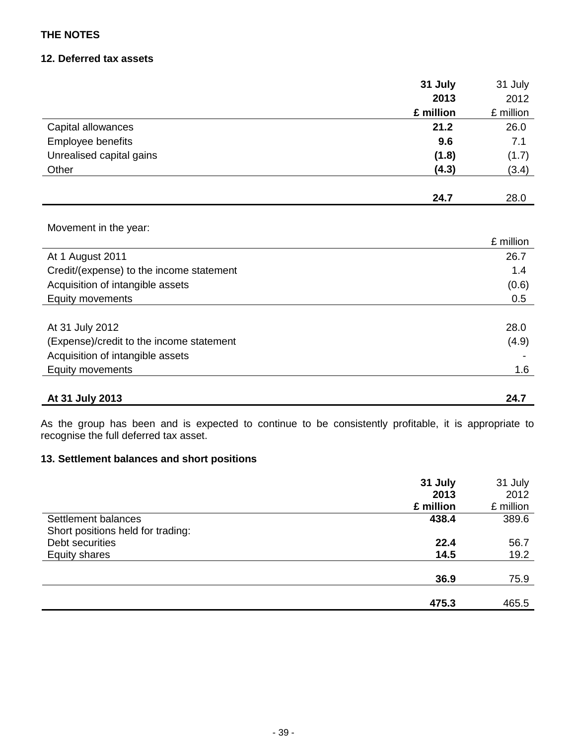**THE NOTES**

**12. Deferred tax assets**

| | **31 July 2013 £ million** | 31 July 2012 £ million |
|---|---|---|
| Capital allowances | **21.2** | 26.0 |
| Employee benefits | **9.6** | 7.1 |
| Unrealised capital gains | **(1.8)** | (1.7) |
| Other | **(4.3)** | (3.4) |
| | **24.7** | 28.0 |

Movement in the year:

| | £ million |
|---|---|
| At 1 August 2011 | 26.7 |
| Credit/(expense) to the income statement | 1.4 |
| Acquisition of intangible assets | (0.6) |
| Equity movements | 0.5 |
| At 31 July 2012 | 28.0 |
| (Expense)/credit to the income statement | (4.9) |
| Acquisition of intangible assets | - |
| Equity movements | 1.6 |
| **At 31 July 2013** | **24.7** |

As the group has been and is expected to continue to be consistently profitable, it is appropriate to recognise the full deferred tax asset.

**13. Settlement balances and short positions**

| | **31 July 2013 £ million** | 31 July 2012 £ million |
|---|---|---|
| Settlement balances | **438.4** | 389.6 |
| Short positions held for trading: | | |
| Debt securities | **22.4** | 56.7 |
| Equity shares | **14.5** | 19.2 |
| | **36.9** | 75.9 |
| | **475.3** | 465.5 |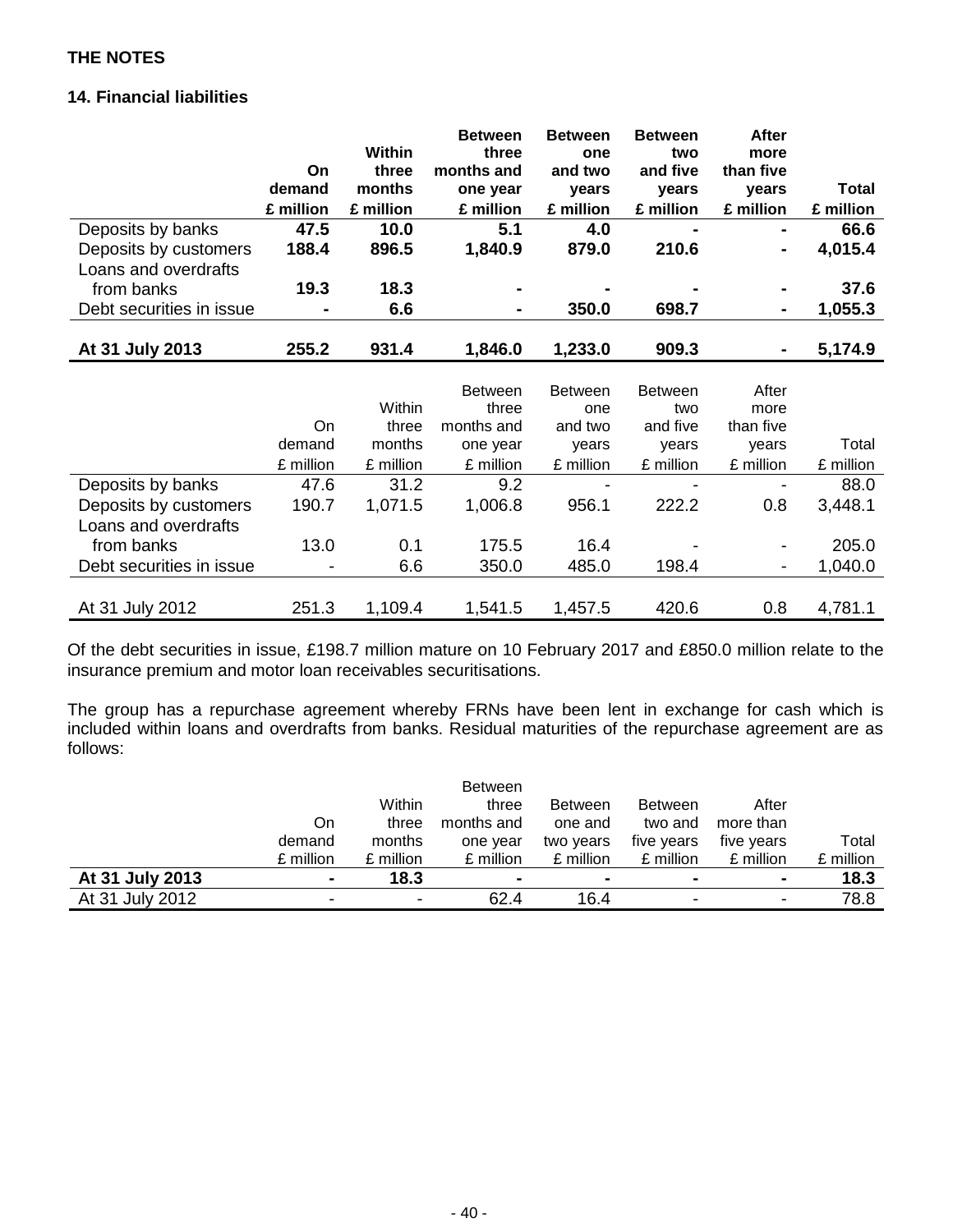**THE NOTES**

**14. Financial liabilities**

| | On demand £ million | Within three months £ million | Between three months and one year £ million | Between one and two years £ million | Between two and five years £ million | After more than five years £ million | Total £ million |
|---|---|---|---|---|---|---|---|
| Deposits by banks | **47.5** | **10.0** | **5.1** | **4.0** | **-** | **-** | **66.6** |
| Deposits by customers | **188.4** | **896.5** | **1,840.9** | **879.0** | **210.6** | **-** | **4,015.4** |
| Loans and overdrafts from banks | **19.3** | **18.3** | **-** | **-** | **-** | **-** | **37.6** |
| Debt securities in issue | **-** | **6.6** | **-** | **350.0** | **698.7** | **-** | **1,055.3** |
| **At 31 July 2013** | **255.2** | **931.4** | **1,846.0** | **1,233.0** | **909.3** | **-** | **5,174.9** |

| | On demand £ million | Within three months £ million | Between three months and one year £ million | Between one and two years £ million | Between two and five years £ million | After more than five years £ million | Total £ million |
|---|---|---|---|---|---|---|---|
| Deposits by banks | 47.6 | 31.2 | 9.2 | - | - | - | 88.0 |
| Deposits by customers | 190.7 | 1,071.5 | 1,006.8 | 956.1 | 222.2 | 0.8 | 3,448.1 |
| Loans and overdrafts from banks | 13.0 | 0.1 | 175.5 | 16.4 | - | - | 205.0 |
| Debt securities in issue | - | 6.6 | 350.0 | 485.0 | 198.4 | - | 1,040.0 |
| At 31 July 2012 | 251.3 | 1,109.4 | 1,541.5 | 1,457.5 | 420.6 | 0.8 | 4,781.1 |

Of the debt securities in issue, £198.7 million mature on 10 February 2017 and £850.0 million relate to the insurance premium and motor loan receivables securitisations.

The group has a repurchase agreement whereby FRNs have been lent in exchange for cash which is included within loans and overdrafts from banks. Residual maturities of the repurchase agreement are as follows:

| | On demand £ million | Within three months £ million | Between three months and one year £ million | Between one and two years £ million | Between two and five years £ million | After more than five years £ million | Total £ million |
|---|---|---|---|---|---|---|---|
| **At 31 July 2013** | **-** | **18.3** | **-** | **-** | **-** | **-** | **18.3** |
| At 31 July 2012 | - | - | 62.4 | 16.4 | - | - | 78.8 |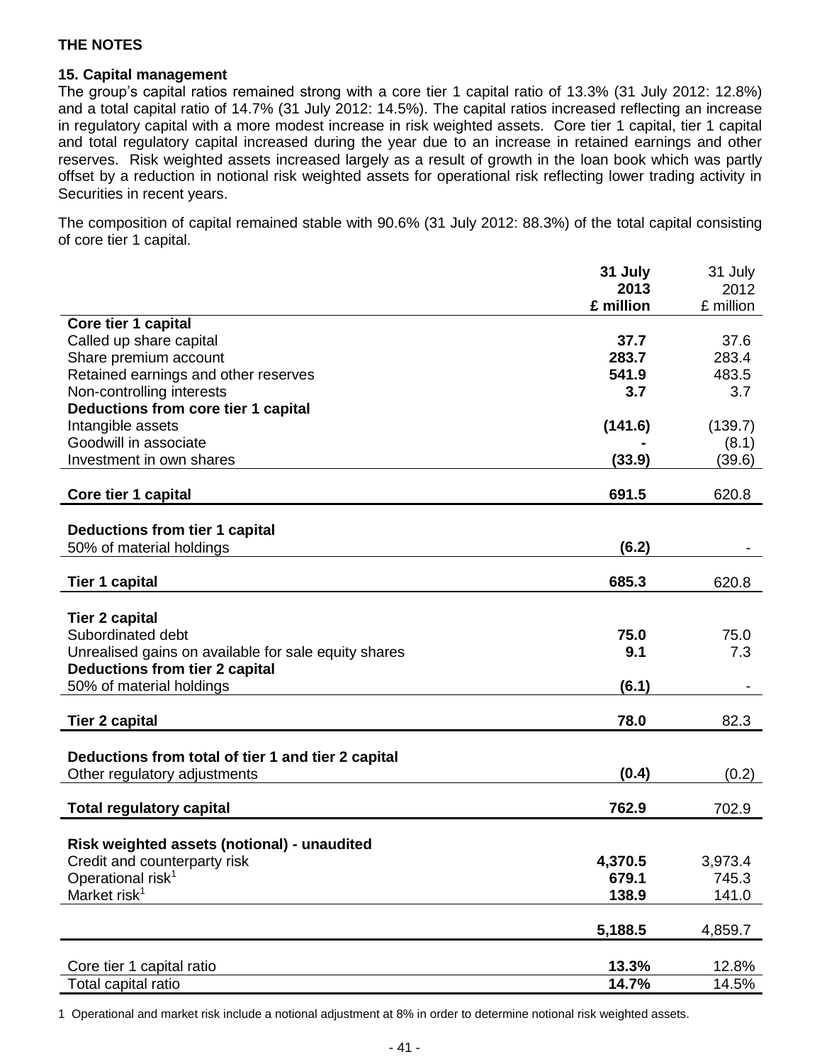**THE NOTES**

**15. Capital management**

The group's capital ratios remained strong with a core tier 1 capital ratio of 13.3% (31 July 2012: 12.8%) and a total capital ratio of 14.7% (31 July 2012: 14.5%). The capital ratios increased reflecting an increase in regulatory capital with a more modest increase in risk weighted assets. Core tier 1 capital, tier 1 capital and total regulatory capital increased during the year due to an increase in retained earnings and other reserves. Risk weighted assets increased largely as a result of growth in the loan book which was partly offset by a reduction in notional risk weighted assets for operational risk reflecting lower trading activity in Securities in recent years.

The composition of capital remained stable with 90.6% (31 July 2012: 88.3%) of the total capital consisting of core tier 1 capital.

| | **31 July 2013 £ million** | 31 July 2012 £ million |
|---|---|---|
| **Core tier 1 capital** | | |
| Called up share capital | **37.7** | 37.6 |
| Share premium account | **283.7** | 283.4 |
| Retained earnings and other reserves | **541.9** | 483.5 |
| Non-controlling interests | **3.7** | 3.7 |
| **Deductions from core tier 1 capital** | | |
| Intangible assets | **(141.6)** | (139.7) |
| Goodwill in associate | **-** | (8.1) |
| Investment in own shares | **(33.9)** | (39.6) |
| **Core tier 1 capital** | **691.5** | 620.8 |
| **Deductions from tier 1 capital** | | |
| 50% of material holdings | **(6.2)** | - |
| **Tier 1 capital** | **685.3** | 620.8 |
| **Tier 2 capital** | | |
| Subordinated debt | **75.0** | 75.0 |
| Unrealised gains on available for sale equity shares | **9.1** | 7.3 |
| **Deductions from tier 2 capital** | | |
| 50% of material holdings | **(6.1)** | - |
| **Tier 2 capital** | **78.0** | 82.3 |
| **Deductions from total of tier 1 and tier 2 capital** | | |
| Other regulatory adjustments | **(0.4)** | (0.2) |
| **Total regulatory capital** | **762.9** | 702.9 |
| **Risk weighted assets (notional) - unaudited** | | |
| Credit and counterparty risk | **4,370.5** | 3,973.4 |
| Operational risk[1] | **679.1** | 745.3 |
| Market risk[1] | **138.9** | 141.0 |
| | **5,188.5** | 4,859.7 |
| Core tier 1 capital ratio | **13.3%** | 12.8% |
| Total capital ratio | **14.7%** | 14.5% |

1 Operational and market risk include a notional adjustment at 8% in order to determine notional risk weighted assets.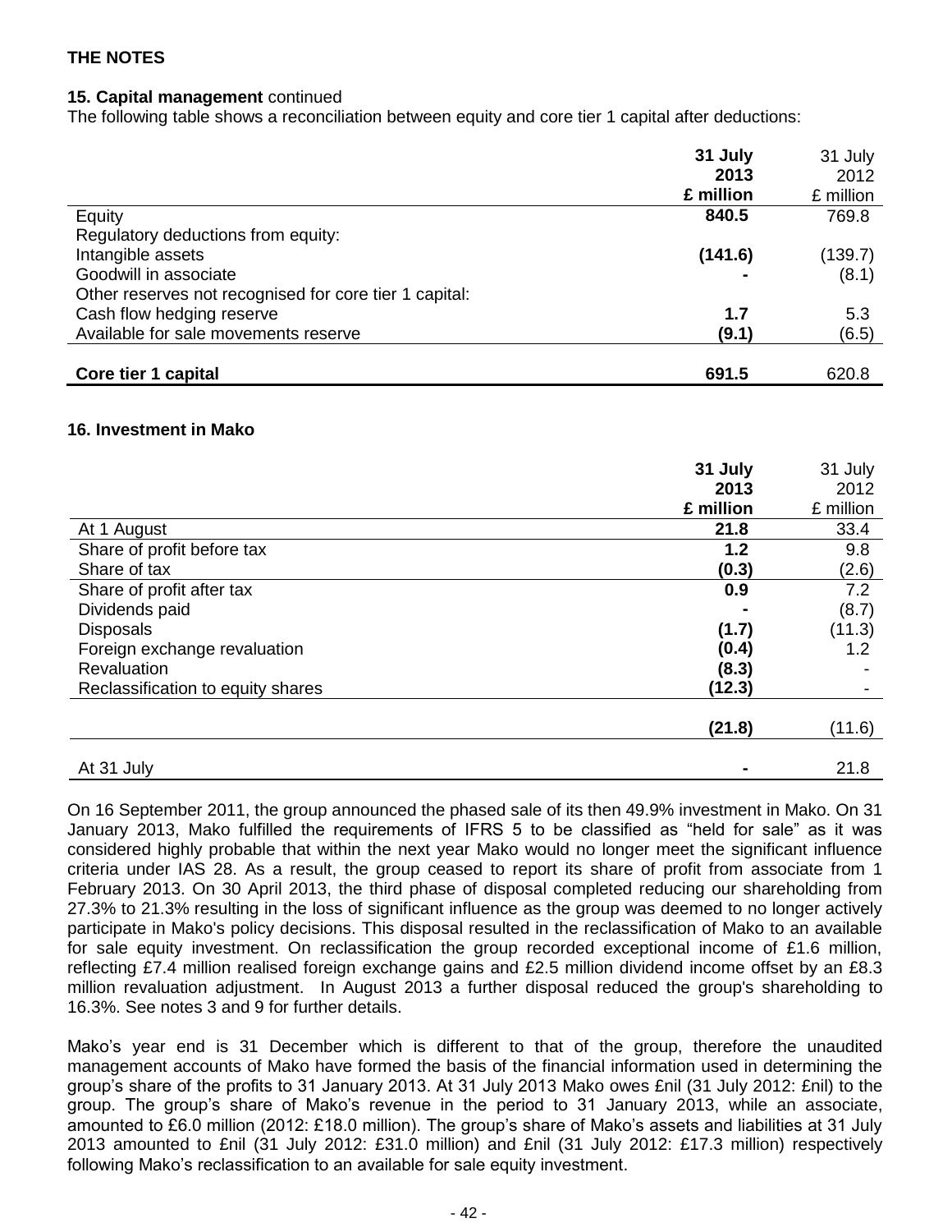**THE NOTES**

**15. Capital management** continued

The following table shows a reconciliation between equity and core tier 1 capital after deductions:

| | **31 July 2013 £ million** | 31 July 2012 £ million |
|---|---|---|
| Equity | **840.5** | 769.8 |
| Regulatory deductions from equity: | | |
| Intangible assets | **(141.6)** | (139.7) |
| Goodwill in associate | **-** | (8.1) |
| Other reserves not recognised for core tier 1 capital: | | |
| Cash flow hedging reserve | **1.7** | 5.3 |
| Available for sale movements reserve | **(9.1)** | (6.5) |
| **Core tier 1 capital** | **691.5** | 620.8 |

**16. Investment in Mako**

| | **31 July 2013 £ million** | 31 July 2012 £ million |
|---|---|---|
| At 1 August | **21.8** | 33.4 |
| Share of profit before tax | **1.2** | 9.8 |
| Share of tax | **(0.3)** | (2.6) |
| Share of profit after tax | **0.9** | 7.2 |
| Dividends paid | **-** | (8.7) |
| Disposals | **(1.7)** | (11.3) |
| Foreign exchange revaluation | **(0.4)** | 1.2 |
| Revaluation | **(8.3)** | - |
| Reclassification to equity shares | **(12.3)** | - |
| | **(21.8)** | (11.6) |
| At 31 July | **-** | 21.8 |

On 16 September 2011, the group announced the phased sale of its then 49.9% investment in Mako. On 31 January 2013, Mako fulfilled the requirements of IFRS 5 to be classified as "held for sale" as it was considered highly probable that within the next year Mako would no longer meet the significant influence criteria under IAS 28. As a result, the group ceased to report its share of profit from associate from 1 February 2013. On 30 April 2013, the third phase of disposal completed reducing our shareholding from 27.3% to 21.3% resulting in the loss of significant influence as the group was deemed to no longer actively participate in Mako's policy decisions. This disposal resulted in the reclassification of Mako to an available for sale equity investment. On reclassification the group recorded exceptional income of £1.6 million, reflecting £7.4 million realised foreign exchange gains and £2.5 million dividend income offset by an £8.3 million revaluation adjustment. In August 2013 a further disposal reduced the group's shareholding to 16.3%. See notes 3 and 9 for further details.

Mako's year end is 31 December which is different to that of the group, therefore the unaudited management accounts of Mako have formed the basis of the financial information used in determining the group's share of the profits to 31 January 2013. At 31 July 2013 Mako owes £nil (31 July 2012: £nil) to the group. The group's share of Mako's revenue in the period to 31 January 2013, while an associate, amounted to £6.0 million (2012: £18.0 million). The group's share of Mako's assets and liabilities at 31 July 2013 amounted to £nil (31 July 2012: £31.0 million) and £nil (31 July 2012: £17.3 million) respectively following Mako's reclassification to an available for sale equity investment.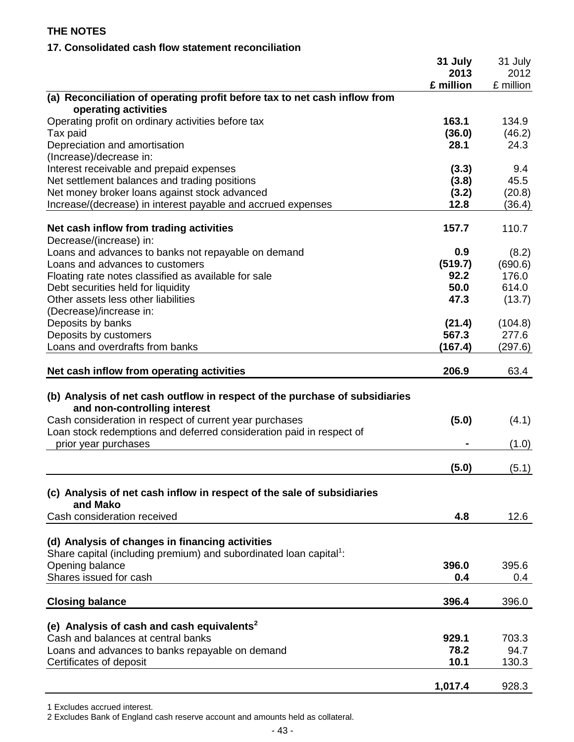**THE NOTES**

**17. Consolidated cash flow statement reconciliation**

| | **31 July 2013 £ million** | 31 July 2012 £ million |
|---|---|---|
| **(a) Reconciliation of operating profit before tax to net cash inflow from operating activities** | | |
| Operating profit on ordinary activities before tax | **163.1** | 134.9 |
| Tax paid | **(36.0)** | (46.2) |
| Depreciation and amortisation | **28.1** | 24.3 |
| (Increase)/decrease in: | | |
| Interest receivable and prepaid expenses | **(3.3)** | 9.4 |
| Net settlement balances and trading positions | **(3.8)** | 45.5 |
| Net money broker loans against stock advanced | **(3.2)** | (20.8) |
| Increase/(decrease) in interest payable and accrued expenses | **12.8** | (36.4) |
| **Net cash inflow from trading activities** | **157.7** | 110.7 |
| Decrease/(increase) in: | | |
| Loans and advances to banks not repayable on demand | **0.9** | (8.2) |
| Loans and advances to customers | **(519.7)** | (690.6) |
| Floating rate notes classified as available for sale | **92.2** | 176.0 |
| Debt securities held for liquidity | **50.0** | 614.0 |
| Other assets less other liabilities | **47.3** | (13.7) |
| (Decrease)/increase in: | | |
| Deposits by banks | **(21.4)** | (104.8) |
| Deposits by customers | **567.3** | 277.6 |
| Loans and overdrafts from banks | **(167.4)** | (297.6) |
| **Net cash inflow from operating activities** | **206.9** | 63.4 |
| **(b) Analysis of net cash outflow in respect of the purchase of subsidiaries and non-controlling interest** | | |
| Cash consideration in respect of current year purchases | **(5.0)** | (4.1) |
| Loan stock redemptions and deferred consideration paid in respect of prior year purchases | **-** | (1.0) |
| | **(5.0)** | (5.1) |
| **(c) Analysis of net cash inflow in respect of the sale of subsidiaries and Mako** | | |
| Cash consideration received | **4.8** | 12.6 |
| **(d) Analysis of changes in financing activities** | | |
| Share capital (including premium) and subordinated loan capital[1]: | | |
| Opening balance | **396.0** | 395.6 |
| Shares issued for cash | **0.4** | 0.4 |
| **Closing balance** | **396.4** | 396.0 |
| **(e) Analysis of cash and cash equivalents[2]** | | |
| Cash and balances at central banks | **929.1** | 703.3 |
| Loans and advances to banks repayable on demand | **78.2** | 94.7 |
| Certificates of deposit | **10.1** | 130.3 |
| | **1,017.4** | 928.3 |

1 Excludes accrued interest.

2 Excludes Bank of England cash reserve account and amounts held as collateral.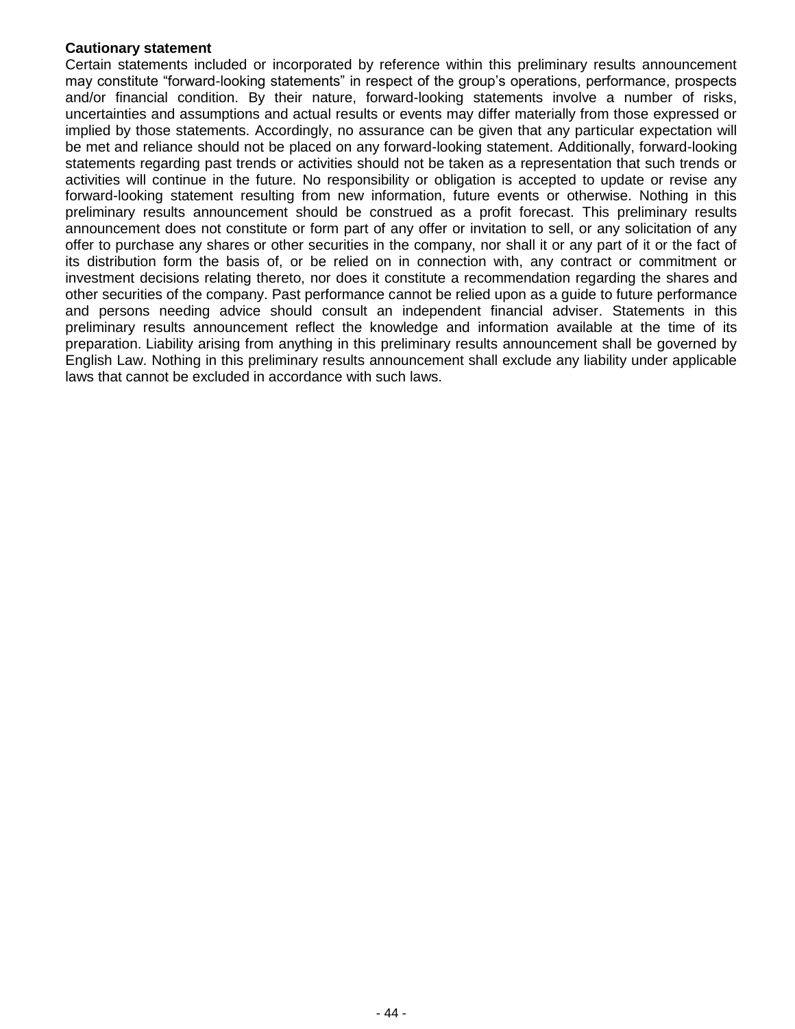**Cautionary statement**

Certain statements included or incorporated by reference within this preliminary results announcement may constitute "forward-looking statements" in respect of the group's operations, performance, prospects and/or financial condition. By their nature, forward-looking statements involve a number of risks, uncertainties and assumptions and actual results or events may differ materially from those expressed or implied by those statements. Accordingly, no assurance can be given that any particular expectation will be met and reliance should not be placed on any forward-looking statement. Additionally, forward-looking statements regarding past trends or activities should not be taken as a representation that such trends or activities will continue in the future. No responsibility or obligation is accepted to update or revise any forward-looking statement resulting from new information, future events or otherwise. Nothing in this preliminary results announcement should be construed as a profit forecast. This preliminary results announcement does not constitute or form part of any offer or invitation to sell, or any solicitation of any offer to purchase any shares or other securities in the company, nor shall it or any part of it or the fact of its distribution form the basis of, or be relied on in connection with, any contract or commitment or investment decisions relating thereto, nor does it constitute a recommendation regarding the shares and other securities of the company. Past performance cannot be relied upon as a guide to future performance and persons needing advice should consult an independent financial adviser. Statements in this preliminary results announcement reflect the knowledge and information available at the time of its preparation. Liability arising from anything in this preliminary results announcement shall be governed by English Law. Nothing in this preliminary results announcement shall exclude any liability under applicable laws that cannot be excluded in accordance with such laws.